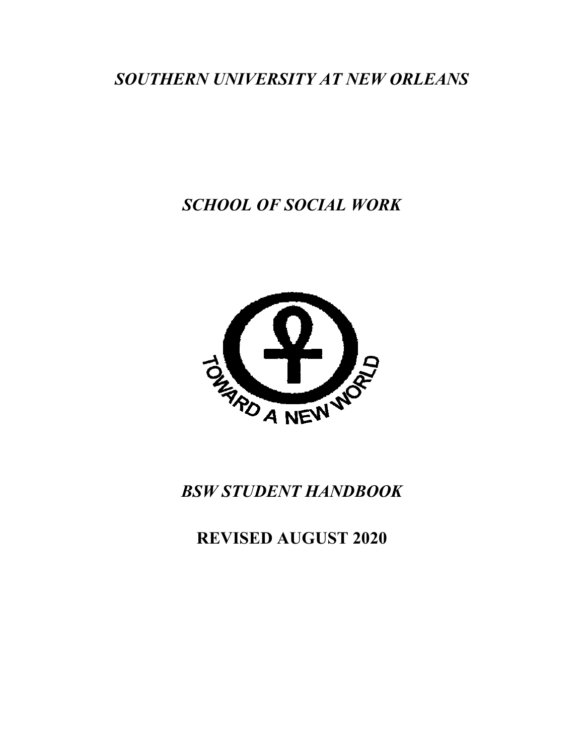# *SOUTHERN UNIVERSITY AT NEW ORLEANS*

## *SCHOOL OF SOCIAL WORK*

TOWARD A NEW WORLD

## *BSW STUDENT HANDBOOK*

## **REVISED AUGUST 2020**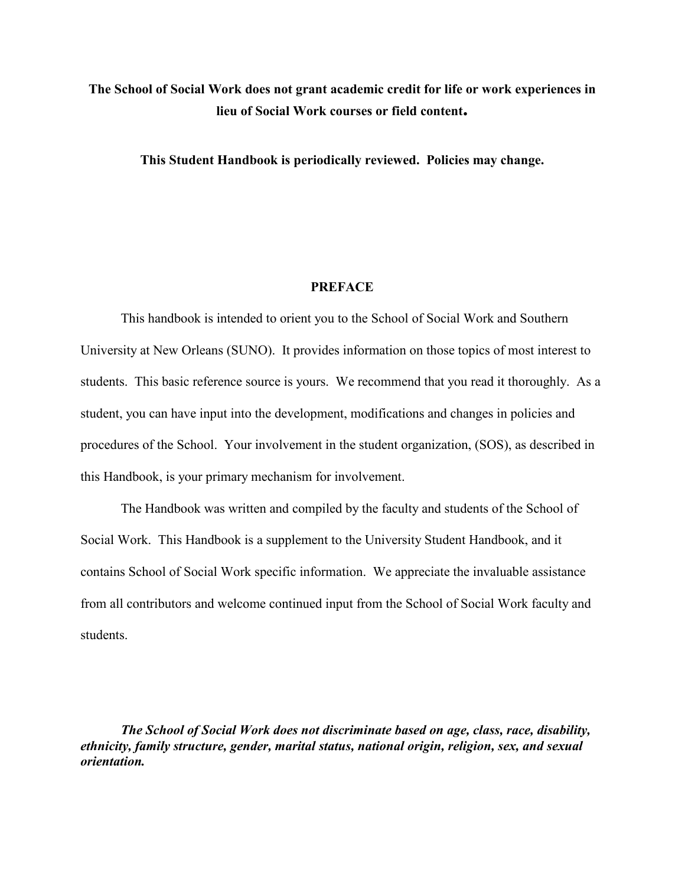**The School of Social Work does not grant academic credit for life or work experiences in lieu of Social Work courses or field content.**

**This Student Handbook is periodically reviewed. Policies may change.**

## PREFACE

This handbook is intended to orient you to the School of Social Work and Southern University at New Orleans (SUNO). It provides information on those topics of most interest to students. This basic reference source is yours. We recommend that you read it thoroughly. As a student, you can have input into the development, modifications and changes in policies and procedures of the School. Your involvement in the student organization, (SOS), as described in this Handbook, is your primary mechanism for involvement.

The Handbook was written and compiled by the faculty and students of the School of Social Work. This Handbook is a supplement to the University Student Handbook, and it contains School of Social Work specific information. We appreciate the invaluable assistance from all contributors and welcome continued input from the School of Social Work faculty and students.

***The School of Social Work does not discriminate based on age, class, race, disability, ethnicity, family structure, gender, marital status, national origin, religion, sex, and sexual orientation.***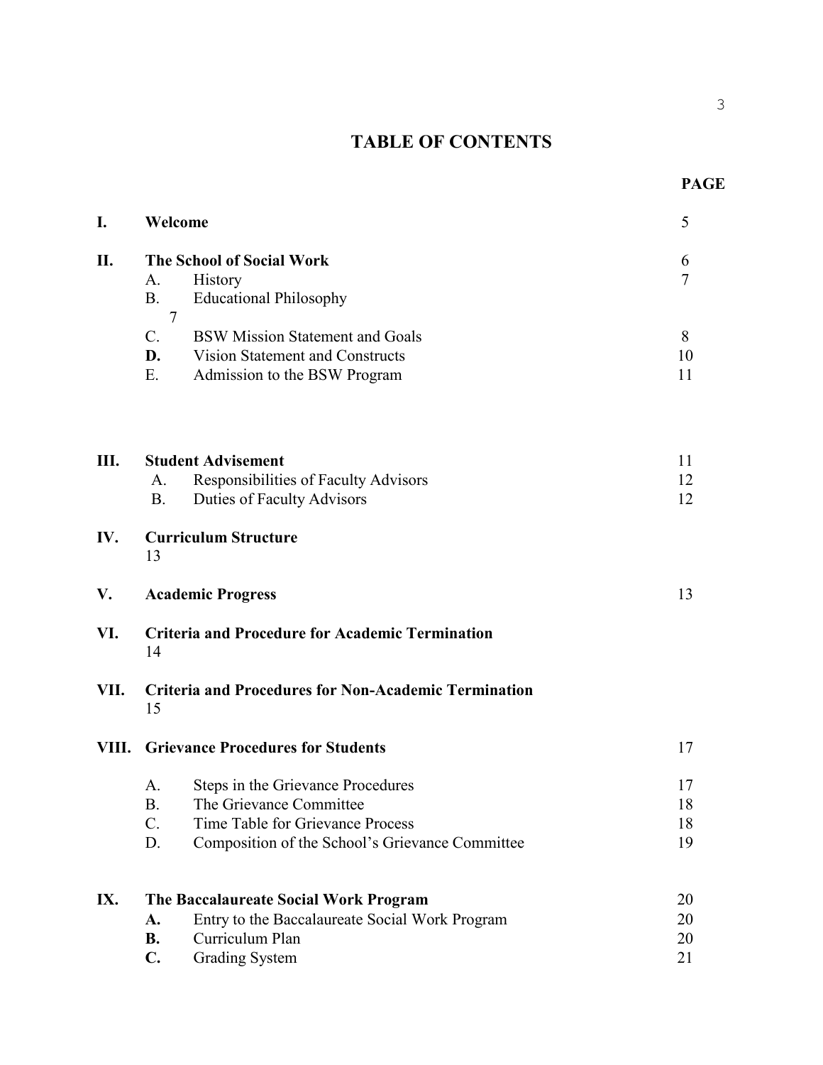# TABLE OF CONTENTS

| | | PAGE |
|---|---|---|
| **I.** | **Welcome** | 5 |
| **II.** | **The School of Social Work** | 6 |
| | A. History | 7 |
| | B. Educational Philosophy | 7 |
| | C. BSW Mission Statement and Goals | 8 |
| | **D.** Vision Statement and Constructs | 10 |
| | E. Admission to the BSW Program | 11 |
| **III.** | **Student Advisement** | 11 |
| | A. Responsibilities of Faculty Advisors | 12 |
| | B. Duties of Faculty Advisors | 12 |
| **IV.** | **Curriculum Structure** | 13 |
| **V.** | **Academic Progress** | 13 |
| **VI.** | **Criteria and Procedure for Academic Termination** | 14 |
| **VII.** | **Criteria and Procedures for Non-Academic Termination** | 15 |
| **VIII.** | **Grievance Procedures for Students** | 17 |
| | A. Steps in the Grievance Procedures | 17 |
| | B. The Grievance Committee | 18 |
| | C. Time Table for Grievance Process | 18 |
| | D. Composition of the School's Grievance Committee | 19 |
| **IX.** | **The Baccalaureate Social Work Program** | 20 |
| | **A.** Entry to the Baccalaureate Social Work Program | 20 |
| | **B.** Curriculum Plan | 20 |
| | **C.** Grading System | 21 |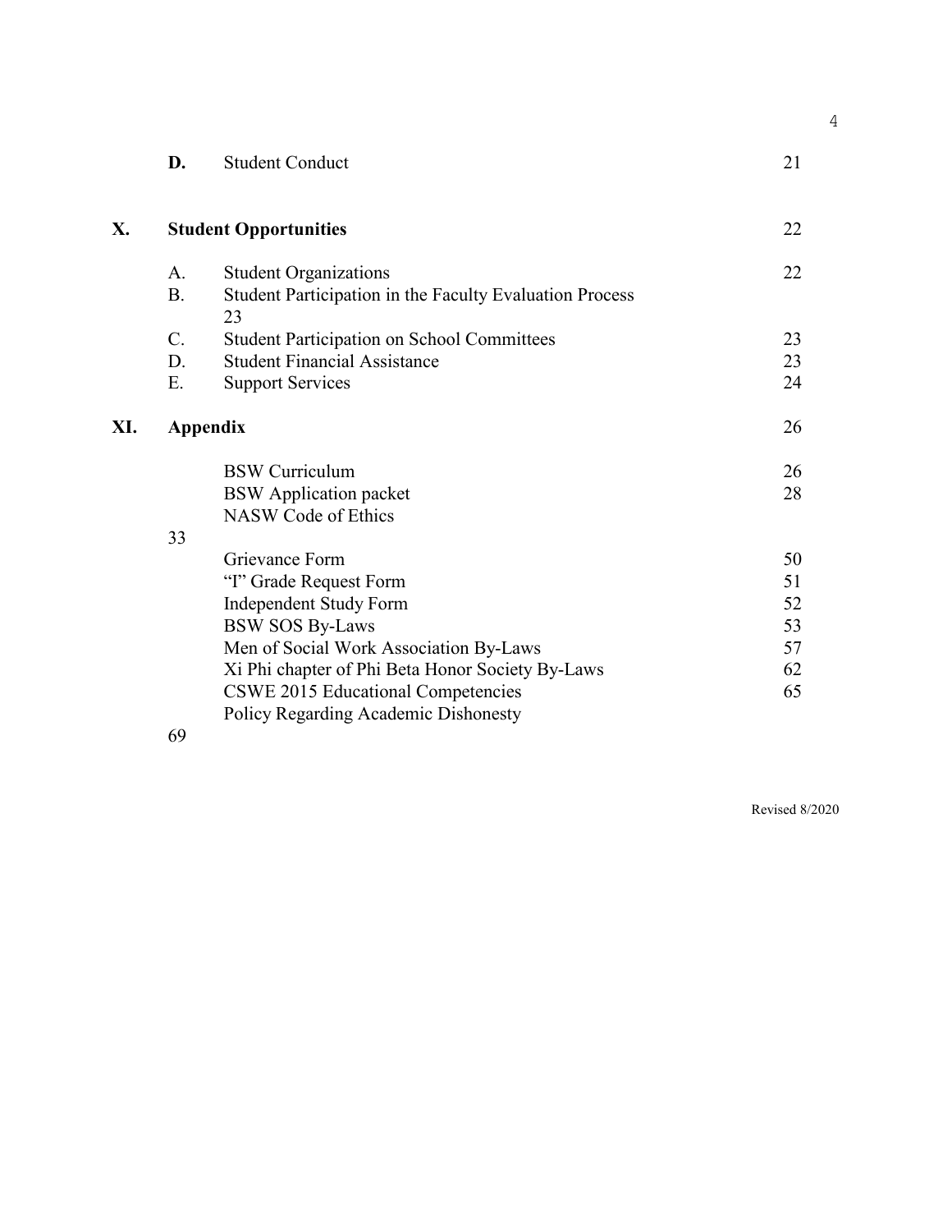| | | | |
|---|---|---|---|
| | **D.** | Student Conduct | 21 |
| **X.** | **Student Opportunities** | | 22 |
| | A. | Student Organizations | 22 |
| | B. | Student Participation in the Faculty Evaluation Process | 23 |
| | C. | Student Participation on School Committees | 23 |
| | D. | Student Financial Assistance | 23 |
| | E. | Support Services | 24 |
| **XI.** | **Appendix** | | 26 |
| | | BSW Curriculum | 26 |
| | | BSW Application packet | 28 |
| | | NASW Code of Ethics | 33 |
| | | Grievance Form | 50 |
| | | "I" Grade Request Form | 51 |
| | | Independent Study Form | 52 |
| | | BSW SOS By-Laws | 53 |
| | | Men of Social Work Association By-Laws | 57 |
| | | Xi Phi chapter of Phi Beta Honor Society By-Laws | 62 |
| | | CSWE 2015 Educational Competencies | 65 |
| | | Policy Regarding Academic Dishonesty | 69 |

Revised 8/2020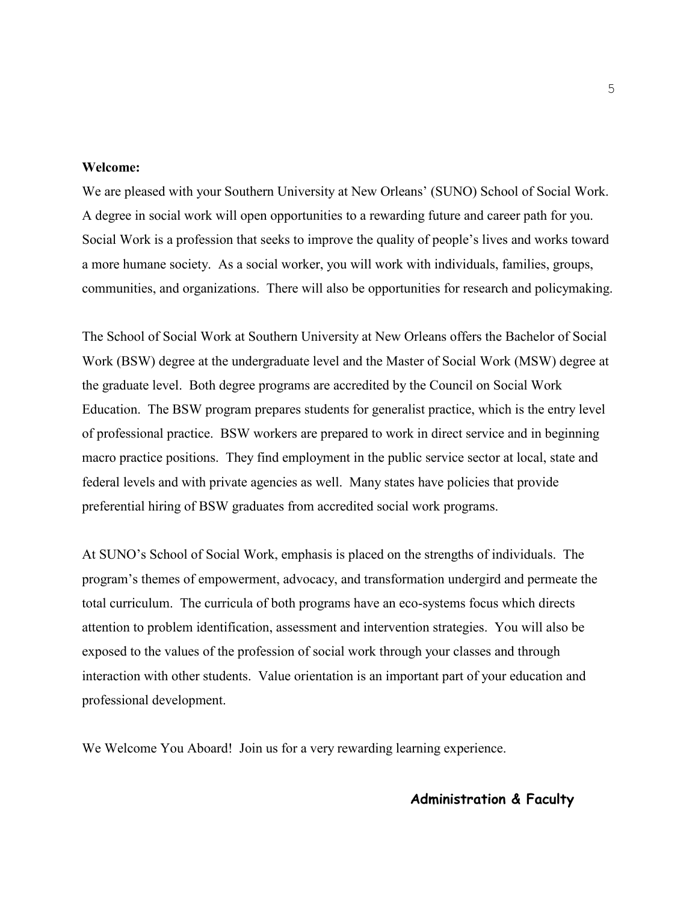**Welcome:**

We are pleased with your Southern University at New Orleans' (SUNO) School of Social Work. A degree in social work will open opportunities to a rewarding future and career path for you. Social Work is a profession that seeks to improve the quality of people's lives and works toward a more humane society. As a social worker, you will work with individuals, families, groups, communities, and organizations. There will also be opportunities for research and policymaking.

The School of Social Work at Southern University at New Orleans offers the Bachelor of Social Work (BSW) degree at the undergraduate level and the Master of Social Work (MSW) degree at the graduate level. Both degree programs are accredited by the Council on Social Work Education. The BSW program prepares students for generalist practice, which is the entry level of professional practice. BSW workers are prepared to work in direct service and in beginning macro practice positions. They find employment in the public service sector at local, state and federal levels and with private agencies as well. Many states have policies that provide preferential hiring of BSW graduates from accredited social work programs.

At SUNO's School of Social Work, emphasis is placed on the strengths of individuals. The program's themes of empowerment, advocacy, and transformation undergird and permeate the total curriculum. The curricula of both programs have an eco-systems focus which directs attention to problem identification, assessment and intervention strategies. You will also be exposed to the values of the profession of social work through your classes and through interaction with other students. Value orientation is an important part of your education and professional development.

We Welcome You Aboard! Join us for a very rewarding learning experience.

**Administration & Faculty**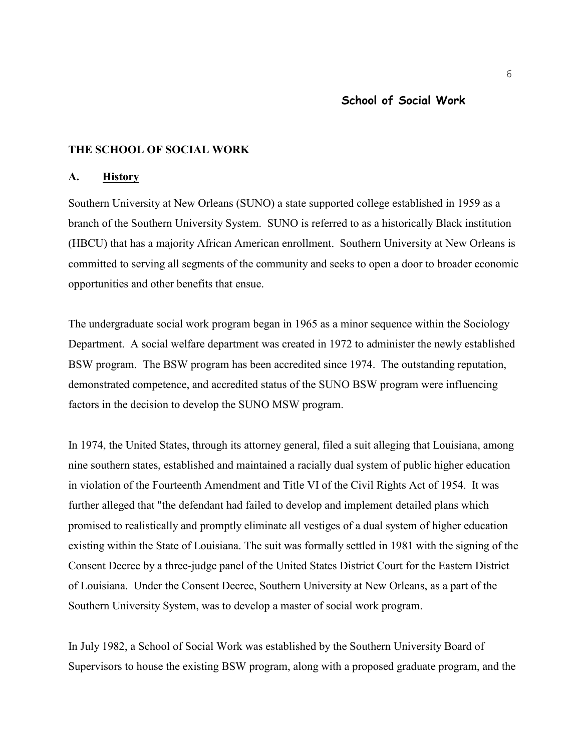# THE SCHOOL OF SOCIAL WORK

## A. History

Southern University at New Orleans (SUNO) a state supported college established in 1959 as a branch of the Southern University System. SUNO is referred to as a historically Black institution (HBCU) that has a majority African American enrollment. Southern University at New Orleans is committed to serving all segments of the community and seeks to open a door to broader economic opportunities and other benefits that ensue.

The undergraduate social work program began in 1965 as a minor sequence within the Sociology Department. A social welfare department was created in 1972 to administer the newly established BSW program. The BSW program has been accredited since 1974. The outstanding reputation, demonstrated competence, and accredited status of the SUNO BSW program were influencing factors in the decision to develop the SUNO MSW program.

In 1974, the United States, through its attorney general, filed a suit alleging that Louisiana, among nine southern states, established and maintained a racially dual system of public higher education in violation of the Fourteenth Amendment and Title VI of the Civil Rights Act of 1954. It was further alleged that "the defendant had failed to develop and implement detailed plans which promised to realistically and promptly eliminate all vestiges of a dual system of higher education existing within the State of Louisiana. The suit was formally settled in 1981 with the signing of the Consent Decree by a three-judge panel of the United States District Court for the Eastern District of Louisiana. Under the Consent Decree, Southern University at New Orleans, as a part of the Southern University System, was to develop a master of social work program.

In July 1982, a School of Social Work was established by the Southern University Board of Supervisors to house the existing BSW program, along with a proposed graduate program, and the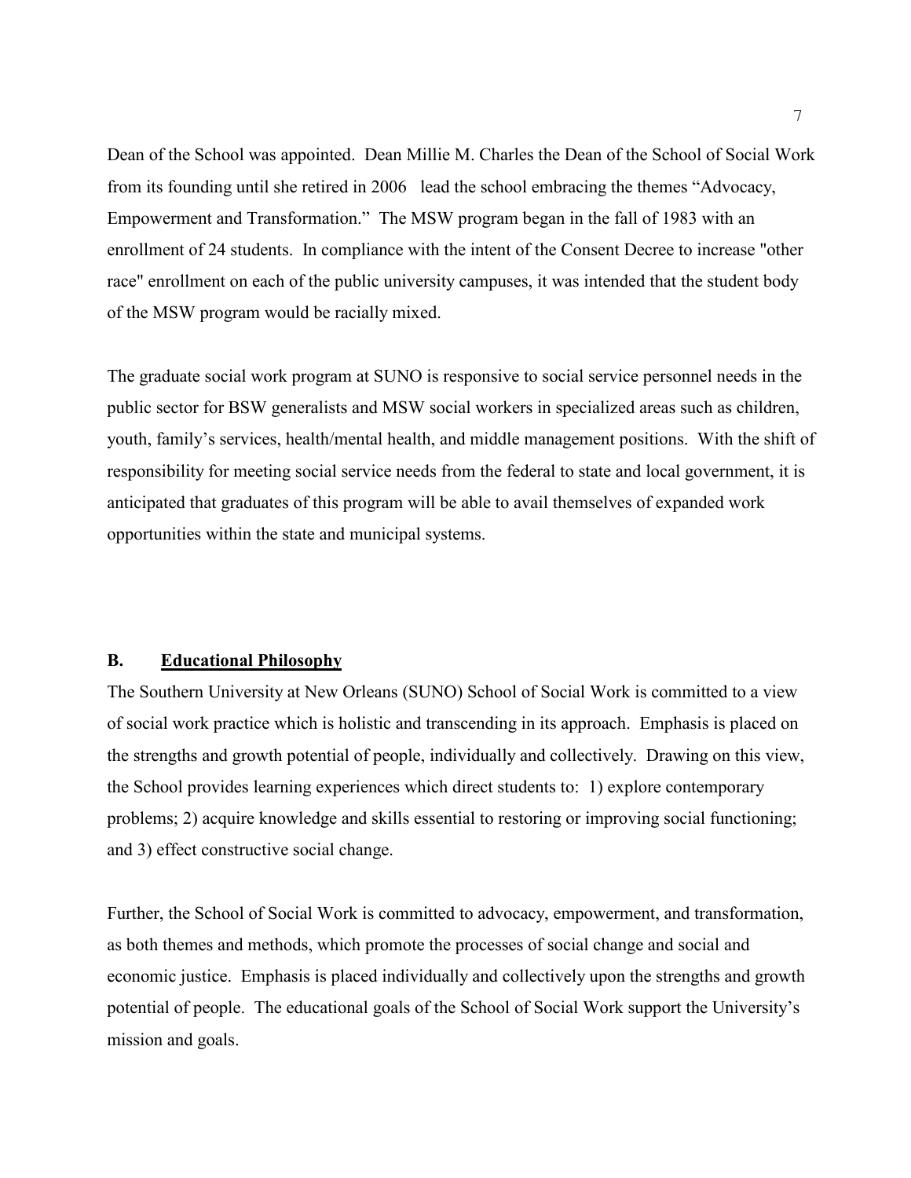Dean of the School was appointed. Dean Millie M. Charles the Dean of the School of Social Work from its founding until she retired in 2006 lead the school embracing the themes "Advocacy, Empowerment and Transformation." The MSW program began in the fall of 1983 with an enrollment of 24 students. In compliance with the intent of the Consent Decree to increase "other race" enrollment on each of the public university campuses, it was intended that the student body of the MSW program would be racially mixed.

The graduate social work program at SUNO is responsive to social service personnel needs in the public sector for BSW generalists and MSW social workers in specialized areas such as children, youth, family's services, health/mental health, and middle management positions. With the shift of responsibility for meeting social service needs from the federal to state and local government, it is anticipated that graduates of this program will be able to avail themselves of expanded work opportunities within the state and municipal systems.

## B. Educational Philosophy

The Southern University at New Orleans (SUNO) School of Social Work is committed to a view of social work practice which is holistic and transcending in its approach. Emphasis is placed on the strengths and growth potential of people, individually and collectively. Drawing on this view, the School provides learning experiences which direct students to: 1) explore contemporary problems; 2) acquire knowledge and skills essential to restoring or improving social functioning; and 3) effect constructive social change.

Further, the School of Social Work is committed to advocacy, empowerment, and transformation, as both themes and methods, which promote the processes of social change and social and economic justice. Emphasis is placed individually and collectively upon the strengths and growth potential of people. The educational goals of the School of Social Work support the University's mission and goals.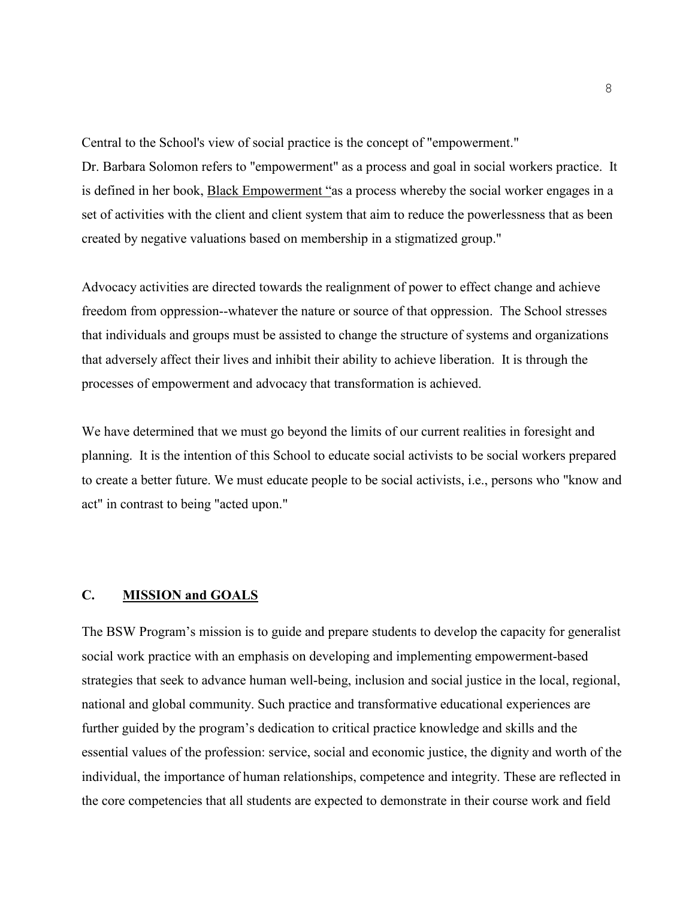Central to the School's view of social practice is the concept of "empowerment."
Dr. Barbara Solomon refers to "empowerment" as a process and goal in social workers practice. It is defined in her book, Black Empowerment "as a process whereby the social worker engages in a set of activities with the client and client system that aim to reduce the powerlessness that as been created by negative valuations based on membership in a stigmatized group."

Advocacy activities are directed towards the realignment of power to effect change and achieve freedom from oppression--whatever the nature or source of that oppression. The School stresses that individuals and groups must be assisted to change the structure of systems and organizations that adversely affect their lives and inhibit their ability to achieve liberation. It is through the processes of empowerment and advocacy that transformation is achieved.

We have determined that we must go beyond the limits of our current realities in foresight and planning. It is the intention of this School to educate social activists to be social workers prepared to create a better future. We must educate people to be social activists, i.e., persons who "know and act" in contrast to being "acted upon."

## C. MISSION and GOALS

The BSW Program's mission is to guide and prepare students to develop the capacity for generalist social work practice with an emphasis on developing and implementing empowerment-based strategies that seek to advance human well-being, inclusion and social justice in the local, regional, national and global community. Such practice and transformative educational experiences are further guided by the program's dedication to critical practice knowledge and skills and the essential values of the profession: service, social and economic justice, the dignity and worth of the individual, the importance of human relationships, competence and integrity. These are reflected in the core competencies that all students are expected to demonstrate in their course work and field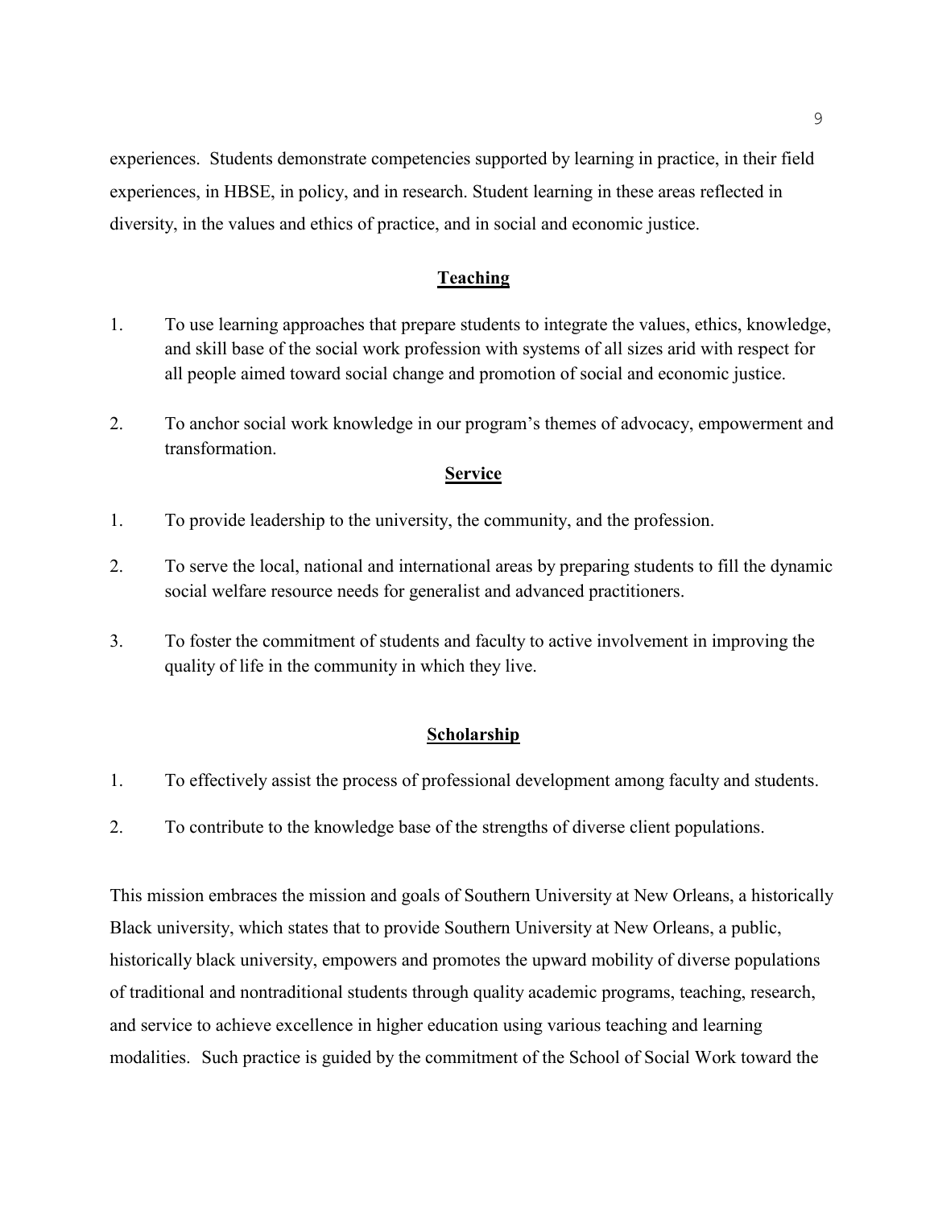experiences. Students demonstrate competencies supported by learning in practice, in their field experiences, in HBSE, in policy, and in research. Student learning in these areas reflected in diversity, in the values and ethics of practice, and in social and economic justice.

## **Teaching**

1. To use learning approaches that prepare students to integrate the values, ethics, knowledge, and skill base of the social work profession with systems of all sizes arid with respect for all people aimed toward social change and promotion of social and economic justice.

2. To anchor social work knowledge in our program's themes of advocacy, empowerment and transformation.

## **Service**

1. To provide leadership to the university, the community, and the profession.

2. To serve the local, national and international areas by preparing students to fill the dynamic social welfare resource needs for generalist and advanced practitioners.

3. To foster the commitment of students and faculty to active involvement in improving the quality of life in the community in which they live.

## **Scholarship**

1. To effectively assist the process of professional development among faculty and students.

2. To contribute to the knowledge base of the strengths of diverse client populations.

This mission embraces the mission and goals of Southern University at New Orleans, a historically Black university, which states that to provide Southern University at New Orleans, a public, historically black university, empowers and promotes the upward mobility of diverse populations of traditional and nontraditional students through quality academic programs, teaching, research, and service to achieve excellence in higher education using various teaching and learning modalities. Such practice is guided by the commitment of the School of Social Work toward the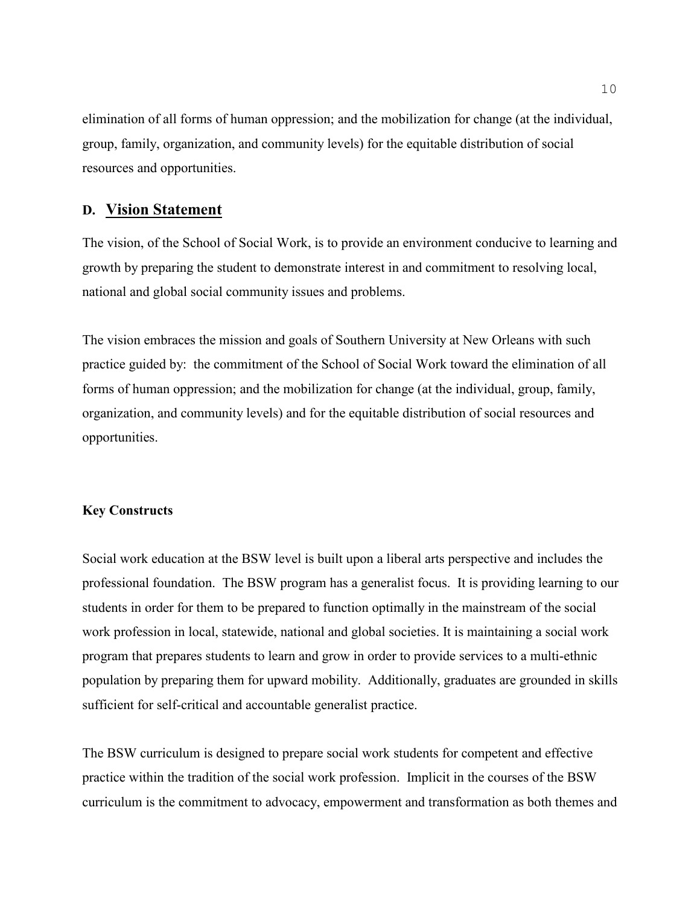elimination of all forms of human oppression; and the mobilization for change (at the individual, group, family, organization, and community levels) for the equitable distribution of social resources and opportunities.

## D. Vision Statement

The vision, of the School of Social Work, is to provide an environment conducive to learning and growth by preparing the student to demonstrate interest in and commitment to resolving local, national and global social community issues and problems.

The vision embraces the mission and goals of Southern University at New Orleans with such practice guided by: the commitment of the School of Social Work toward the elimination of all forms of human oppression; and the mobilization for change (at the individual, group, family, organization, and community levels) and for the equitable distribution of social resources and opportunities.

**Key Constructs**

Social work education at the BSW level is built upon a liberal arts perspective and includes the professional foundation. The BSW program has a generalist focus. It is providing learning to our students in order for them to be prepared to function optimally in the mainstream of the social work profession in local, statewide, national and global societies. It is maintaining a social work program that prepares students to learn and grow in order to provide services to a multi-ethnic population by preparing them for upward mobility. Additionally, graduates are grounded in skills sufficient for self-critical and accountable generalist practice.

The BSW curriculum is designed to prepare social work students for competent and effective practice within the tradition of the social work profession. Implicit in the courses of the BSW curriculum is the commitment to advocacy, empowerment and transformation as both themes and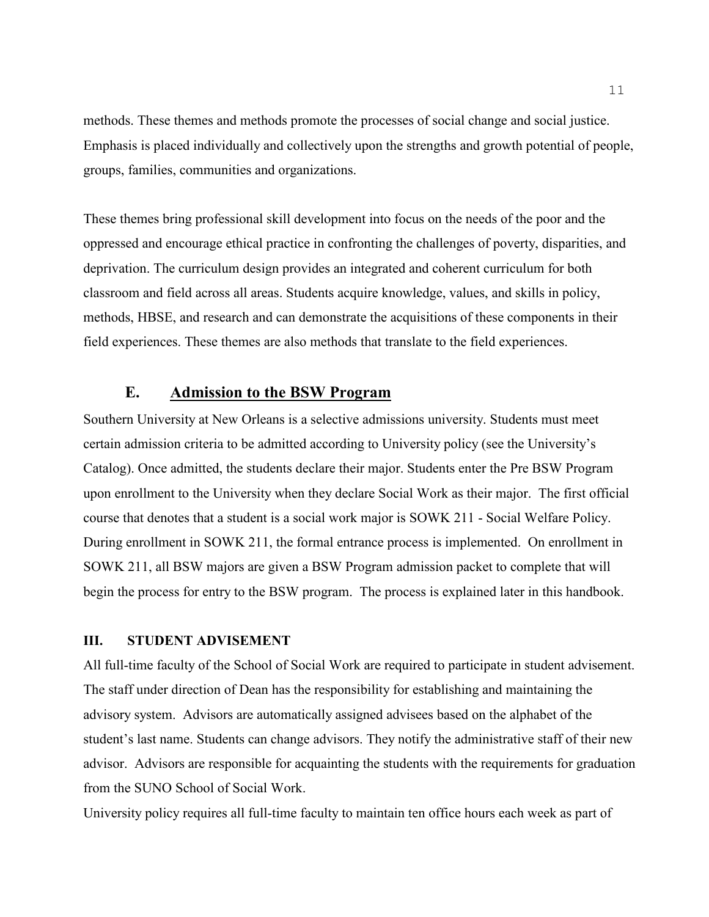methods. These themes and methods promote the processes of social change and social justice. Emphasis is placed individually and collectively upon the strengths and growth potential of people, groups, families, communities and organizations.

These themes bring professional skill development into focus on the needs of the poor and the oppressed and encourage ethical practice in confronting the challenges of poverty, disparities, and deprivation. The curriculum design provides an integrated and coherent curriculum for both classroom and field across all areas. Students acquire knowledge, values, and skills in policy, methods, HBSE, and research and can demonstrate the acquisitions of these components in their field experiences. These themes are also methods that translate to the field experiences.

### E. <u>Admission to the BSW Program</u>

Southern University at New Orleans is a selective admissions university. Students must meet certain admission criteria to be admitted according to University policy (see the University's Catalog). Once admitted, the students declare their major. Students enter the Pre BSW Program upon enrollment to the University when they declare Social Work as their major. The first official course that denotes that a student is a social work major is SOWK 211 - Social Welfare Policy. During enrollment in SOWK 211, the formal entrance process is implemented. On enrollment in SOWK 211, all BSW majors are given a BSW Program admission packet to complete that will begin the process for entry to the BSW program. The process is explained later in this handbook.

## III. STUDENT ADVISEMENT

All full-time faculty of the School of Social Work are required to participate in student advisement. The staff under direction of Dean has the responsibility for establishing and maintaining the advisory system. Advisors are automatically assigned advisees based on the alphabet of the student's last name. Students can change advisors. They notify the administrative staff of their new advisor. Advisors are responsible for acquainting the students with the requirements for graduation from the SUNO School of Social Work.

University policy requires all full-time faculty to maintain ten office hours each week as part of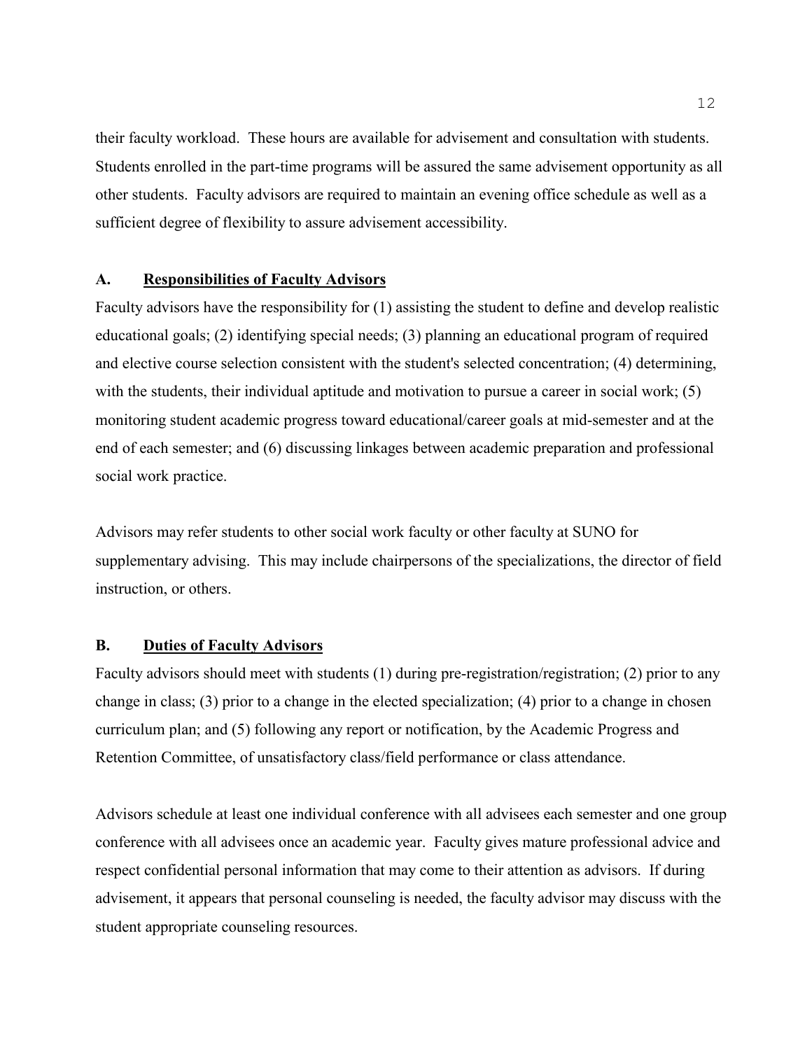their faculty workload. These hours are available for advisement and consultation with students. Students enrolled in the part-time programs will be assured the same advisement opportunity as all other students. Faculty advisors are required to maintain an evening office schedule as well as a sufficient degree of flexibility to assure advisement accessibility.

### A. <u>Responsibilities of Faculty Advisors</u>

Faculty advisors have the responsibility for (1) assisting the student to define and develop realistic educational goals; (2) identifying special needs; (3) planning an educational program of required and elective course selection consistent with the student's selected concentration; (4) determining, with the students, their individual aptitude and motivation to pursue a career in social work; (5) monitoring student academic progress toward educational/career goals at mid-semester and at the end of each semester; and (6) discussing linkages between academic preparation and professional social work practice.

Advisors may refer students to other social work faculty or other faculty at SUNO for supplementary advising. This may include chairpersons of the specializations, the director of field instruction, or others.

### B. <u>Duties of Faculty Advisors</u>

Faculty advisors should meet with students (1) during pre-registration/registration; (2) prior to any change in class; (3) prior to a change in the elected specialization; (4) prior to a change in chosen curriculum plan; and (5) following any report or notification, by the Academic Progress and Retention Committee, of unsatisfactory class/field performance or class attendance.

Advisors schedule at least one individual conference with all advisees each semester and one group conference with all advisees once an academic year. Faculty gives mature professional advice and respect confidential personal information that may come to their attention as advisors. If during advisement, it appears that personal counseling is needed, the faculty advisor may discuss with the student appropriate counseling resources.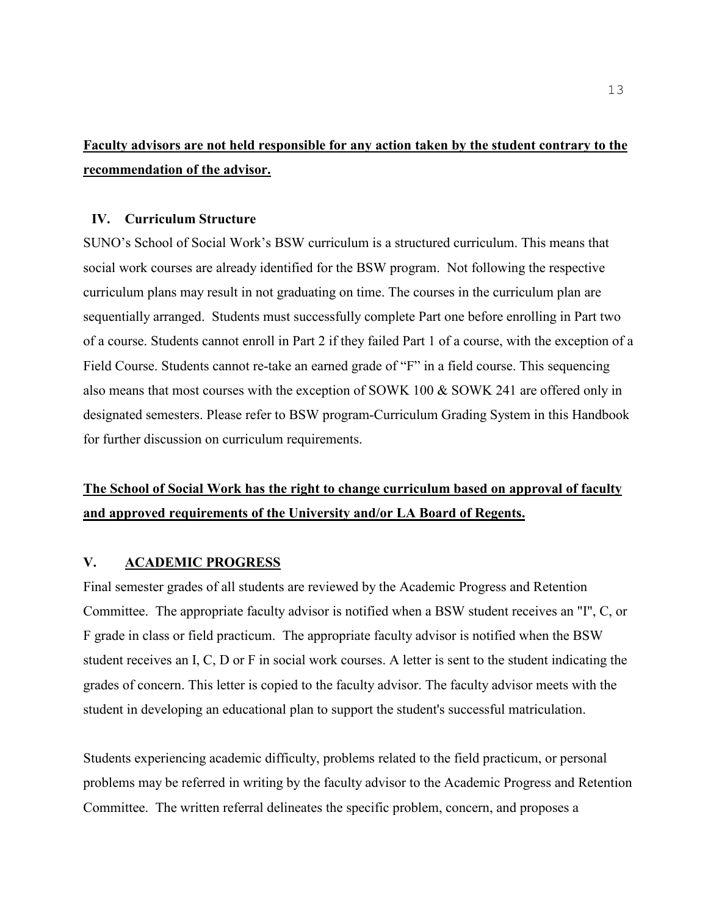**Faculty advisors are not held responsible for any action taken by the student contrary to the recommendation of the advisor.**

## IV. Curriculum Structure

SUNO's School of Social Work's BSW curriculum is a structured curriculum. This means that social work courses are already identified for the BSW program. Not following the respective curriculum plans may result in not graduating on time. The courses in the curriculum plan are sequentially arranged. Students must successfully complete Part one before enrolling in Part two of a course. Students cannot enroll in Part 2 if they failed Part 1 of a course, with the exception of a Field Course. Students cannot re-take an earned grade of "F" in a field course. This sequencing also means that most courses with the exception of SOWK 100 & SOWK 241 are offered only in designated semesters. Please refer to BSW program-Curriculum Grading System in this Handbook for further discussion on curriculum requirements.

**The School of Social Work has the right to change curriculum based on approval of faculty and approved requirements of the University and/or LA Board of Regents.**

## V. ACADEMIC PROGRESS

Final semester grades of all students are reviewed by the Academic Progress and Retention Committee. The appropriate faculty advisor is notified when a BSW student receives an "I", C, or F grade in class or field practicum. The appropriate faculty advisor is notified when the BSW student receives an I, C, D or F in social work courses. A letter is sent to the student indicating the grades of concern. This letter is copied to the faculty advisor. The faculty advisor meets with the student in developing an educational plan to support the student's successful matriculation.

Students experiencing academic difficulty, problems related to the field practicum, or personal problems may be referred in writing by the faculty advisor to the Academic Progress and Retention Committee. The written referral delineates the specific problem, concern, and proposes a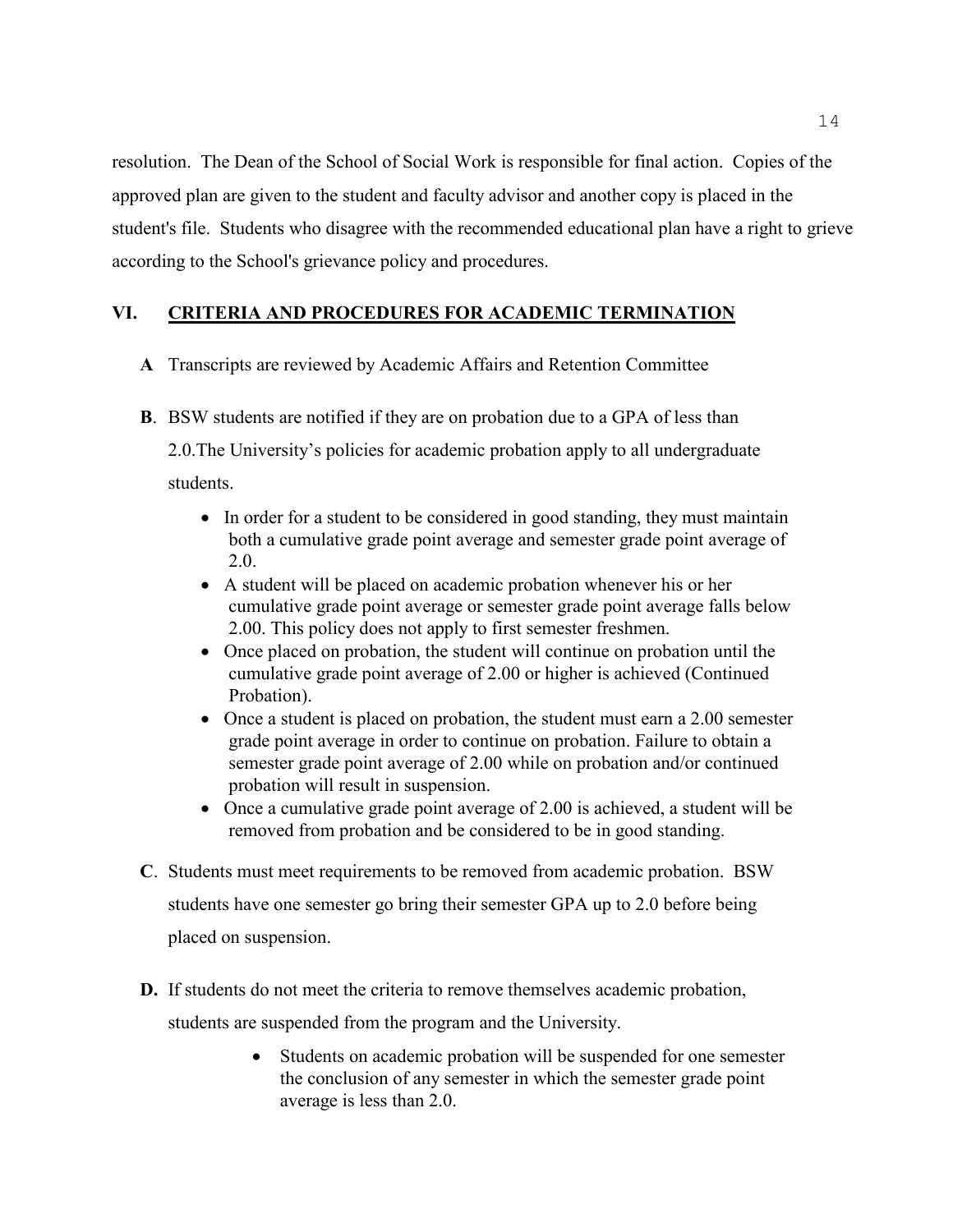resolution. The Dean of the School of Social Work is responsible for final action. Copies of the approved plan are given to the student and faculty advisor and another copy is placed in the student's file. Students who disagree with the recommended educational plan have a right to grieve according to the School's grievance policy and procedures.

## VI. CRITERIA AND PROCEDURES FOR ACADEMIC TERMINATION

**A** Transcripts are reviewed by Academic Affairs and Retention Committee

**B**. BSW students are notified if they are on probation due to a GPA of less than 2.0.The University's policies for academic probation apply to all undergraduate students.

- In order for a student to be considered in good standing, they must maintain both a cumulative grade point average and semester grade point average of 2.0.
- A student will be placed on academic probation whenever his or her cumulative grade point average or semester grade point average falls below 2.00. This policy does not apply to first semester freshmen.
- Once placed on probation, the student will continue on probation until the cumulative grade point average of 2.00 or higher is achieved (Continued Probation).
- Once a student is placed on probation, the student must earn a 2.00 semester grade point average in order to continue on probation. Failure to obtain a semester grade point average of 2.00 while on probation and/or continued probation will result in suspension.
- Once a cumulative grade point average of 2.00 is achieved, a student will be removed from probation and be considered to be in good standing.

**C**. Students must meet requirements to be removed from academic probation. BSW students have one semester go bring their semester GPA up to 2.0 before being placed on suspension.

**D.** If students do not meet the criteria to remove themselves academic probation, students are suspended from the program and the University.

- Students on academic probation will be suspended for one semester the conclusion of any semester in which the semester grade point average is less than 2.0.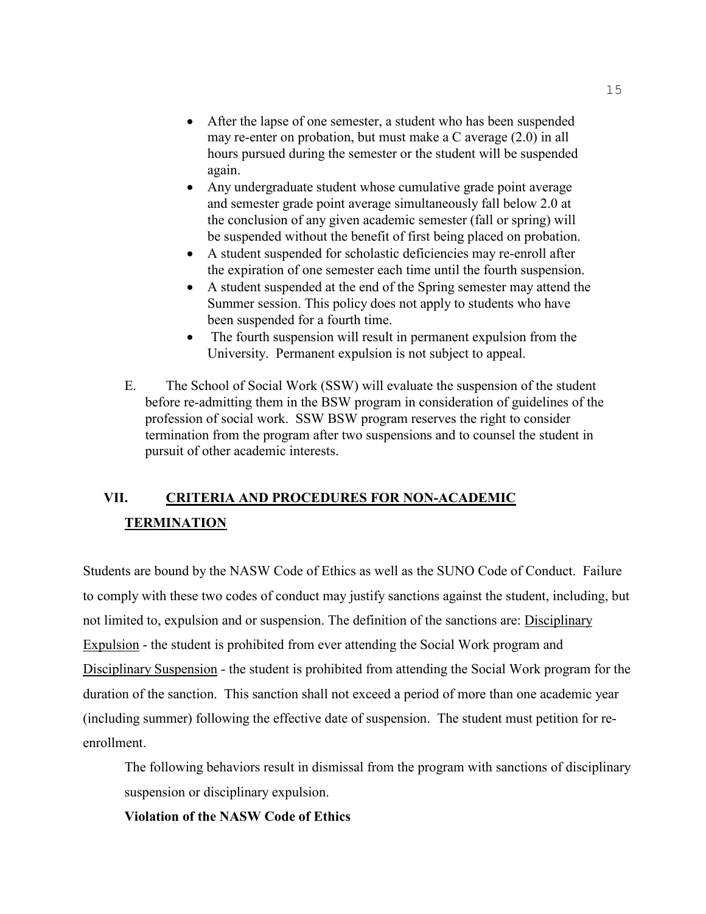- After the lapse of one semester, a student who has been suspended may re-enter on probation, but must make a C average (2.0) in all hours pursued during the semester or the student will be suspended again.
- Any undergraduate student whose cumulative grade point average and semester grade point average simultaneously fall below 2.0 at the conclusion of any given academic semester (fall or spring) will be suspended without the benefit of first being placed on probation.
- A student suspended for scholastic deficiencies may re-enroll after the expiration of one semester each time until the fourth suspension.
- A student suspended at the end of the Spring semester may attend the Summer session. This policy does not apply to students who have been suspended for a fourth time.
- The fourth suspension will result in permanent expulsion from the University. Permanent expulsion is not subject to appeal.

E. The School of Social Work (SSW) will evaluate the suspension of the student before re-admitting them in the BSW program in consideration of guidelines of the profession of social work. SSW BSW program reserves the right to consider termination from the program after two suspensions and to counsel the student in pursuit of other academic interests.

## VII. CRITERIA AND PROCEDURES FOR NON-ACADEMIC TERMINATION

Students are bound by the NASW Code of Ethics as well as the SUNO Code of Conduct. Failure to comply with these two codes of conduct may justify sanctions against the student, including, but not limited to, expulsion and or suspension. The definition of the sanctions are: Disciplinary Expulsion - the student is prohibited from ever attending the Social Work program and Disciplinary Suspension - the student is prohibited from attending the Social Work program for the duration of the sanction. This sanction shall not exceed a period of more than one academic year (including summer) following the effective date of suspension. The student must petition for re-enrollment.

The following behaviors result in dismissal from the program with sanctions of disciplinary suspension or disciplinary expulsion.

**Violation of the NASW Code of Ethics**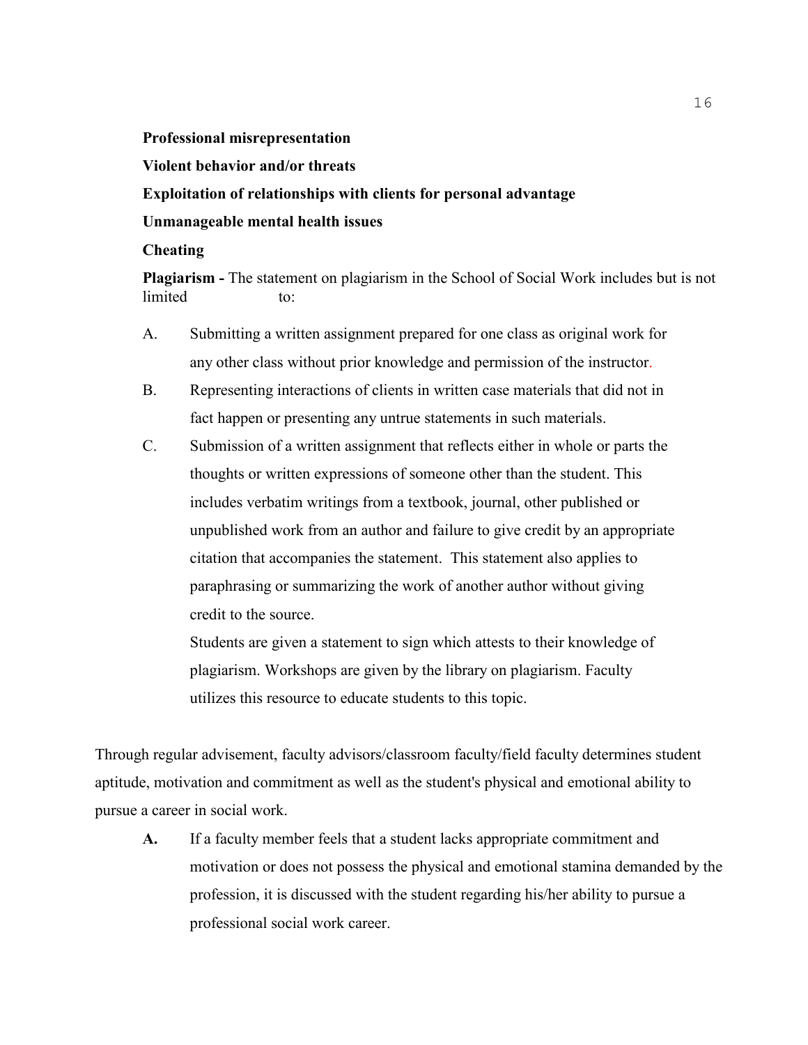**Professional misrepresentation**

**Violent behavior and/or threats**

**Exploitation of relationships with clients for personal advantage**

**Unmanageable mental health issues**

**Cheating**

**Plagiarism -** The statement on plagiarism in the School of Social Work includes but is not limited to:

A. Submitting a written assignment prepared for one class as original work for any other class without prior knowledge and permission of the instructor.

B. Representing interactions of clients in written case materials that did not in fact happen or presenting any untrue statements in such materials.

C. Submission of a written assignment that reflects either in whole or parts the thoughts or written expressions of someone other than the student. This includes verbatim writings from a textbook, journal, other published or unpublished work from an author and failure to give credit by an appropriate citation that accompanies the statement. This statement also applies to paraphrasing or summarizing the work of another author without giving credit to the source.

   Students are given a statement to sign which attests to their knowledge of plagiarism. Workshops are given by the library on plagiarism. Faculty utilizes this resource to educate students to this topic.

Through regular advisement, faculty advisors/classroom faculty/field faculty determines student aptitude, motivation and commitment as well as the student's physical and emotional ability to pursue a career in social work.

**A.** If a faculty member feels that a student lacks appropriate commitment and motivation or does not possess the physical and emotional stamina demanded by the profession, it is discussed with the student regarding his/her ability to pursue a professional social work career.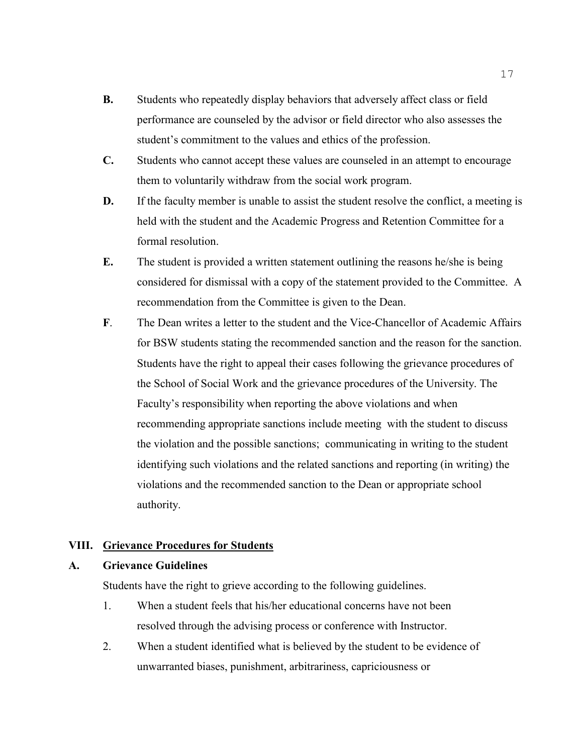**B.** Students who repeatedly display behaviors that adversely affect class or field performance are counseled by the advisor or field director who also assesses the student's commitment to the values and ethics of the profession.

**C.** Students who cannot accept these values are counseled in an attempt to encourage them to voluntarily withdraw from the social work program.

**D.** If the faculty member is unable to assist the student resolve the conflict, a meeting is held with the student and the Academic Progress and Retention Committee for a formal resolution.

**E.** The student is provided a written statement outlining the reasons he/she is being considered for dismissal with a copy of the statement provided to the Committee. A recommendation from the Committee is given to the Dean.

**F**. The Dean writes a letter to the student and the Vice-Chancellor of Academic Affairs for BSW students stating the recommended sanction and the reason for the sanction. Students have the right to appeal their cases following the grievance procedures of the School of Social Work and the grievance procedures of the University. The Faculty's responsibility when reporting the above violations and when recommending appropriate sanctions include meeting with the student to discuss the violation and the possible sanctions; communicating in writing to the student identifying such violations and the related sanctions and reporting (in writing) the violations and the recommended sanction to the Dean or appropriate school authority.

## VIII. <u>Grievance Procedures for Students</u>

### A. Grievance Guidelines

Students have the right to grieve according to the following guidelines.

1. When a student feels that his/her educational concerns have not been resolved through the advising process or conference with Instructor.
2. When a student identified what is believed by the student to be evidence of unwarranted biases, punishment, arbitrariness, capriciousness or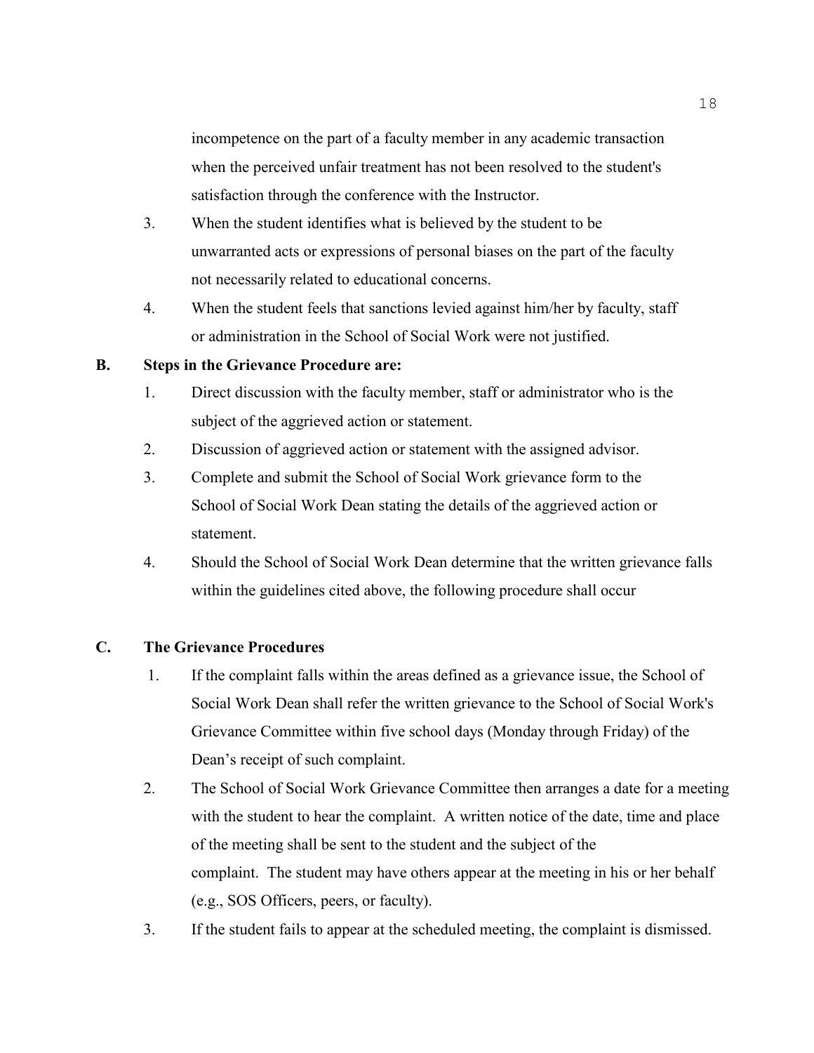incompetence on the part of a faculty member in any academic transaction when the perceived unfair treatment has not been resolved to the student's satisfaction through the conference with the Instructor.

3. When the student identifies what is believed by the student to be unwarranted acts or expressions of personal biases on the part of the faculty not necessarily related to educational concerns.
4. When the student feels that sanctions levied against him/her by faculty, staff or administration in the School of Social Work were not justified.

**B. Steps in the Grievance Procedure are:**

1. Direct discussion with the faculty member, staff or administrator who is the subject of the aggrieved action or statement.
2. Discussion of aggrieved action or statement with the assigned advisor.
3. Complete and submit the School of Social Work grievance form to the School of Social Work Dean stating the details of the aggrieved action or statement.
4. Should the School of Social Work Dean determine that the written grievance falls within the guidelines cited above, the following procedure shall occur

**C. The Grievance Procedures**

1. If the complaint falls within the areas defined as a grievance issue, the School of Social Work Dean shall refer the written grievance to the School of Social Work's Grievance Committee within five school days (Monday through Friday) of the Dean's receipt of such complaint.
2. The School of Social Work Grievance Committee then arranges a date for a meeting with the student to hear the complaint. A written notice of the date, time and place of the meeting shall be sent to the student and the subject of the complaint. The student may have others appear at the meeting in his or her behalf (e.g., SOS Officers, peers, or faculty).
3. If the student fails to appear at the scheduled meeting, the complaint is dismissed.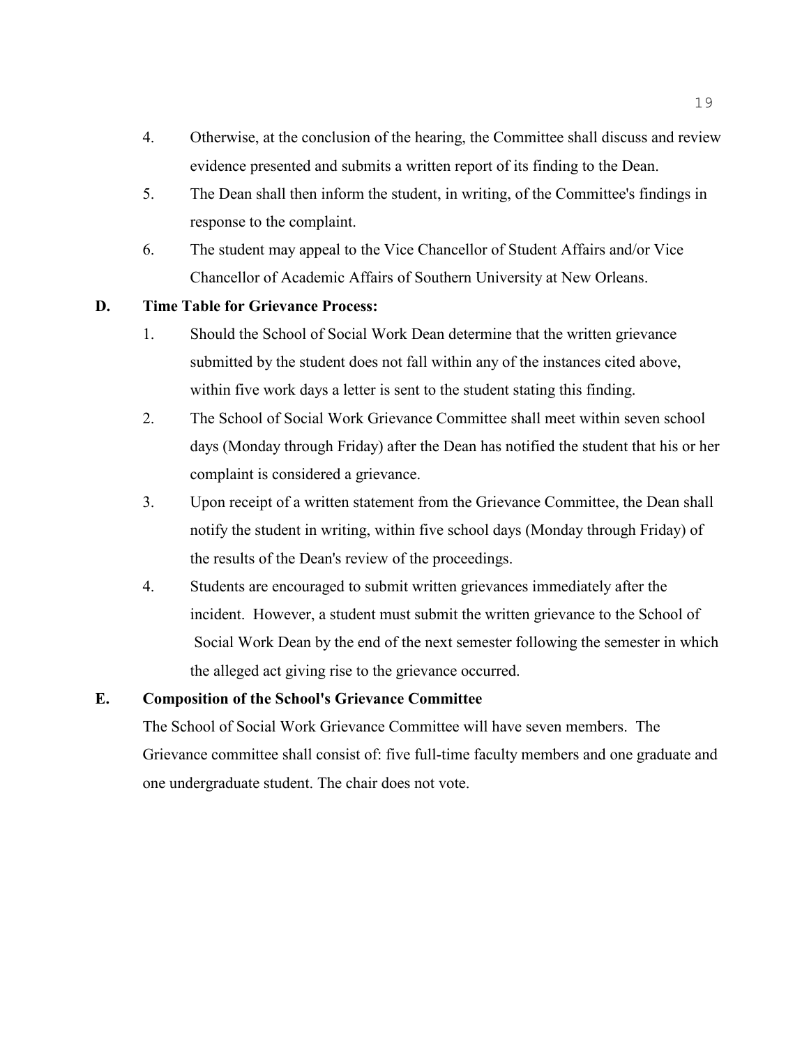4. Otherwise, at the conclusion of the hearing, the Committee shall discuss and review evidence presented and submits a written report of its finding to the Dean.
5. The Dean shall then inform the student, in writing, of the Committee's findings in response to the complaint.
6. The student may appeal to the Vice Chancellor of Student Affairs and/or Vice Chancellor of Academic Affairs of Southern University at New Orleans.

**D. Time Table for Grievance Process:**

1. Should the School of Social Work Dean determine that the written grievance submitted by the student does not fall within any of the instances cited above, within five work days a letter is sent to the student stating this finding.
2. The School of Social Work Grievance Committee shall meet within seven school days (Monday through Friday) after the Dean has notified the student that his or her complaint is considered a grievance.
3. Upon receipt of a written statement from the Grievance Committee, the Dean shall notify the student in writing, within five school days (Monday through Friday) of the results of the Dean's review of the proceedings.
4. Students are encouraged to submit written grievances immediately after the incident. However, a student must submit the written grievance to the School of Social Work Dean by the end of the next semester following the semester in which the alleged act giving rise to the grievance occurred.

**E. Composition of the School's Grievance Committee**

The School of Social Work Grievance Committee will have seven members. The Grievance committee shall consist of: five full-time faculty members and one graduate and one undergraduate student. The chair does not vote.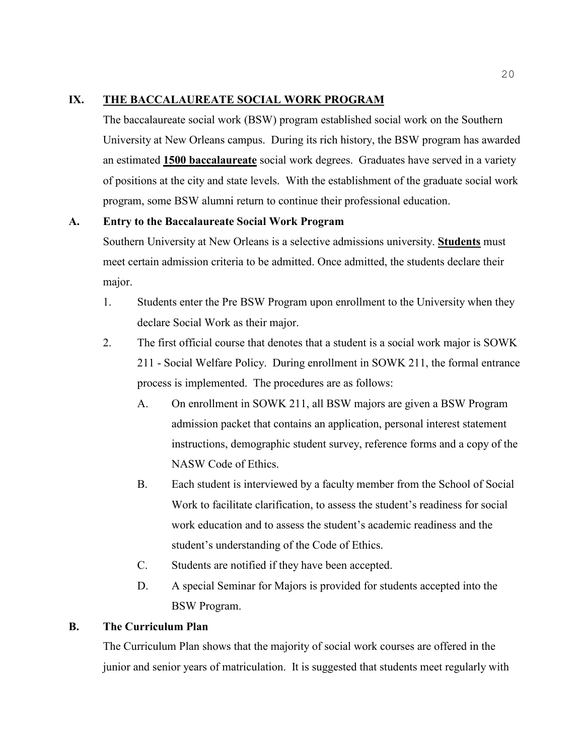## IX. THE BACCALAUREATE SOCIAL WORK PROGRAM

The baccalaureate social work (BSW) program established social work on the Southern University at New Orleans campus. During its rich history, the BSW program has awarded an estimated **1500 baccalaureate** social work degrees. Graduates have served in a variety of positions at the city and state levels. With the establishment of the graduate social work program, some BSW alumni return to continue their professional education.

### A. Entry to the Baccalaureate Social Work Program

Southern University at New Orleans is a selective admissions university. **Students** must meet certain admission criteria to be admitted. Once admitted, the students declare their major.

1. Students enter the Pre BSW Program upon enrollment to the University when they declare Social Work as their major.
2. The first official course that denotes that a student is a social work major is SOWK 211 - Social Welfare Policy. During enrollment in SOWK 211, the formal entrance process is implemented. The procedures are as follows:
   - A. On enrollment in SOWK 211, all BSW majors are given a BSW Program admission packet that contains an application, personal interest statement instructions, demographic student survey, reference forms and a copy of the NASW Code of Ethics.
   - B. Each student is interviewed by a faculty member from the School of Social Work to facilitate clarification, to assess the student's readiness for social work education and to assess the student's academic readiness and the student's understanding of the Code of Ethics.
   - C. Students are notified if they have been accepted.
   - D. A special Seminar for Majors is provided for students accepted into the BSW Program.

### B. The Curriculum Plan

The Curriculum Plan shows that the majority of social work courses are offered in the junior and senior years of matriculation. It is suggested that students meet regularly with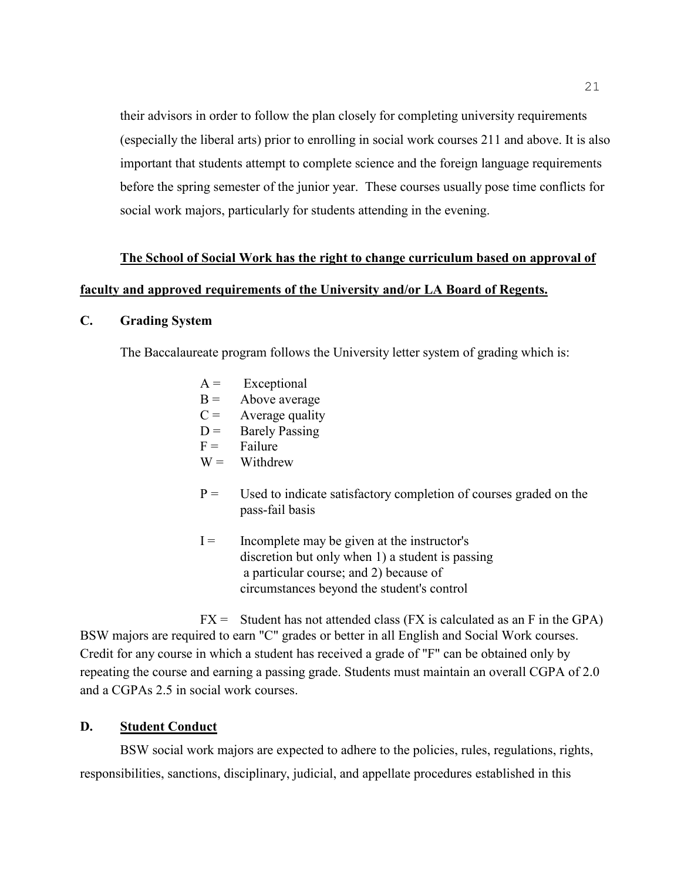their advisors in order to follow the plan closely for completing university requirements (especially the liberal arts) prior to enrolling in social work courses 211 and above. It is also important that students attempt to complete science and the foreign language requirements before the spring semester of the junior year. These courses usually pose time conflicts for social work majors, particularly for students attending in the evening.

**The School of Social Work has the right to change curriculum based on approval of faculty and approved requirements of the University and/or LA Board of Regents.**

## C. Grading System

The Baccalaureate program follows the University letter system of grading which is:

- A = Exceptional
- B = Above average
- C = Average quality
- D = Barely Passing
- F = Failure
- W = Withdrew

- P = Used to indicate satisfactory completion of courses graded on the pass-fail basis

- I = Incomplete may be given at the instructor's discretion but only when 1) a student is passing a particular course; and 2) because of circumstances beyond the student's control

- FX = Student has not attended class (FX is calculated as an F in the GPA)

BSW majors are required to earn "C" grades or better in all English and Social Work courses. Credit for any course in which a student has received a grade of "F" can be obtained only by repeating the course and earning a passing grade. Students must maintain an overall CGPA of 2.0 and a CGPAs 2.5 in social work courses.

## D. Student Conduct

BSW social work majors are expected to adhere to the policies, rules, regulations, rights, responsibilities, sanctions, disciplinary, judicial, and appellate procedures established in this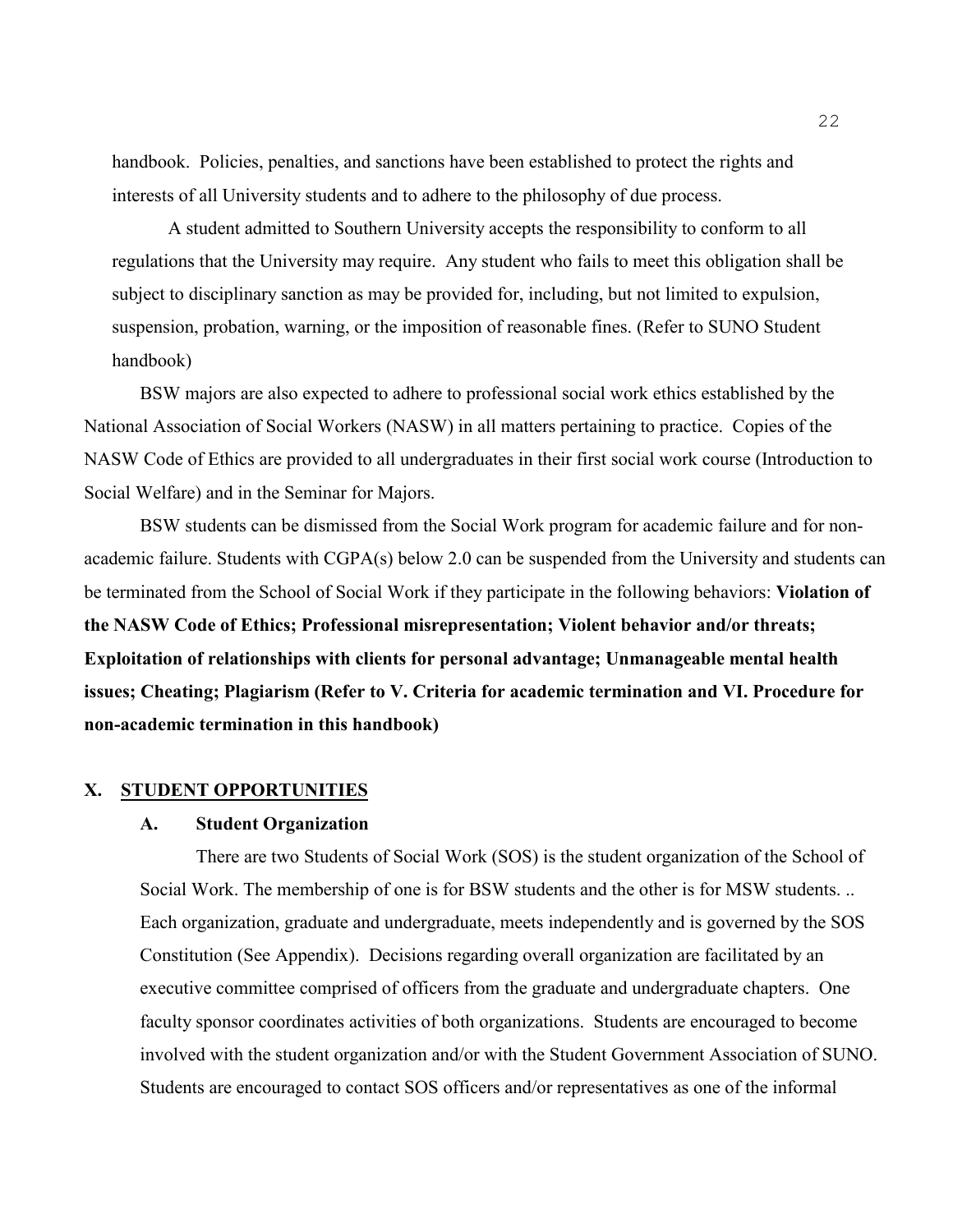handbook. Policies, penalties, and sanctions have been established to protect the rights and interests of all University students and to adhere to the philosophy of due process.

A student admitted to Southern University accepts the responsibility to conform to all regulations that the University may require. Any student who fails to meet this obligation shall be subject to disciplinary sanction as may be provided for, including, but not limited to expulsion, suspension, probation, warning, or the imposition of reasonable fines. (Refer to SUNO Student handbook)

BSW majors are also expected to adhere to professional social work ethics established by the National Association of Social Workers (NASW) in all matters pertaining to practice. Copies of the NASW Code of Ethics are provided to all undergraduates in their first social work course (Introduction to Social Welfare) and in the Seminar for Majors.

BSW students can be dismissed from the Social Work program for academic failure and for non-academic failure. Students with CGPA(s) below 2.0 can be suspended from the University and students can be terminated from the School of Social Work if they participate in the following behaviors: **Violation of the NASW Code of Ethics; Professional misrepresentation; Violent behavior and/or threats; Exploitation of relationships with clients for personal advantage; Unmanageable mental health issues; Cheating; Plagiarism (Refer to V. Criteria for academic termination and VI. Procedure for non-academic termination in this handbook)**

## X. STUDENT OPPORTUNITIES

### A. Student Organization

There are two Students of Social Work (SOS) is the student organization of the School of Social Work. The membership of one is for BSW students and the other is for MSW students. .. Each organization, graduate and undergraduate, meets independently and is governed by the SOS Constitution (See Appendix). Decisions regarding overall organization are facilitated by an executive committee comprised of officers from the graduate and undergraduate chapters. One faculty sponsor coordinates activities of both organizations. Students are encouraged to become involved with the student organization and/or with the Student Government Association of SUNO. Students are encouraged to contact SOS officers and/or representatives as one of the informal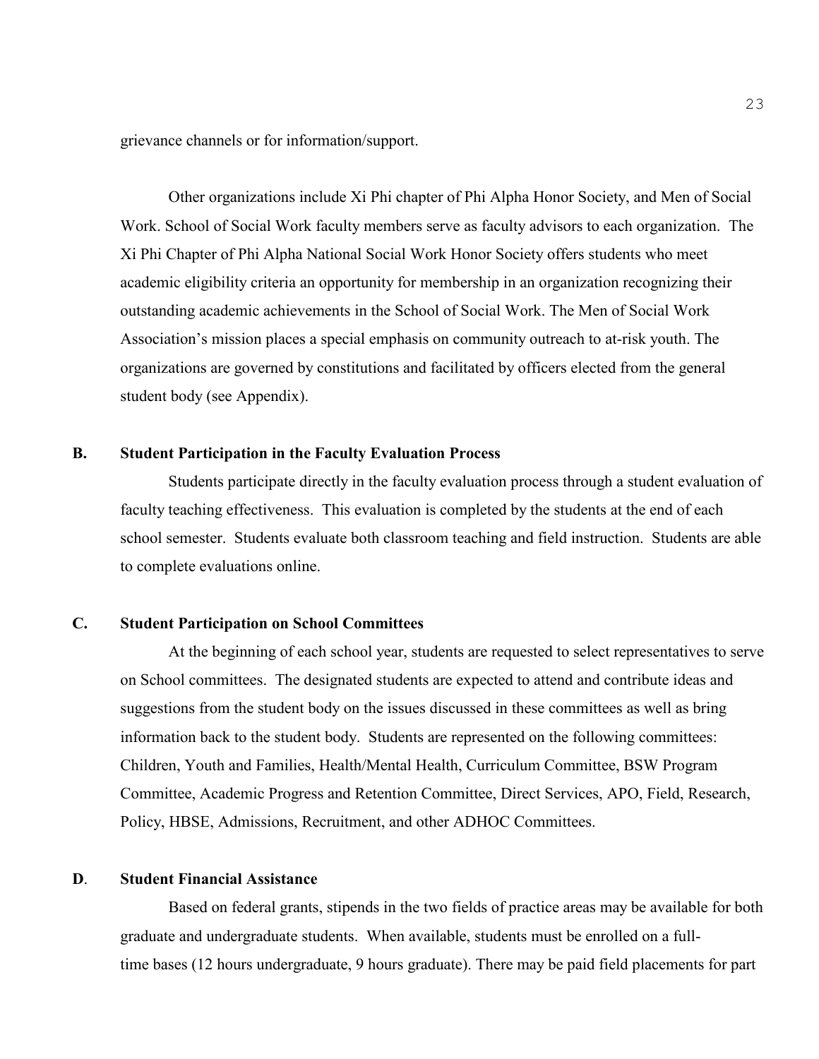grievance channels or for information/support.

Other organizations include Xi Phi chapter of Phi Alpha Honor Society, and Men of Social Work. School of Social Work faculty members serve as faculty advisors to each organization. The Xi Phi Chapter of Phi Alpha National Social Work Honor Society offers students who meet academic eligibility criteria an opportunity for membership in an organization recognizing their outstanding academic achievements in the School of Social Work. The Men of Social Work Association's mission places a special emphasis on community outreach to at-risk youth. The organizations are governed by constitutions and facilitated by officers elected from the general student body (see Appendix).

## B. Student Participation in the Faculty Evaluation Process

Students participate directly in the faculty evaluation process through a student evaluation of faculty teaching effectiveness. This evaluation is completed by the students at the end of each school semester. Students evaluate both classroom teaching and field instruction. Students are able to complete evaluations online.

## C. Student Participation on School Committees

At the beginning of each school year, students are requested to select representatives to serve on School committees. The designated students are expected to attend and contribute ideas and suggestions from the student body on the issues discussed in these committees as well as bring information back to the student body. Students are represented on the following committees: Children, Youth and Families, Health/Mental Health, Curriculum Committee, BSW Program Committee, Academic Progress and Retention Committee, Direct Services, APO, Field, Research, Policy, HBSE, Admissions, Recruitment, and other ADHOC Committees.

## D. Student Financial Assistance

Based on federal grants, stipends in the two fields of practice areas may be available for both graduate and undergraduate students. When available, students must be enrolled on a full-time bases (12 hours undergraduate, 9 hours graduate). There may be paid field placements for part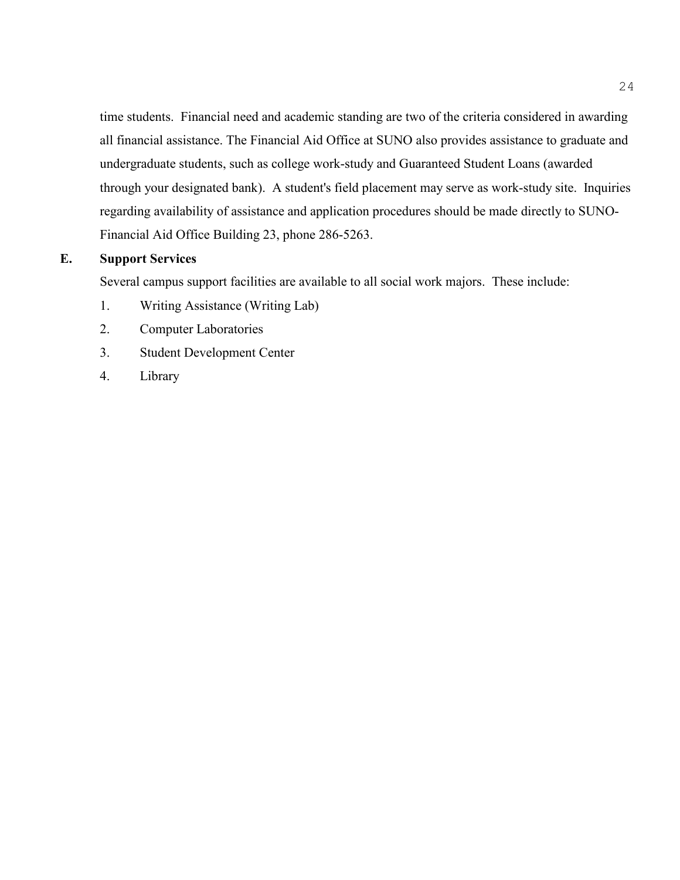time students. Financial need and academic standing are two of the criteria considered in awarding all financial assistance. The Financial Aid Office at SUNO also provides assistance to graduate and undergraduate students, such as college work-study and Guaranteed Student Loans (awarded through your designated bank). A student's field placement may serve as work-study site. Inquiries regarding availability of assistance and application procedures should be made directly to SUNO-Financial Aid Office Building 23, phone 286-5263.

## E. Support Services

Several campus support facilities are available to all social work majors. These include:

1. Writing Assistance (Writing Lab)
2. Computer Laboratories
3. Student Development Center
4. Library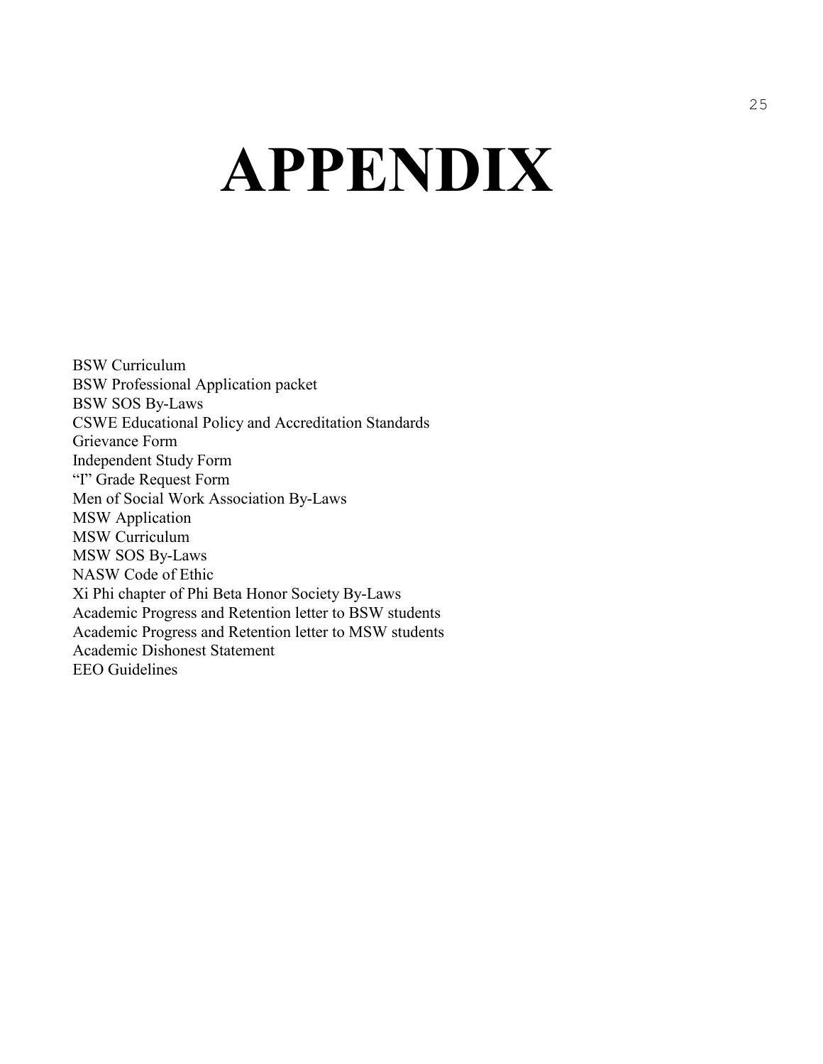# APPENDIX

BSW Curriculum
BSW Professional Application packet
BSW SOS By-Laws
CSWE Educational Policy and Accreditation Standards
Grievance Form
Independent Study Form
"I" Grade Request Form
Men of Social Work Association By-Laws
MSW Application
MSW Curriculum
MSW SOS By-Laws
NASW Code of Ethic
Xi Phi chapter of Phi Beta Honor Society By-Laws
Academic Progress and Retention letter to BSW students
Academic Progress and Retention letter to MSW students
Academic Dishonest Statement
EEO Guidelines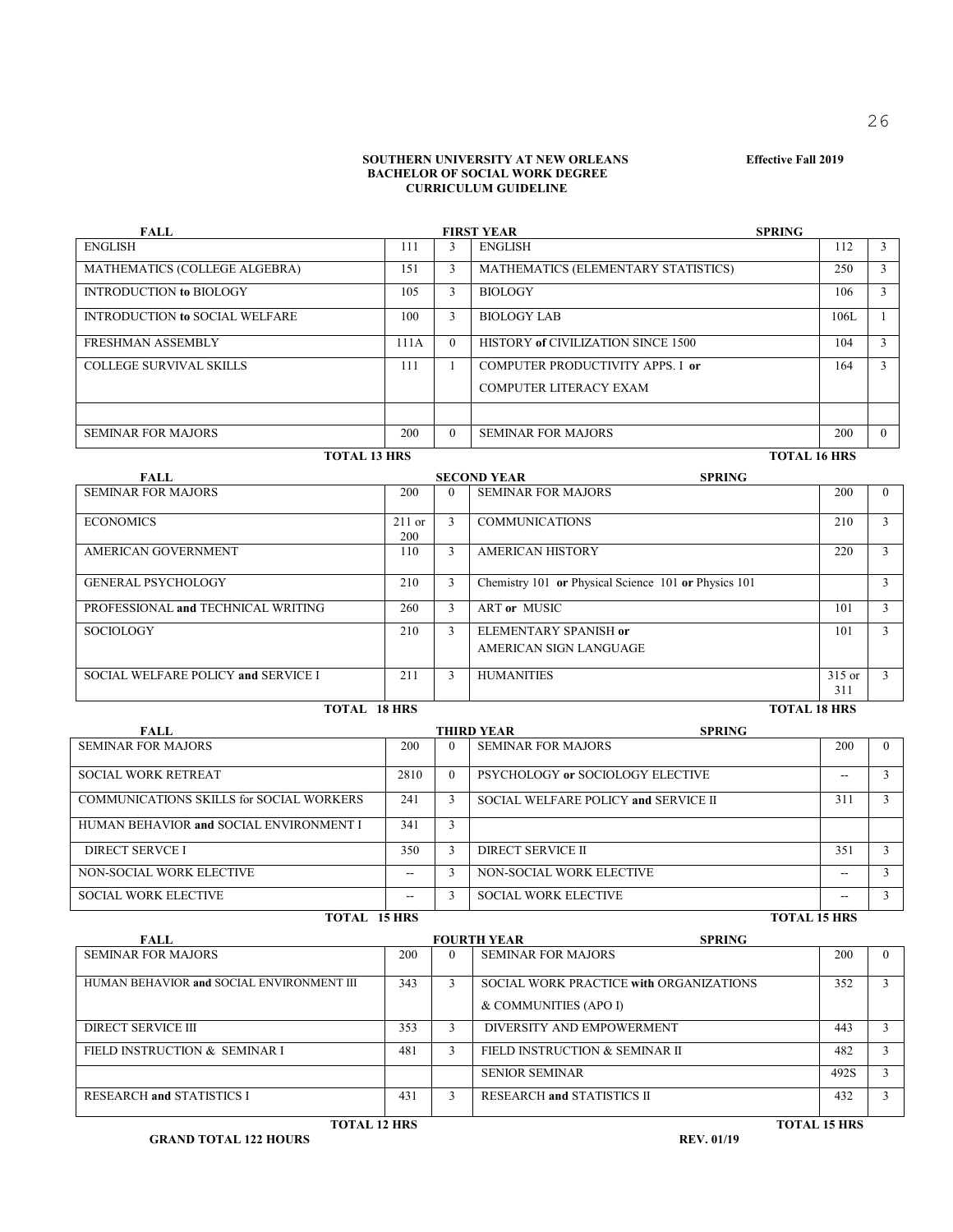**SOUTHERN UNIVERSITY AT NEW ORLEANS**
**BACHELOR OF SOCIAL WORK DEGREE**
**CURRICULUM GUIDELINE**

**Effective Fall 2019**

**FIRST YEAR**

| FALL | | | SPRING | | |
|---|---|---|---|---|---|
| ENGLISH | 111 | 3 | ENGLISH | 112 | 3 |
| MATHEMATICS (COLLEGE ALGEBRA) | 151 | 3 | MATHEMATICS (ELEMENTARY STATISTICS) | 250 | 3 |
| INTRODUCTION **to** BIOLOGY | 105 | 3 | BIOLOGY | 106 | 3 |
| INTRODUCTION **to** SOCIAL WELFARE | 100 | 3 | BIOLOGY LAB | 106L | 1 |
| FRESHMAN ASSEMBLY | 111A | 0 | HISTORY **of** CIVILIZATION SINCE 1500 | 104 | 3 |
| COLLEGE SURVIVAL SKILLS | 111 | 1 | COMPUTER PRODUCTIVITY APPS. I **or** COMPUTER LITERACY EXAM | 164 | 3 |
| | | | | | |
| SEMINAR FOR MAJORS | 200 | 0 | SEMINAR FOR MAJORS | 200 | 0 |
| **TOTAL 13 HRS** | | | **TOTAL 16 HRS** | | |

**SECOND YEAR**

| FALL | | | SPRING | | |
|---|---|---|---|---|---|
| SEMINAR FOR MAJORS | 200 | 0 | SEMINAR FOR MAJORS | 200 | 0 |
| ECONOMICS | 211 or 200 | 3 | COMMUNICATIONS | 210 | 3 |
| AMERICAN GOVERNMENT | 110 | 3 | AMERICAN HISTORY | 220 | 3 |
| GENERAL PSYCHOLOGY | 210 | 3 | Chemistry 101 **or** Physical Science 101 **or** Physics 101 | | 3 |
| PROFESSIONAL **and** TECHNICAL WRITING | 260 | 3 | ART **or** MUSIC | 101 | 3 |
| SOCIOLOGY | 210 | 3 | ELEMENTARY SPANISH **or** AMERICAN SIGN LANGUAGE | 101 | 3 |
| SOCIAL WELFARE POLICY **and** SERVICE I | 211 | 3 | HUMANITIES | 315 or 311 | 3 |
| **TOTAL 18 HRS** | | | **TOTAL 18 HRS** | | |

**THIRD YEAR**

| FALL | | | SPRING | | |
|---|---|---|---|---|---|
| SEMINAR FOR MAJORS | 200 | 0 | SEMINAR FOR MAJORS | 200 | 0 |
| SOCIAL WORK RETREAT | 2810 | 0 | PSYCHOLOGY **or** SOCIOLOGY ELECTIVE | -- | 3 |
| COMMUNICATIONS SKILLS for SOCIAL WORKERS | 241 | 3 | SOCIAL WELFARE POLICY **and** SERVICE II | 311 | 3 |
| HUMAN BEHAVIOR **and** SOCIAL ENVIRONMENT I | 341 | 3 | | | |
| DIRECT SERVCE I | 350 | 3 | DIRECT SERVICE II | 351 | 3 |
| NON-SOCIAL WORK ELECTIVE | -- | 3 | NON-SOCIAL WORK ELECTIVE | -- | 3 |
| SOCIAL WORK ELECTIVE | -- | 3 | SOCIAL WORK ELECTIVE | -- | 3 |
| **TOTAL 15 HRS** | | | **TOTAL 15 HRS** | | |

**FOURTH YEAR**

| FALL | | | SPRING | | |
|---|---|---|---|---|---|
| SEMINAR FOR MAJORS | 200 | 0 | SEMINAR FOR MAJORS | 200 | 0 |
| HUMAN BEHAVIOR **and** SOCIAL ENVIRONMENT III | 343 | 3 | SOCIAL WORK PRACTICE **with** ORGANIZATIONS & COMMUNITIES (APO I) | 352 | 3 |
| DIRECT SERVICE III | 353 | 3 | DIVERSITY AND EMPOWERMENT | 443 | 3 |
| FIELD INSTRUCTION & SEMINAR I | 481 | 3 | FIELD INSTRUCTION & SEMINAR II | 482 | 3 |
| | | | SENIOR SEMINAR | 492S | 3 |
| RESEARCH **and** STATISTICS I | 431 | 3 | RESEARCH **and** STATISTICS II | 432 | 3 |
| **TOTAL 12 HRS** | | | **TOTAL 15 HRS** | | |

**GRAND TOTAL 122 HOURS**

**REV. 01/19**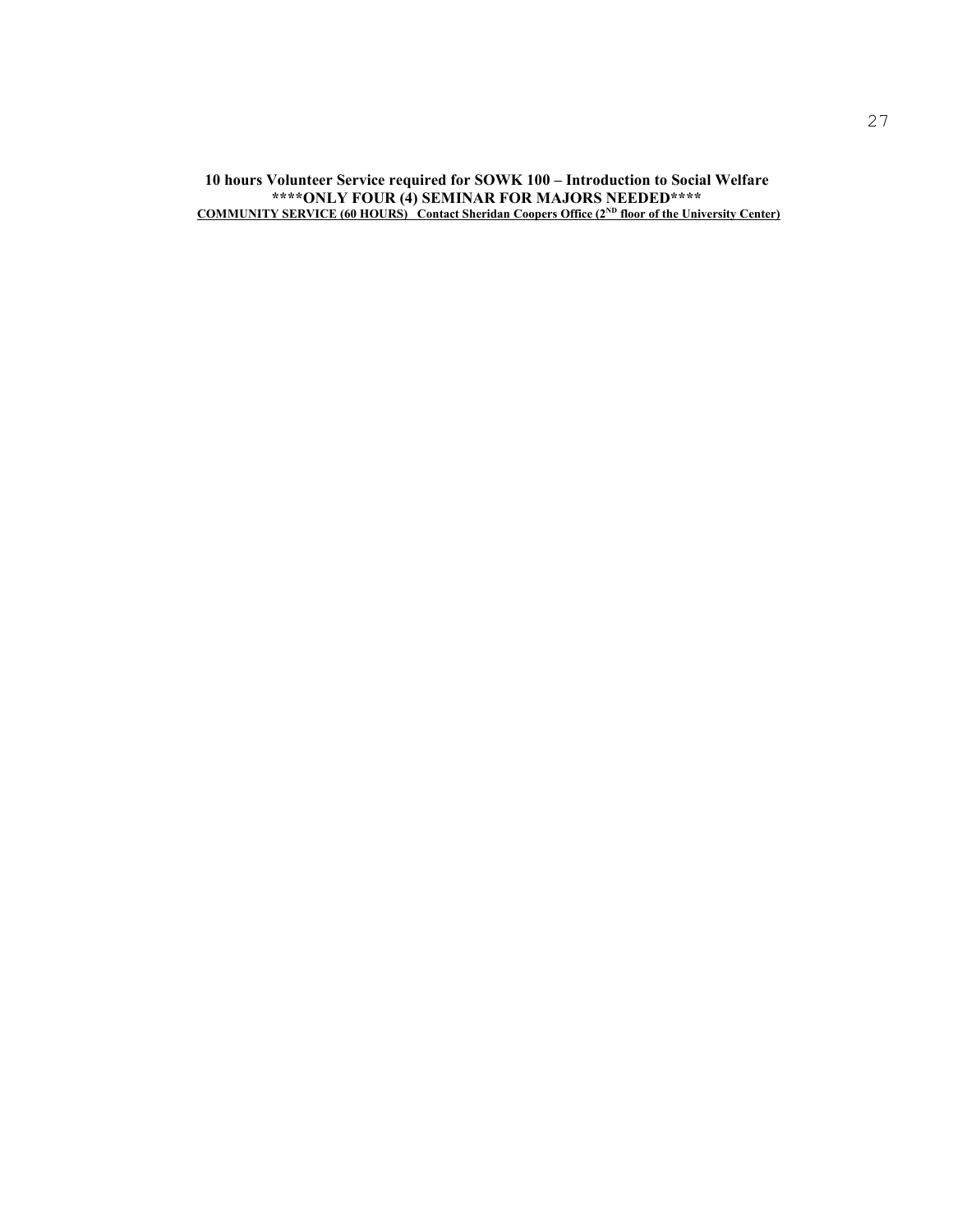**10 hours Volunteer Service required for SOWK 100 – Introduction to Social Welfare**

**\*\*\*\*ONLY FOUR (4) SEMINAR FOR MAJORS NEEDED\*\*\*\***

**<u>COMMUNITY SERVICE (60 HOURS) Contact Sheridan Coopers Office (2ND floor of the University Center)</u>**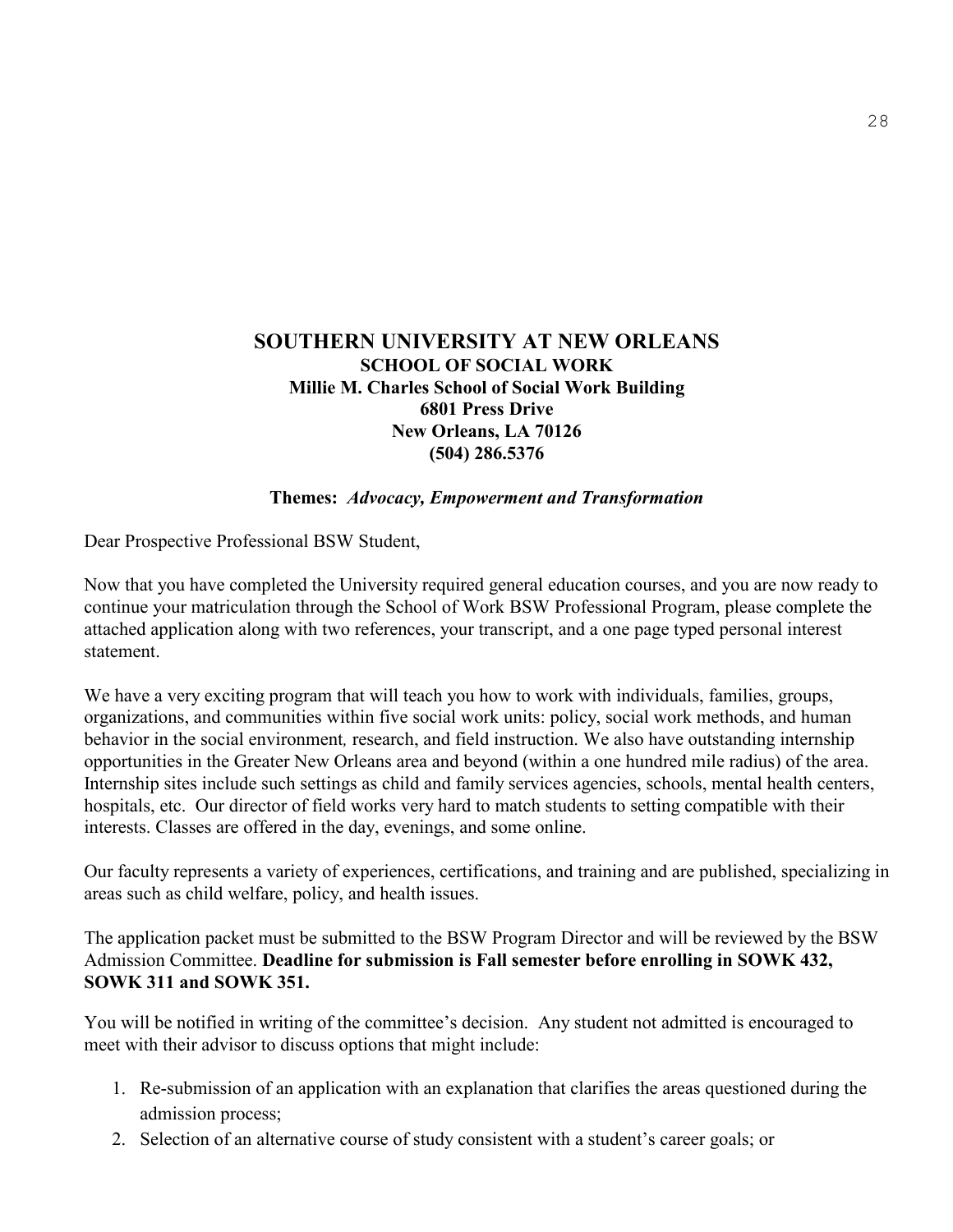# SOUTHERN UNIVERSITY AT NEW ORLEANS

**SCHOOL OF SOCIAL WORK**
**Millie M. Charles School of Social Work Building**
**6801 Press Drive**
**New Orleans, LA 70126**
**(504) 286.5376**

**Themes:** ***Advocacy, Empowerment and Transformation***

Dear Prospective Professional BSW Student,

Now that you have completed the University required general education courses, and you are now ready to continue your matriculation through the School of Work BSW Professional Program, please complete the attached application along with two references, your transcript, and a one page typed personal interest statement.

We have a very exciting program that will teach you how to work with individuals, families, groups, organizations, and communities within five social work units: policy, social work methods, and human behavior in the social environment*,* research, and field instruction. We also have outstanding internship opportunities in the Greater New Orleans area and beyond (within a one hundred mile radius) of the area. Internship sites include such settings as child and family services agencies, schools, mental health centers, hospitals, etc. Our director of field works very hard to match students to setting compatible with their interests. Classes are offered in the day, evenings, and some online.

Our faculty represents a variety of experiences, certifications, and training and are published, specializing in areas such as child welfare, policy, and health issues.

The application packet must be submitted to the BSW Program Director and will be reviewed by the BSW Admission Committee. **Deadline for submission is Fall semester before enrolling in SOWK 432, SOWK 311 and SOWK 351.**

You will be notified in writing of the committee's decision. Any student not admitted is encouraged to meet with their advisor to discuss options that might include:

1. Re-submission of an application with an explanation that clarifies the areas questioned during the admission process;
2. Selection of an alternative course of study consistent with a student's career goals; or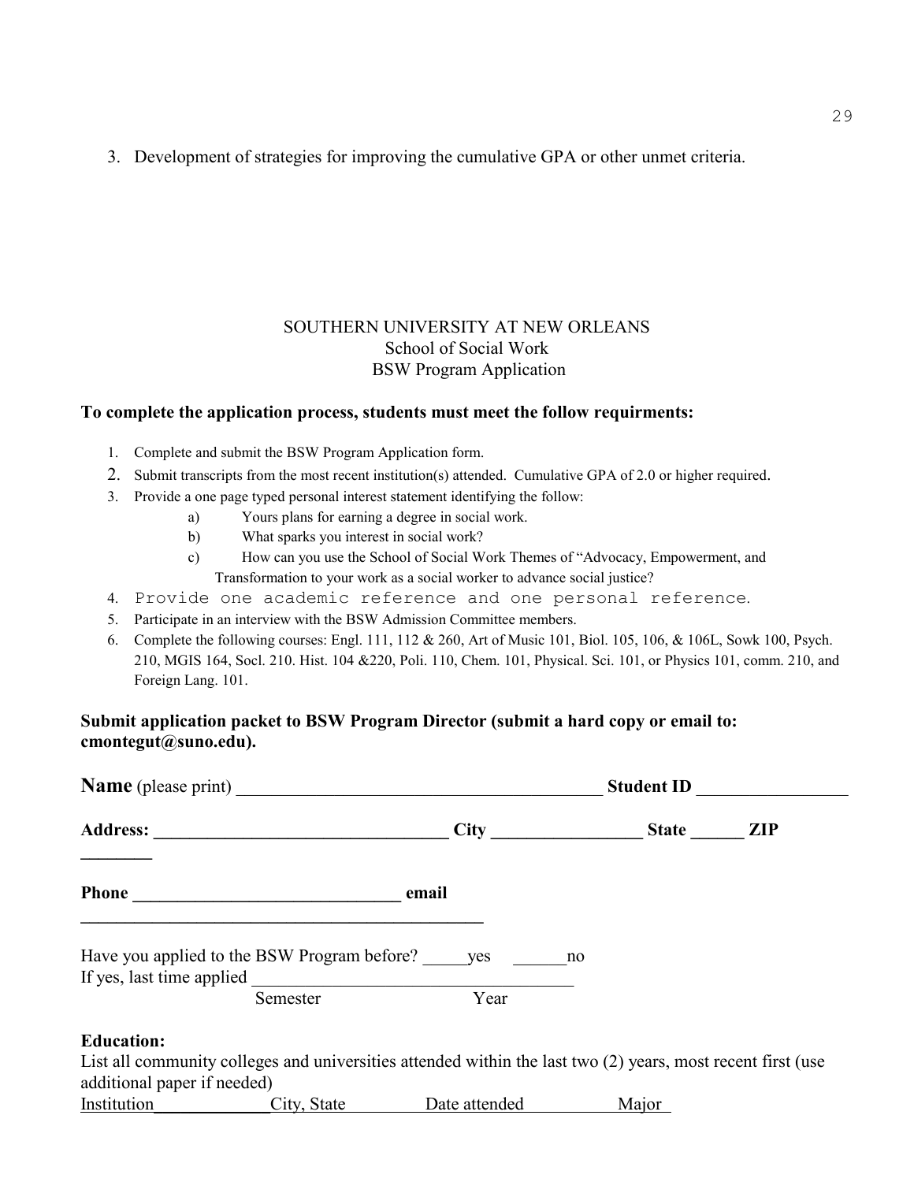3. Development of strategies for improving the cumulative GPA or other unmet criteria.

SOUTHERN UNIVERSITY AT NEW ORLEANS
School of Social Work
BSW Program Application

**To complete the application process, students must meet the follow requirments:**

1. Complete and submit the BSW Program Application form.
2. Submit transcripts from the most recent institution(s) attended. Cumulative GPA of 2.0 or higher required.
3. Provide a one page typed personal interest statement identifying the follow:
   a) Yours plans for earning a degree in social work.
   b) What sparks you interest in social work?
   c) How can you use the School of Social Work Themes of "Advocacy, Empowerment, and Transformation to your work as a social worker to advance social justice?
4. Provide one academic reference and one personal reference.
5. Participate in an interview with the BSW Admission Committee members.
6. Complete the following courses: Engl. 111, 112 & 260, Art of Music 101, Biol. 105, 106, & 106L, Sowk 100, Psych. 210, MGIS 164, Socl. 210. Hist. 104 &220, Poli. 110, Chem. 101, Physical. Sci. 101, or Physics 101, comm. 210, and Foreign Lang. 101.

**Submit application packet to BSW Program Director (submit a hard copy or email to: cmontegut@suno.edu).**

**Name** (please print) ________________________________________ **Student ID** ________________

**Address:** ________________________________ **City** ________________ **State** ______ **ZIP** ________

**Phone** ______________________________ **email** ______________________________________________

Have you applied to the BSW Program before? _____yes ______no
If yes, last time applied ____________________________________
Semester Year

**Education:**
List all community colleges and universities attended within the last two (2) years, most recent first (use additional paper if needed)

Institution____________City, State Date attended Major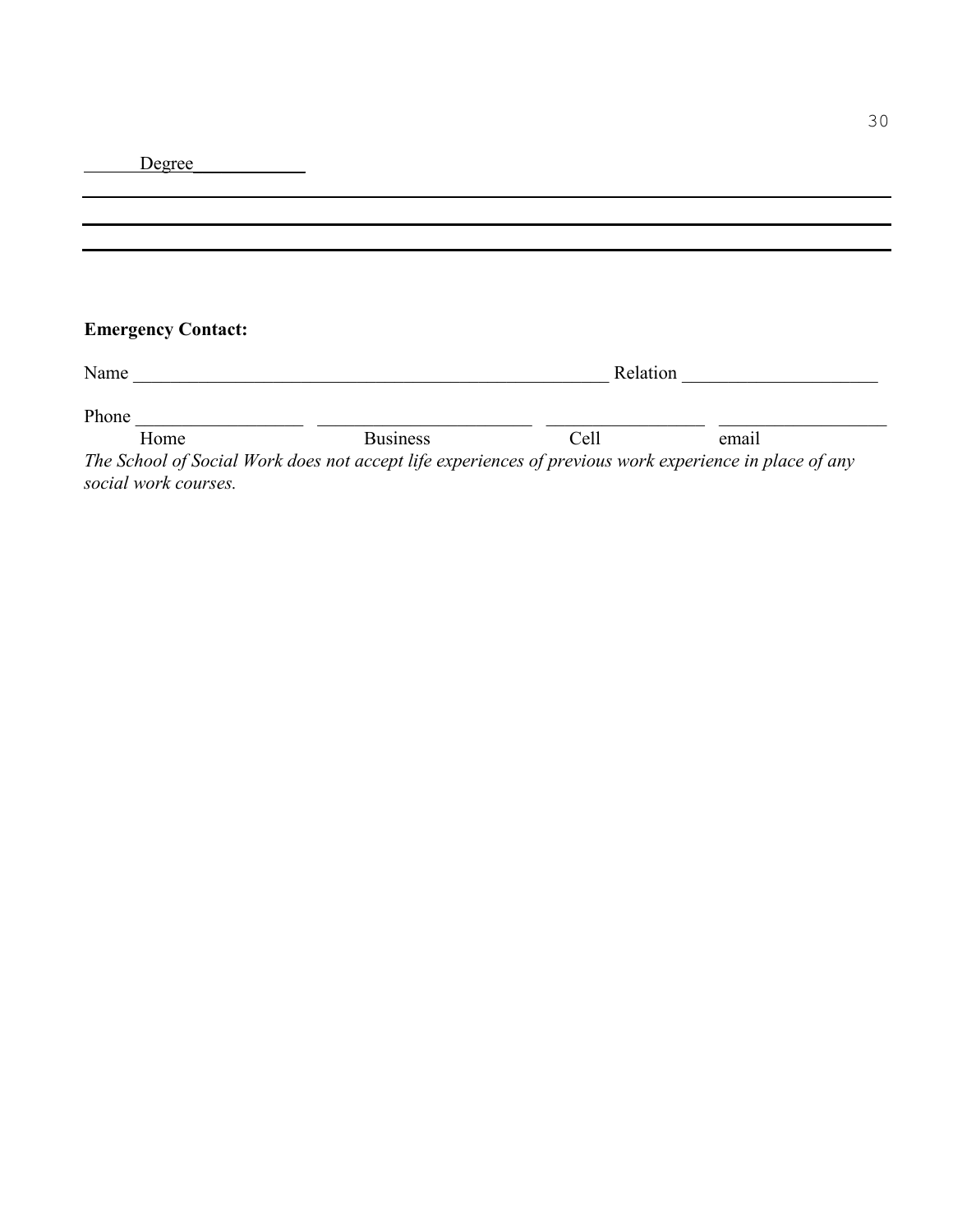______Degree____________

______________________________________________________________________

______________________________________________________________________

______________________________________________________________________

**Emergency Contact:**

Name ______________________________________________________ Relation _____________________

Phone __________________ _______________________ _________________ __________________

Home Business Cell email

*The School of Social Work does not accept life experiences of previous work experience in place of any social work courses.*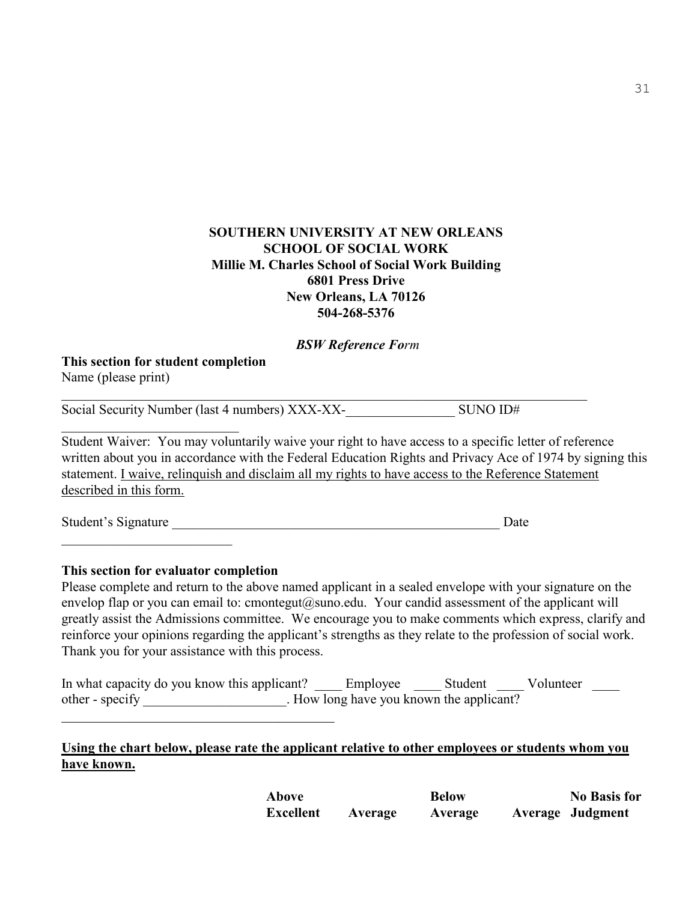**SOUTHERN UNIVERSITY AT NEW ORLEANS**
**SCHOOL OF SOCIAL WORK**
**Millie M. Charles School of Social Work Building**
**6801 Press Drive**
**New Orleans, LA 70126**
**504-268-5376**

***BSW Reference Form***

**This section for student completion**
Name (please print)

______________________________________________________________________________

Social Security Number (last 4 numbers) XXX-XX-________________ SUNO ID#
__________________________

Student Waiver: You may voluntarily waive your right to have access to a specific letter of reference written about you in accordance with the Federal Education Rights and Privacy Ace of 1974 by signing this statement. <u>I waive, relinquish and disclaim all my rights to have access to the Reference Statement described in this form.</u>

Student's Signature ________________________________________________ Date
_________________________

**This section for evaluator completion**
Please complete and return to the above named applicant in a sealed envelope with your signature on the envelop flap or you can email to: cmontegut@suno.edu. Your candid assessment of the applicant will greatly assist the Admissions committee. We encourage you to make comments which express, clarify and reinforce your opinions regarding the applicant's strengths as they relate to the profession of social work. Thank you for your assistance with this process.

In what capacity do you know this applicant? ____ Employee ____ Student ____ Volunteer ____ other - specify _____________________. How long have you known the applicant?
_________________________________________

**<u>Using the chart below, please rate the applicant relative to other employees or students whom you have known.</u>**

| | Excellent | Above Average | Average | Below Average | No Basis for Judgment |
|---|---|---|---|---|---|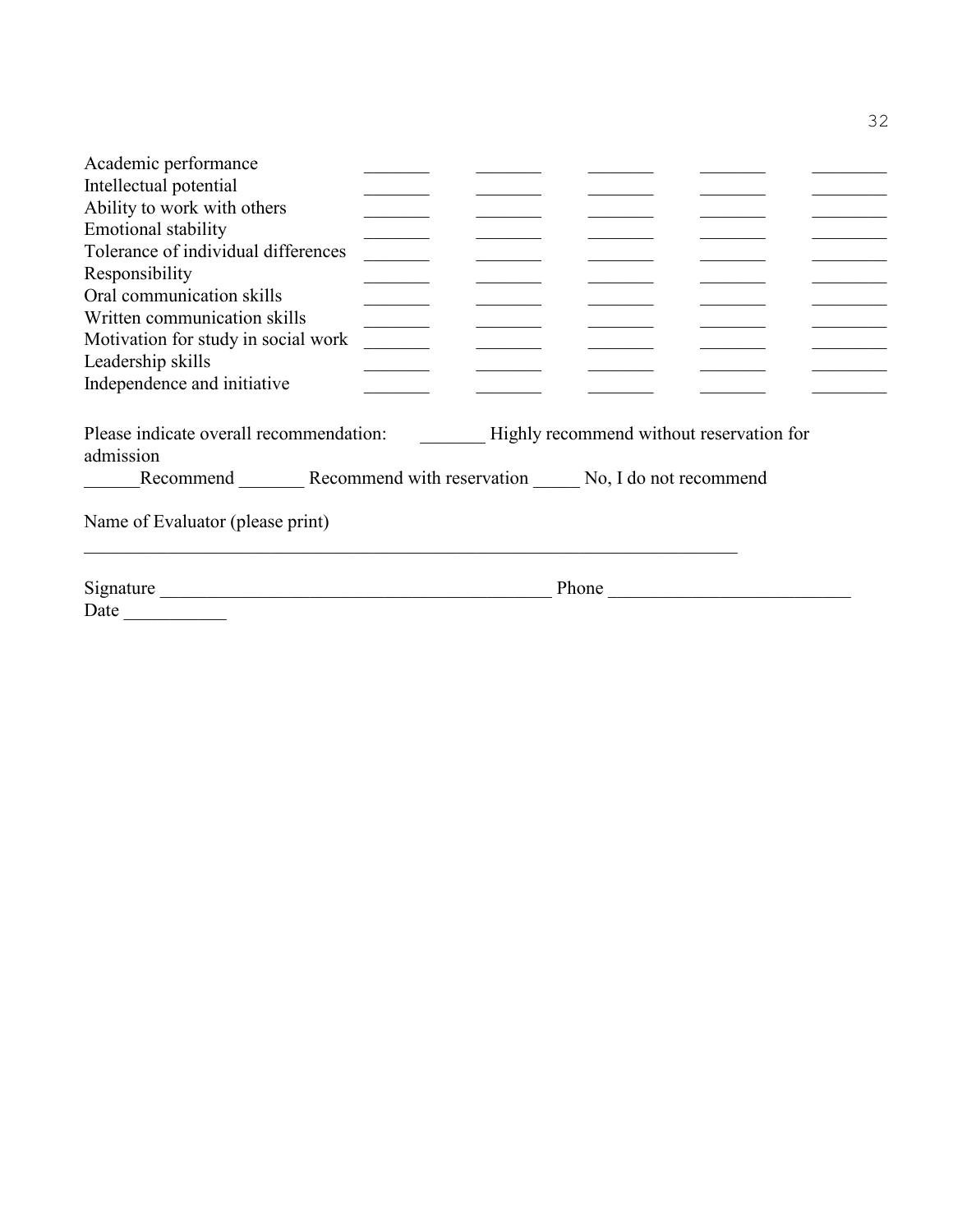| | | | | | |
|---|---|---|---|---|---|
| Academic performance | _______ | _______ | _______ | _______ | ________ |
| Intellectual potential | _______ | _______ | _______ | _______ | ________ |
| Ability to work with others | _______ | _______ | _______ | _______ | ________ |
| Emotional stability | _______ | _______ | _______ | _______ | ________ |
| Tolerance of individual differences | _______ | _______ | _______ | _______ | ________ |
| Responsibility | _______ | _______ | _______ | _______ | ________ |
| Oral communication skills | _______ | _______ | _______ | _______ | ________ |
| Written communication skills | _______ | _______ | _______ | _______ | ________ |
| Motivation for study in social work | _______ | _______ | _______ | _______ | ________ |
| Leadership skills | _______ | _______ | _______ | _______ | ________ |
| Independence and initiative | _______ | _______ | _______ | _______ | ________ |

Please indicate overall recommendation: _______ Highly recommend without reservation for admission

______Recommend _______ Recommend with reservation _____ No, I do not recommend

Name of Evaluator (please print)

________________________________________________________________________

Signature ___________________________________________ Phone __________________________

Date ___________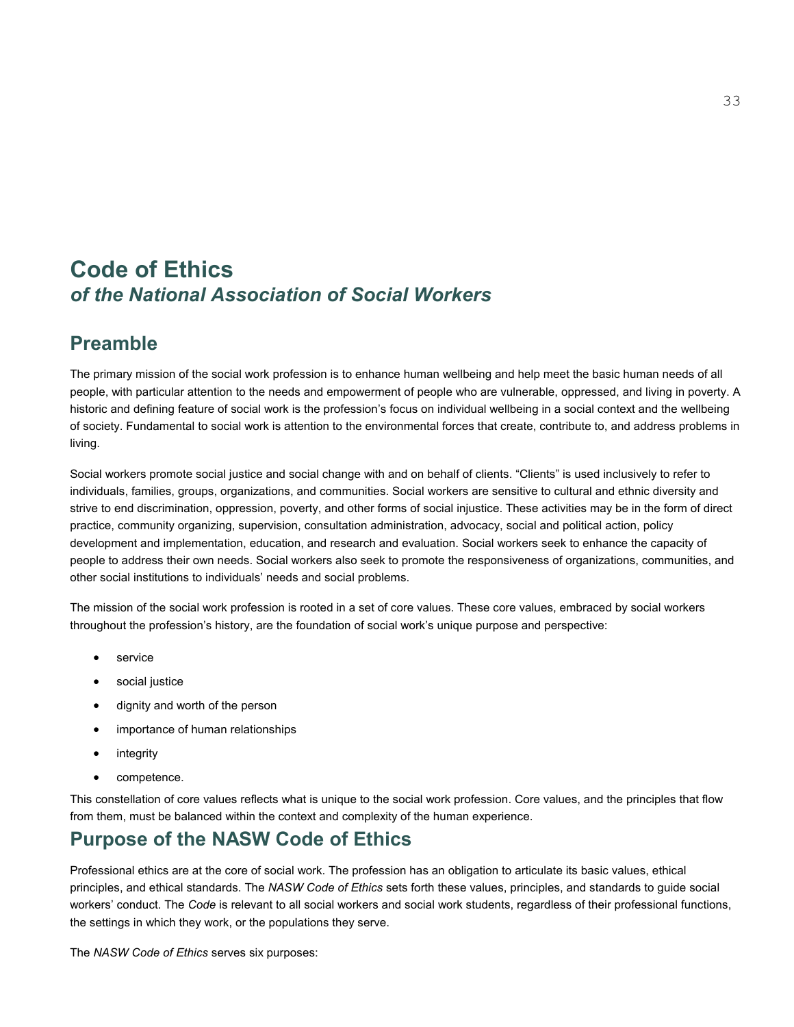# Code of Ethics
## *of the National Association of Social Workers*

## Preamble

The primary mission of the social work profession is to enhance human wellbeing and help meet the basic human needs of all people, with particular attention to the needs and empowerment of people who are vulnerable, oppressed, and living in poverty. A historic and defining feature of social work is the profession's focus on individual wellbeing in a social context and the wellbeing of society. Fundamental to social work is attention to the environmental forces that create, contribute to, and address problems in living.

Social workers promote social justice and social change with and on behalf of clients. "Clients" is used inclusively to refer to individuals, families, groups, organizations, and communities. Social workers are sensitive to cultural and ethnic diversity and strive to end discrimination, oppression, poverty, and other forms of social injustice. These activities may be in the form of direct practice, community organizing, supervision, consultation administration, advocacy, social and political action, policy development and implementation, education, and research and evaluation. Social workers seek to enhance the capacity of people to address their own needs. Social workers also seek to promote the responsiveness of organizations, communities, and other social institutions to individuals' needs and social problems.

The mission of the social work profession is rooted in a set of core values. These core values, embraced by social workers throughout the profession's history, are the foundation of social work's unique purpose and perspective:

- service
- social justice
- dignity and worth of the person
- importance of human relationships
- integrity
- competence.

This constellation of core values reflects what is unique to the social work profession. Core values, and the principles that flow from them, must be balanced within the context and complexity of the human experience.

## Purpose of the NASW Code of Ethics

Professional ethics are at the core of social work. The profession has an obligation to articulate its basic values, ethical principles, and ethical standards. The *NASW Code of Ethics* sets forth these values, principles, and standards to guide social workers' conduct. The *Code* is relevant to all social workers and social work students, regardless of their professional functions, the settings in which they work, or the populations they serve.

The *NASW Code of Ethics* serves six purposes: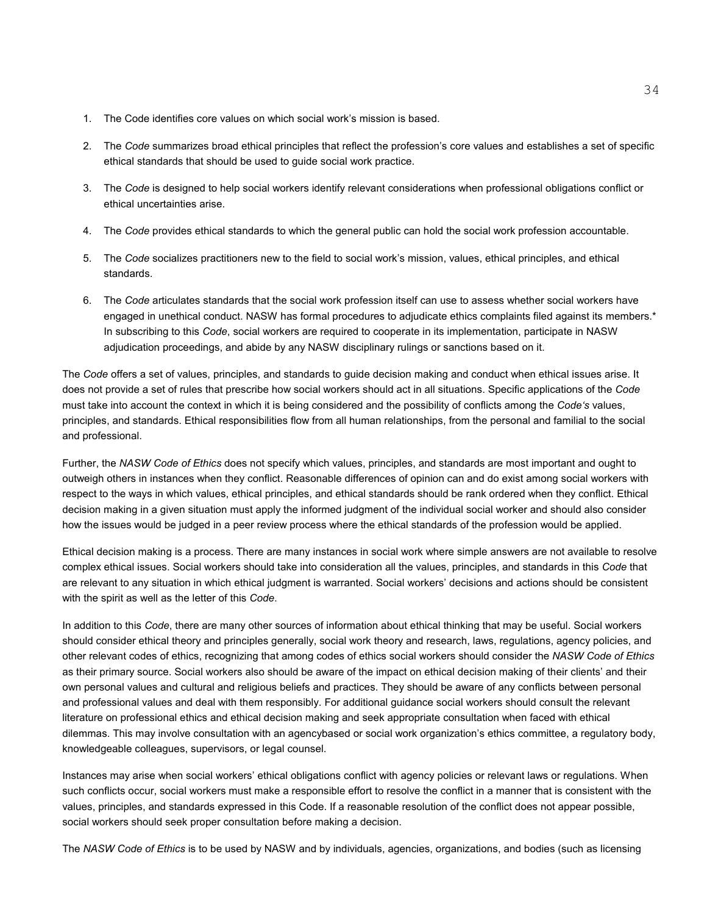1. The Code identifies core values on which social work's mission is based.
2. The *Code* summarizes broad ethical principles that reflect the profession's core values and establishes a set of specific ethical standards that should be used to guide social work practice.
3. The *Code* is designed to help social workers identify relevant considerations when professional obligations conflict or ethical uncertainties arise.
4. The *Code* provides ethical standards to which the general public can hold the social work profession accountable.
5. The *Code* socializes practitioners new to the field to social work's mission, values, ethical principles, and ethical standards.
6. The *Code* articulates standards that the social work profession itself can use to assess whether social workers have engaged in unethical conduct. NASW has formal procedures to adjudicate ethics complaints filed against its members.* In subscribing to this *Code*, social workers are required to cooperate in its implementation, participate in NASW adjudication proceedings, and abide by any NASW disciplinary rulings or sanctions based on it.

The *Code* offers a set of values, principles, and standards to guide decision making and conduct when ethical issues arise. It does not provide a set of rules that prescribe how social workers should act in all situations. Specific applications of the *Code* must take into account the context in which it is being considered and the possibility of conflicts among the *Code's* values, principles, and standards. Ethical responsibilities flow from all human relationships, from the personal and familial to the social and professional.

Further, the *NASW Code of Ethics* does not specify which values, principles, and standards are most important and ought to outweigh others in instances when they conflict. Reasonable differences of opinion can and do exist among social workers with respect to the ways in which values, ethical principles, and ethical standards should be rank ordered when they conflict. Ethical decision making in a given situation must apply the informed judgment of the individual social worker and should also consider how the issues would be judged in a peer review process where the ethical standards of the profession would be applied.

Ethical decision making is a process. There are many instances in social work where simple answers are not available to resolve complex ethical issues. Social workers should take into consideration all the values, principles, and standards in this *Code* that are relevant to any situation in which ethical judgment is warranted. Social workers' decisions and actions should be consistent with the spirit as well as the letter of this *Code*.

In addition to this *Code*, there are many other sources of information about ethical thinking that may be useful. Social workers should consider ethical theory and principles generally, social work theory and research, laws, regulations, agency policies, and other relevant codes of ethics, recognizing that among codes of ethics social workers should consider the *NASW Code of Ethics* as their primary source. Social workers also should be aware of the impact on ethical decision making of their clients' and their own personal values and cultural and religious beliefs and practices. They should be aware of any conflicts between personal and professional values and deal with them responsibly. For additional guidance social workers should consult the relevant literature on professional ethics and ethical decision making and seek appropriate consultation when faced with ethical dilemmas. This may involve consultation with an agencybased or social work organization's ethics committee, a regulatory body, knowledgeable colleagues, supervisors, or legal counsel.

Instances may arise when social workers' ethical obligations conflict with agency policies or relevant laws or regulations. When such conflicts occur, social workers must make a responsible effort to resolve the conflict in a manner that is consistent with the values, principles, and standards expressed in this Code. If a reasonable resolution of the conflict does not appear possible, social workers should seek proper consultation before making a decision.

The *NASW Code of Ethics* is to be used by NASW and by individuals, agencies, organizations, and bodies (such as licensing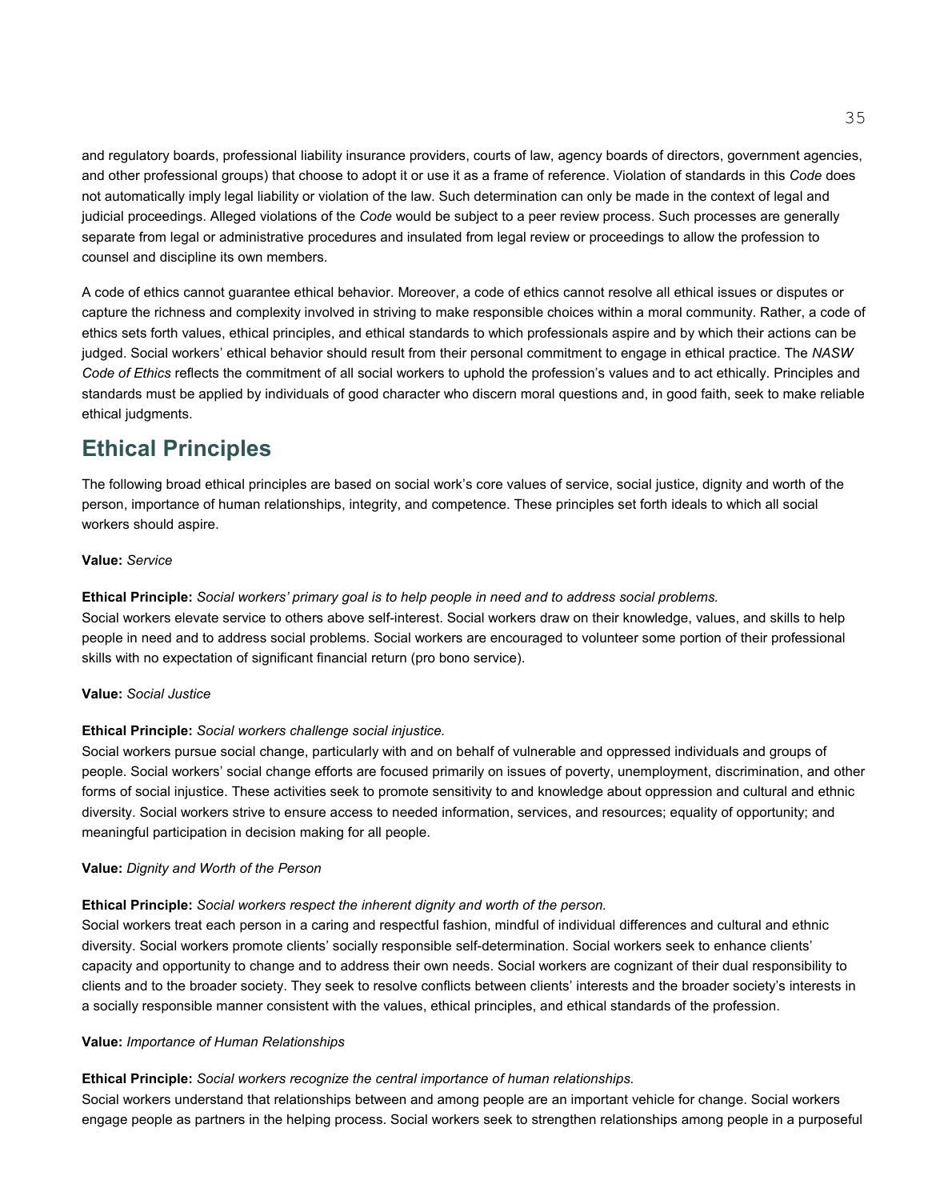and regulatory boards, professional liability insurance providers, courts of law, agency boards of directors, government agencies, and other professional groups) that choose to adopt it or use it as a frame of reference. Violation of standards in this *Code* does not automatically imply legal liability or violation of the law. Such determination can only be made in the context of legal and judicial proceedings. Alleged violations of the *Code* would be subject to a peer review process. Such processes are generally separate from legal or administrative procedures and insulated from legal review or proceedings to allow the profession to counsel and discipline its own members.

A code of ethics cannot guarantee ethical behavior. Moreover, a code of ethics cannot resolve all ethical issues or disputes or capture the richness and complexity involved in striving to make responsible choices within a moral community. Rather, a code of ethics sets forth values, ethical principles, and ethical standards to which professionals aspire and by which their actions can be judged. Social workers' ethical behavior should result from their personal commitment to engage in ethical practice. The *NASW Code of Ethics* reflects the commitment of all social workers to uphold the profession's values and to act ethically. Principles and standards must be applied by individuals of good character who discern moral questions and, in good faith, seek to make reliable ethical judgments.

## Ethical Principles

The following broad ethical principles are based on social work's core values of service, social justice, dignity and worth of the person, importance of human relationships, integrity, and competence. These principles set forth ideals to which all social workers should aspire.

**Value:** *Service*

**Ethical Principle:** *Social workers' primary goal is to help people in need and to address social problems.*
Social workers elevate service to others above self-interest. Social workers draw on their knowledge, values, and skills to help people in need and to address social problems. Social workers are encouraged to volunteer some portion of their professional skills with no expectation of significant financial return (pro bono service).

**Value:** *Social Justice*

**Ethical Principle:** *Social workers challenge social injustice.*
Social workers pursue social change, particularly with and on behalf of vulnerable and oppressed individuals and groups of people. Social workers' social change efforts are focused primarily on issues of poverty, unemployment, discrimination, and other forms of social injustice. These activities seek to promote sensitivity to and knowledge about oppression and cultural and ethnic diversity. Social workers strive to ensure access to needed information, services, and resources; equality of opportunity; and meaningful participation in decision making for all people.

**Value:** *Dignity and Worth of the Person*

**Ethical Principle:** *Social workers respect the inherent dignity and worth of the person.*
Social workers treat each person in a caring and respectful fashion, mindful of individual differences and cultural and ethnic diversity. Social workers promote clients' socially responsible self-determination. Social workers seek to enhance clients' capacity and opportunity to change and to address their own needs. Social workers are cognizant of their dual responsibility to clients and to the broader society. They seek to resolve conflicts between clients' interests and the broader society's interests in a socially responsible manner consistent with the values, ethical principles, and ethical standards of the profession.

**Value:** *Importance of Human Relationships*

**Ethical Principle:** *Social workers recognize the central importance of human relationships.*
Social workers understand that relationships between and among people are an important vehicle for change. Social workers engage people as partners in the helping process. Social workers seek to strengthen relationships among people in a purposeful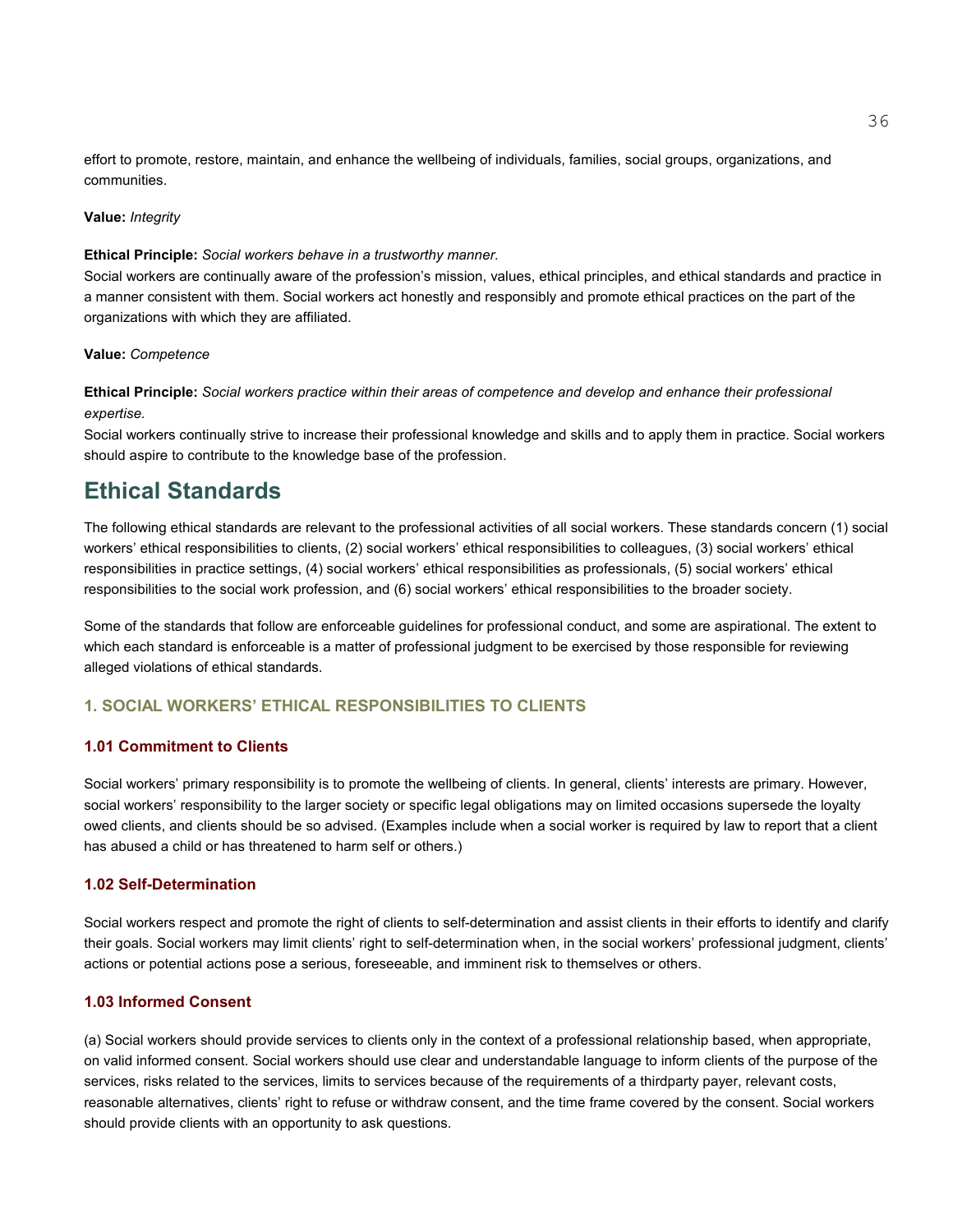effort to promote, restore, maintain, and enhance the wellbeing of individuals, families, social groups, organizations, and communities.

**Value:** *Integrity*

**Ethical Principle:** *Social workers behave in a trustworthy manner.*
Social workers are continually aware of the profession's mission, values, ethical principles, and ethical standards and practice in a manner consistent with them. Social workers act honestly and responsibly and promote ethical practices on the part of the organizations with which they are affiliated.

**Value:** *Competence*

**Ethical Principle:** *Social workers practice within their areas of competence and develop and enhance their professional expertise.*
Social workers continually strive to increase their professional knowledge and skills and to apply them in practice. Social workers should aspire to contribute to the knowledge base of the profession.

## Ethical Standards

The following ethical standards are relevant to the professional activities of all social workers. These standards concern (1) social workers' ethical responsibilities to clients, (2) social workers' ethical responsibilities to colleagues, (3) social workers' ethical responsibilities in practice settings, (4) social workers' ethical responsibilities as professionals, (5) social workers' ethical responsibilities to the social work profession, and (6) social workers' ethical responsibilities to the broader society.

Some of the standards that follow are enforceable guidelines for professional conduct, and some are aspirational. The extent to which each standard is enforceable is a matter of professional judgment to be exercised by those responsible for reviewing alleged violations of ethical standards.

### 1. SOCIAL WORKERS' ETHICAL RESPONSIBILITIES TO CLIENTS

#### 1.01 Commitment to Clients

Social workers' primary responsibility is to promote the wellbeing of clients. In general, clients' interests are primary. However, social workers' responsibility to the larger society or specific legal obligations may on limited occasions supersede the loyalty owed clients, and clients should be so advised. (Examples include when a social worker is required by law to report that a client has abused a child or has threatened to harm self or others.)

#### 1.02 Self-Determination

Social workers respect and promote the right of clients to self-determination and assist clients in their efforts to identify and clarify their goals. Social workers may limit clients' right to self-determination when, in the social workers' professional judgment, clients' actions or potential actions pose a serious, foreseeable, and imminent risk to themselves or others.

#### 1.03 Informed Consent

(a) Social workers should provide services to clients only in the context of a professional relationship based, when appropriate, on valid informed consent. Social workers should use clear and understandable language to inform clients of the purpose of the services, risks related to the services, limits to services because of the requirements of a thirdparty payer, relevant costs, reasonable alternatives, clients' right to refuse or withdraw consent, and the time frame covered by the consent. Social workers should provide clients with an opportunity to ask questions.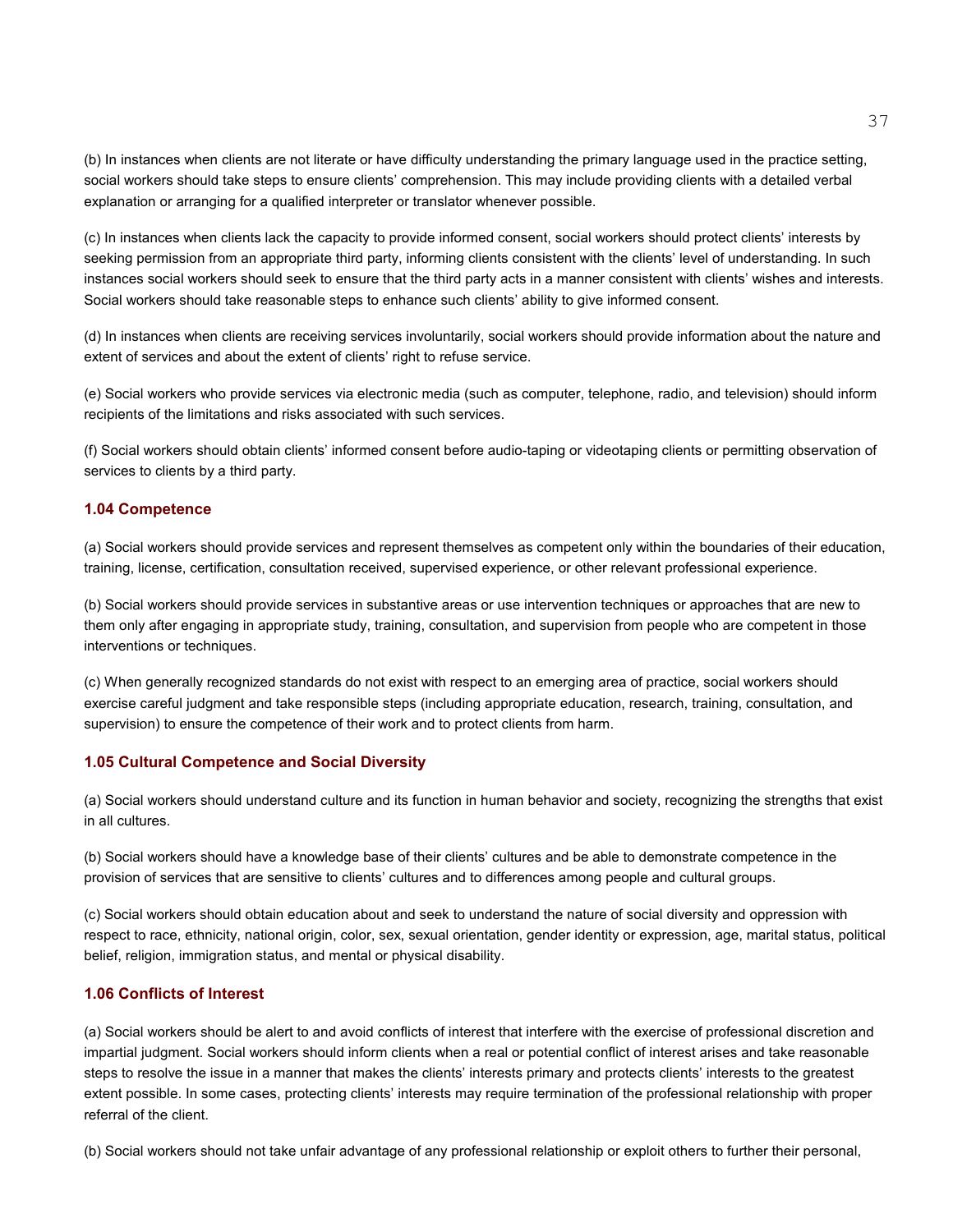(b) In instances when clients are not literate or have difficulty understanding the primary language used in the practice setting, social workers should take steps to ensure clients' comprehension. This may include providing clients with a detailed verbal explanation or arranging for a qualified interpreter or translator whenever possible.

(c) In instances when clients lack the capacity to provide informed consent, social workers should protect clients' interests by seeking permission from an appropriate third party, informing clients consistent with the clients' level of understanding. In such instances social workers should seek to ensure that the third party acts in a manner consistent with clients' wishes and interests. Social workers should take reasonable steps to enhance such clients' ability to give informed consent.

(d) In instances when clients are receiving services involuntarily, social workers should provide information about the nature and extent of services and about the extent of clients' right to refuse service.

(e) Social workers who provide services via electronic media (such as computer, telephone, radio, and television) should inform recipients of the limitations and risks associated with such services.

(f) Social workers should obtain clients' informed consent before audio-taping or videotaping clients or permitting observation of services to clients by a third party.

### 1.04 Competence

(a) Social workers should provide services and represent themselves as competent only within the boundaries of their education, training, license, certification, consultation received, supervised experience, or other relevant professional experience.

(b) Social workers should provide services in substantive areas or use intervention techniques or approaches that are new to them only after engaging in appropriate study, training, consultation, and supervision from people who are competent in those interventions or techniques.

(c) When generally recognized standards do not exist with respect to an emerging area of practice, social workers should exercise careful judgment and take responsible steps (including appropriate education, research, training, consultation, and supervision) to ensure the competence of their work and to protect clients from harm.

### 1.05 Cultural Competence and Social Diversity

(a) Social workers should understand culture and its function in human behavior and society, recognizing the strengths that exist in all cultures.

(b) Social workers should have a knowledge base of their clients' cultures and be able to demonstrate competence in the provision of services that are sensitive to clients' cultures and to differences among people and cultural groups.

(c) Social workers should obtain education about and seek to understand the nature of social diversity and oppression with respect to race, ethnicity, national origin, color, sex, sexual orientation, gender identity or expression, age, marital status, political belief, religion, immigration status, and mental or physical disability.

### 1.06 Conflicts of Interest

(a) Social workers should be alert to and avoid conflicts of interest that interfere with the exercise of professional discretion and impartial judgment. Social workers should inform clients when a real or potential conflict of interest arises and take reasonable steps to resolve the issue in a manner that makes the clients' interests primary and protects clients' interests to the greatest extent possible. In some cases, protecting clients' interests may require termination of the professional relationship with proper referral of the client.

(b) Social workers should not take unfair advantage of any professional relationship or exploit others to further their personal,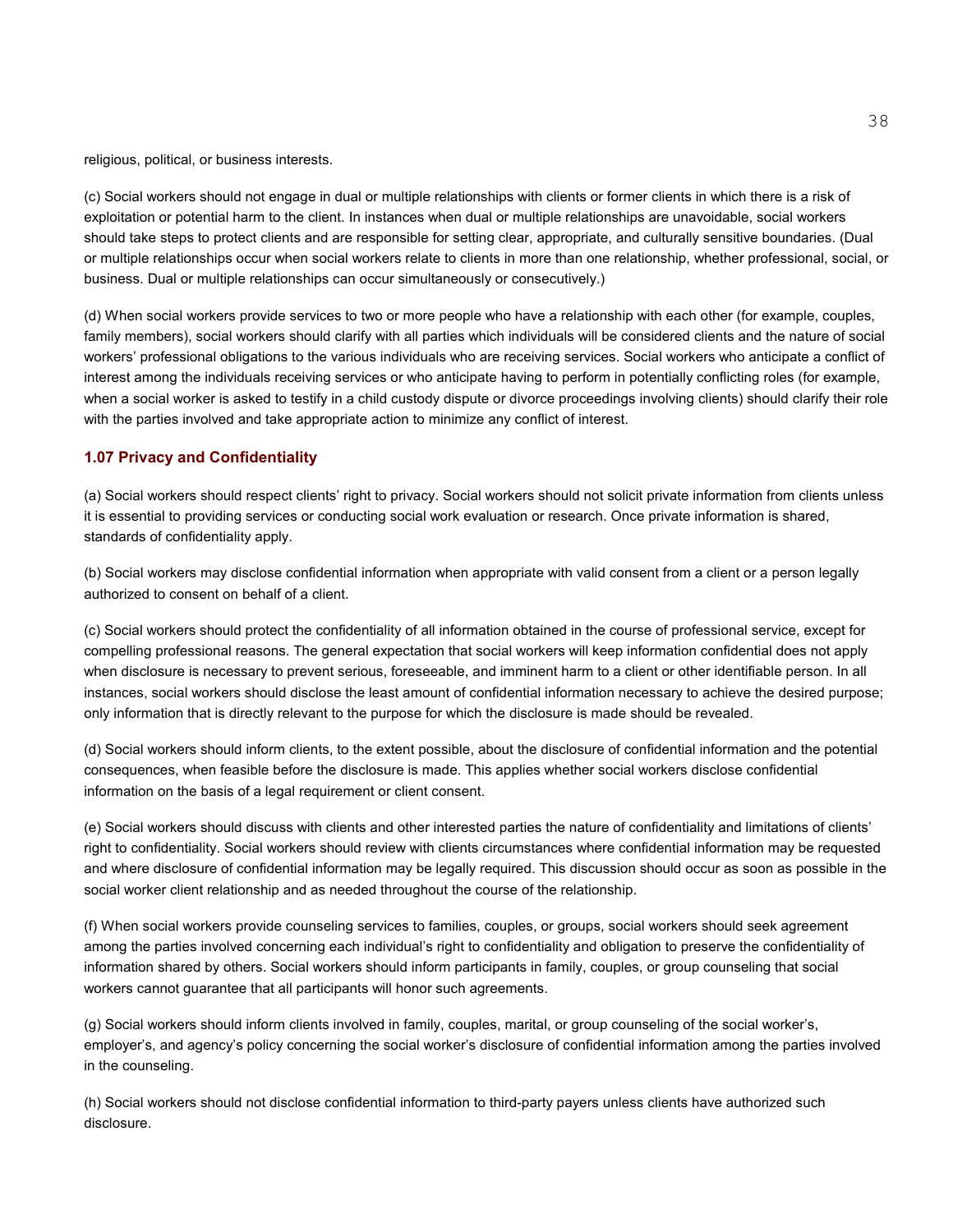religious, political, or business interests.

(c) Social workers should not engage in dual or multiple relationships with clients or former clients in which there is a risk of exploitation or potential harm to the client. In instances when dual or multiple relationships are unavoidable, social workers should take steps to protect clients and are responsible for setting clear, appropriate, and culturally sensitive boundaries. (Dual or multiple relationships occur when social workers relate to clients in more than one relationship, whether professional, social, or business. Dual or multiple relationships can occur simultaneously or consecutively.)

(d) When social workers provide services to two or more people who have a relationship with each other (for example, couples, family members), social workers should clarify with all parties which individuals will be considered clients and the nature of social workers' professional obligations to the various individuals who are receiving services. Social workers who anticipate a conflict of interest among the individuals receiving services or who anticipate having to perform in potentially conflicting roles (for example, when a social worker is asked to testify in a child custody dispute or divorce proceedings involving clients) should clarify their role with the parties involved and take appropriate action to minimize any conflict of interest.

### 1.07 Privacy and Confidentiality

(a) Social workers should respect clients' right to privacy. Social workers should not solicit private information from clients unless it is essential to providing services or conducting social work evaluation or research. Once private information is shared, standards of confidentiality apply.

(b) Social workers may disclose confidential information when appropriate with valid consent from a client or a person legally authorized to consent on behalf of a client.

(c) Social workers should protect the confidentiality of all information obtained in the course of professional service, except for compelling professional reasons. The general expectation that social workers will keep information confidential does not apply when disclosure is necessary to prevent serious, foreseeable, and imminent harm to a client or other identifiable person. In all instances, social workers should disclose the least amount of confidential information necessary to achieve the desired purpose; only information that is directly relevant to the purpose for which the disclosure is made should be revealed.

(d) Social workers should inform clients, to the extent possible, about the disclosure of confidential information and the potential consequences, when feasible before the disclosure is made. This applies whether social workers disclose confidential information on the basis of a legal requirement or client consent.

(e) Social workers should discuss with clients and other interested parties the nature of confidentiality and limitations of clients' right to confidentiality. Social workers should review with clients circumstances where confidential information may be requested and where disclosure of confidential information may be legally required. This discussion should occur as soon as possible in the social worker client relationship and as needed throughout the course of the relationship.

(f) When social workers provide counseling services to families, couples, or groups, social workers should seek agreement among the parties involved concerning each individual's right to confidentiality and obligation to preserve the confidentiality of information shared by others. Social workers should inform participants in family, couples, or group counseling that social workers cannot guarantee that all participants will honor such agreements.

(g) Social workers should inform clients involved in family, couples, marital, or group counseling of the social worker's, employer's, and agency's policy concerning the social worker's disclosure of confidential information among the parties involved in the counseling.

(h) Social workers should not disclose confidential information to third-party payers unless clients have authorized such disclosure.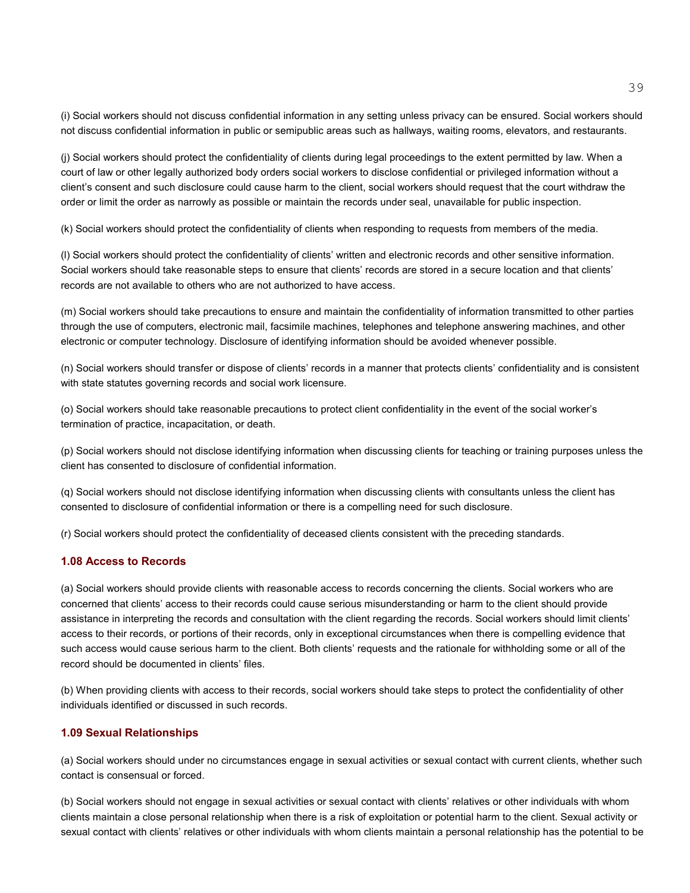(i) Social workers should not discuss confidential information in any setting unless privacy can be ensured. Social workers should not discuss confidential information in public or semipublic areas such as hallways, waiting rooms, elevators, and restaurants.

(j) Social workers should protect the confidentiality of clients during legal proceedings to the extent permitted by law. When a court of law or other legally authorized body orders social workers to disclose confidential or privileged information without a client's consent and such disclosure could cause harm to the client, social workers should request that the court withdraw the order or limit the order as narrowly as possible or maintain the records under seal, unavailable for public inspection.

(k) Social workers should protect the confidentiality of clients when responding to requests from members of the media.

(l) Social workers should protect the confidentiality of clients' written and electronic records and other sensitive information. Social workers should take reasonable steps to ensure that clients' records are stored in a secure location and that clients' records are not available to others who are not authorized to have access.

(m) Social workers should take precautions to ensure and maintain the confidentiality of information transmitted to other parties through the use of computers, electronic mail, facsimile machines, telephones and telephone answering machines, and other electronic or computer technology. Disclosure of identifying information should be avoided whenever possible.

(n) Social workers should transfer or dispose of clients' records in a manner that protects clients' confidentiality and is consistent with state statutes governing records and social work licensure.

(o) Social workers should take reasonable precautions to protect client confidentiality in the event of the social worker's termination of practice, incapacitation, or death.

(p) Social workers should not disclose identifying information when discussing clients for teaching or training purposes unless the client has consented to disclosure of confidential information.

(q) Social workers should not disclose identifying information when discussing clients with consultants unless the client has consented to disclosure of confidential information or there is a compelling need for such disclosure.

(r) Social workers should protect the confidentiality of deceased clients consistent with the preceding standards.

### 1.08 Access to Records

(a) Social workers should provide clients with reasonable access to records concerning the clients. Social workers who are concerned that clients' access to their records could cause serious misunderstanding or harm to the client should provide assistance in interpreting the records and consultation with the client regarding the records. Social workers should limit clients' access to their records, or portions of their records, only in exceptional circumstances when there is compelling evidence that such access would cause serious harm to the client. Both clients' requests and the rationale for withholding some or all of the record should be documented in clients' files.

(b) When providing clients with access to their records, social workers should take steps to protect the confidentiality of other individuals identified or discussed in such records.

### 1.09 Sexual Relationships

(a) Social workers should under no circumstances engage in sexual activities or sexual contact with current clients, whether such contact is consensual or forced.

(b) Social workers should not engage in sexual activities or sexual contact with clients' relatives or other individuals with whom clients maintain a close personal relationship when there is a risk of exploitation or potential harm to the client. Sexual activity or sexual contact with clients' relatives or other individuals with whom clients maintain a personal relationship has the potential to be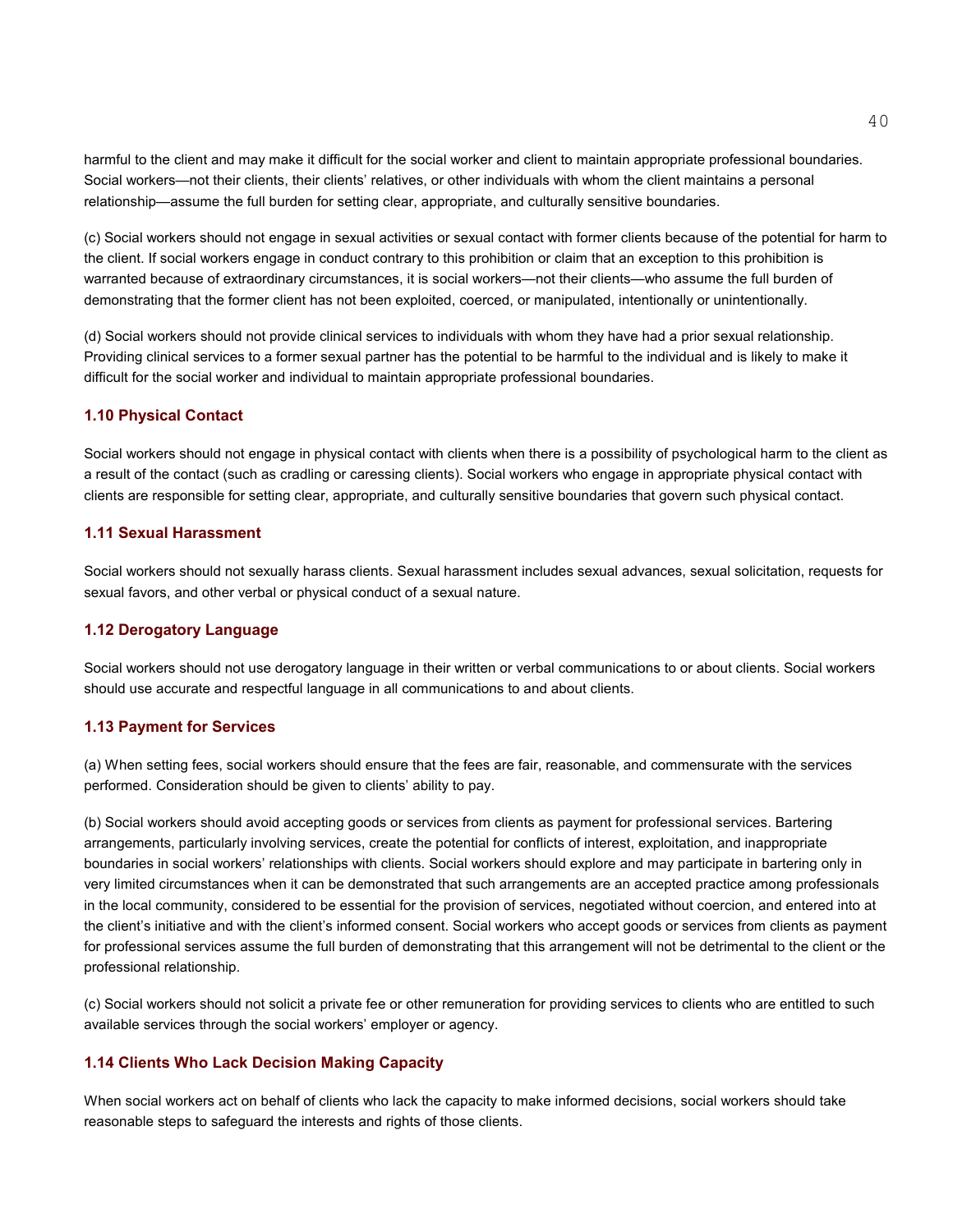harmful to the client and may make it difficult for the social worker and client to maintain appropriate professional boundaries. Social workers—not their clients, their clients' relatives, or other individuals with whom the client maintains a personal relationship—assume the full burden for setting clear, appropriate, and culturally sensitive boundaries.

(c) Social workers should not engage in sexual activities or sexual contact with former clients because of the potential for harm to the client. If social workers engage in conduct contrary to this prohibition or claim that an exception to this prohibition is warranted because of extraordinary circumstances, it is social workers—not their clients—who assume the full burden of demonstrating that the former client has not been exploited, coerced, or manipulated, intentionally or unintentionally.

(d) Social workers should not provide clinical services to individuals with whom they have had a prior sexual relationship. Providing clinical services to a former sexual partner has the potential to be harmful to the individual and is likely to make it difficult for the social worker and individual to maintain appropriate professional boundaries.

### 1.10 Physical Contact

Social workers should not engage in physical contact with clients when there is a possibility of psychological harm to the client as a result of the contact (such as cradling or caressing clients). Social workers who engage in appropriate physical contact with clients are responsible for setting clear, appropriate, and culturally sensitive boundaries that govern such physical contact.

### 1.11 Sexual Harassment

Social workers should not sexually harass clients. Sexual harassment includes sexual advances, sexual solicitation, requests for sexual favors, and other verbal or physical conduct of a sexual nature.

### 1.12 Derogatory Language

Social workers should not use derogatory language in their written or verbal communications to or about clients. Social workers should use accurate and respectful language in all communications to and about clients.

### 1.13 Payment for Services

(a) When setting fees, social workers should ensure that the fees are fair, reasonable, and commensurate with the services performed. Consideration should be given to clients' ability to pay.

(b) Social workers should avoid accepting goods or services from clients as payment for professional services. Bartering arrangements, particularly involving services, create the potential for conflicts of interest, exploitation, and inappropriate boundaries in social workers' relationships with clients. Social workers should explore and may participate in bartering only in very limited circumstances when it can be demonstrated that such arrangements are an accepted practice among professionals in the local community, considered to be essential for the provision of services, negotiated without coercion, and entered into at the client's initiative and with the client's informed consent. Social workers who accept goods or services from clients as payment for professional services assume the full burden of demonstrating that this arrangement will not be detrimental to the client or the professional relationship.

(c) Social workers should not solicit a private fee or other remuneration for providing services to clients who are entitled to such available services through the social workers' employer or agency.

### 1.14 Clients Who Lack Decision Making Capacity

When social workers act on behalf of clients who lack the capacity to make informed decisions, social workers should take reasonable steps to safeguard the interests and rights of those clients.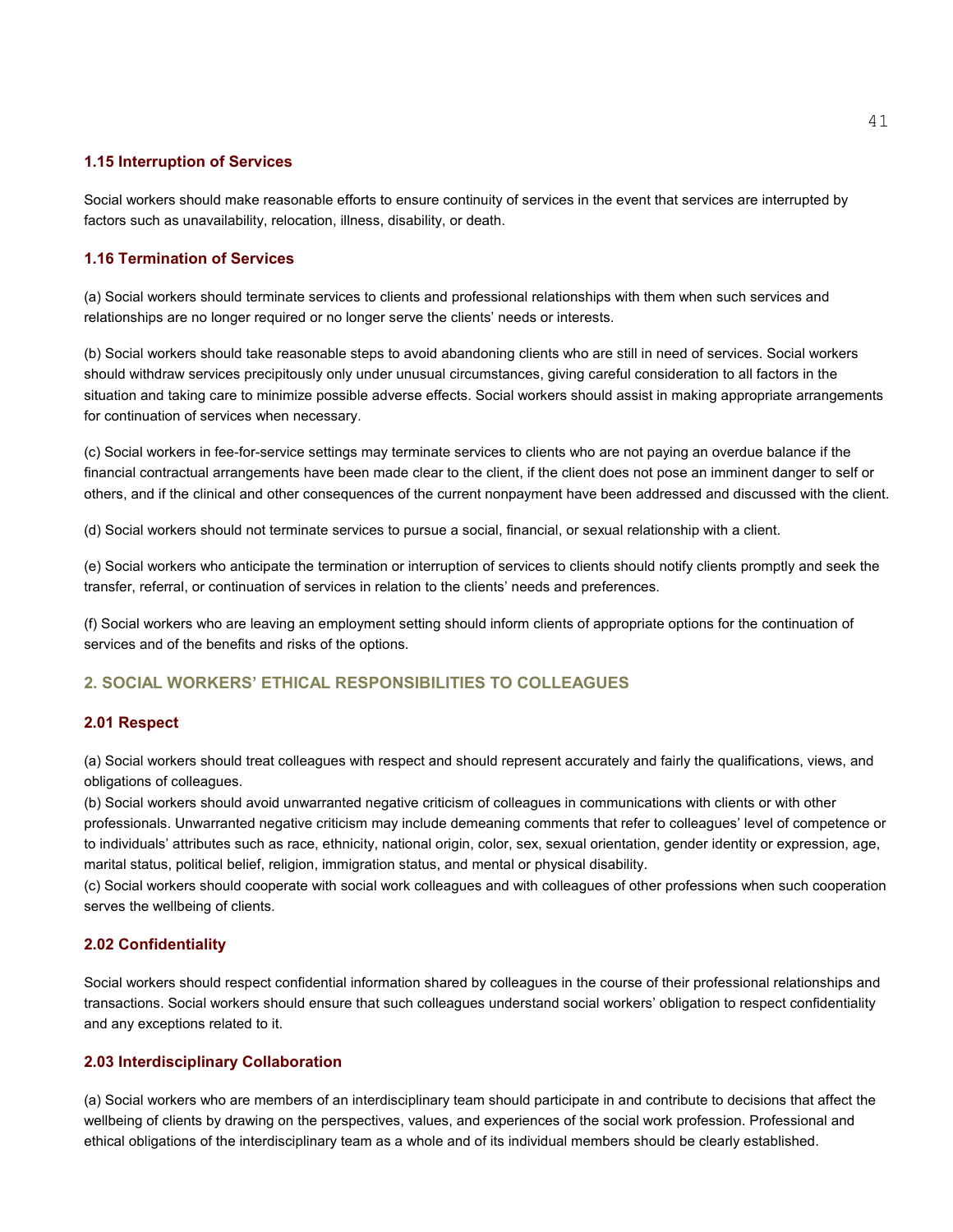### 1.15 Interruption of Services

Social workers should make reasonable efforts to ensure continuity of services in the event that services are interrupted by factors such as unavailability, relocation, illness, disability, or death.

### 1.16 Termination of Services

(a) Social workers should terminate services to clients and professional relationships with them when such services and relationships are no longer required or no longer serve the clients' needs or interests.

(b) Social workers should take reasonable steps to avoid abandoning clients who are still in need of services. Social workers should withdraw services precipitously only under unusual circumstances, giving careful consideration to all factors in the situation and taking care to minimize possible adverse effects. Social workers should assist in making appropriate arrangements for continuation of services when necessary.

(c) Social workers in fee-for-service settings may terminate services to clients who are not paying an overdue balance if the financial contractual arrangements have been made clear to the client, if the client does not pose an imminent danger to self or others, and if the clinical and other consequences of the current nonpayment have been addressed and discussed with the client.

(d) Social workers should not terminate services to pursue a social, financial, or sexual relationship with a client.

(e) Social workers who anticipate the termination or interruption of services to clients should notify clients promptly and seek the transfer, referral, or continuation of services in relation to the clients' needs and preferences.

(f) Social workers who are leaving an employment setting should inform clients of appropriate options for the continuation of services and of the benefits and risks of the options.

## 2. SOCIAL WORKERS' ETHICAL RESPONSIBILITIES TO COLLEAGUES

### 2.01 Respect

(a) Social workers should treat colleagues with respect and should represent accurately and fairly the qualifications, views, and obligations of colleagues.

(b) Social workers should avoid unwarranted negative criticism of colleagues in communications with clients or with other professionals. Unwarranted negative criticism may include demeaning comments that refer to colleagues' level of competence or to individuals' attributes such as race, ethnicity, national origin, color, sex, sexual orientation, gender identity or expression, age, marital status, political belief, religion, immigration status, and mental or physical disability.

(c) Social workers should cooperate with social work colleagues and with colleagues of other professions when such cooperation serves the wellbeing of clients.

### 2.02 Confidentiality

Social workers should respect confidential information shared by colleagues in the course of their professional relationships and transactions. Social workers should ensure that such colleagues understand social workers' obligation to respect confidentiality and any exceptions related to it.

### 2.03 Interdisciplinary Collaboration

(a) Social workers who are members of an interdisciplinary team should participate in and contribute to decisions that affect the wellbeing of clients by drawing on the perspectives, values, and experiences of the social work profession. Professional and ethical obligations of the interdisciplinary team as a whole and of its individual members should be clearly established.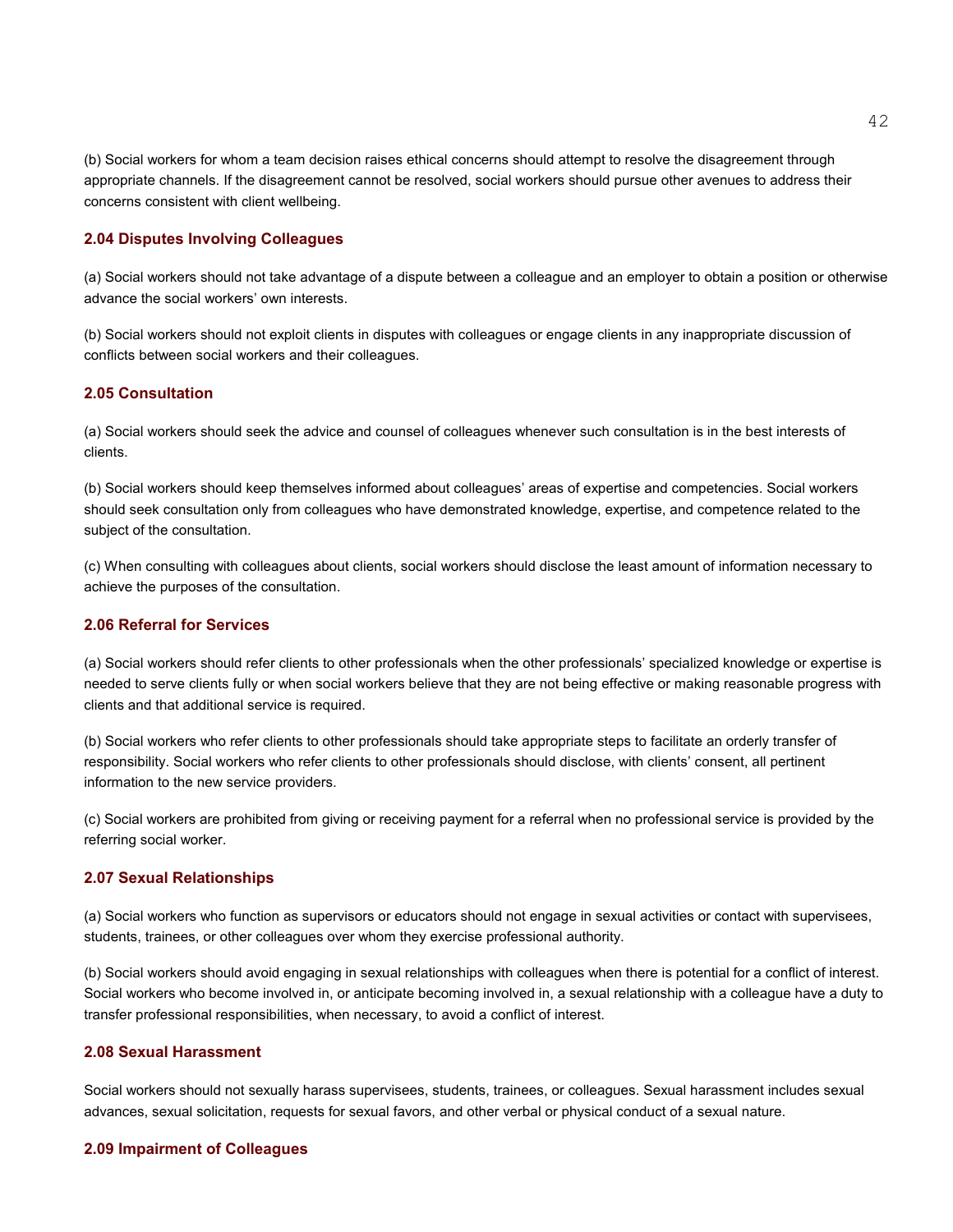(b) Social workers for whom a team decision raises ethical concerns should attempt to resolve the disagreement through appropriate channels. If the disagreement cannot be resolved, social workers should pursue other avenues to address their concerns consistent with client wellbeing.

### 2.04 Disputes Involving Colleagues

(a) Social workers should not take advantage of a dispute between a colleague and an employer to obtain a position or otherwise advance the social workers' own interests.

(b) Social workers should not exploit clients in disputes with colleagues or engage clients in any inappropriate discussion of conflicts between social workers and their colleagues.

### 2.05 Consultation

(a) Social workers should seek the advice and counsel of colleagues whenever such consultation is in the best interests of clients.

(b) Social workers should keep themselves informed about colleagues' areas of expertise and competencies. Social workers should seek consultation only from colleagues who have demonstrated knowledge, expertise, and competence related to the subject of the consultation.

(c) When consulting with colleagues about clients, social workers should disclose the least amount of information necessary to achieve the purposes of the consultation.

### 2.06 Referral for Services

(a) Social workers should refer clients to other professionals when the other professionals' specialized knowledge or expertise is needed to serve clients fully or when social workers believe that they are not being effective or making reasonable progress with clients and that additional service is required.

(b) Social workers who refer clients to other professionals should take appropriate steps to facilitate an orderly transfer of responsibility. Social workers who refer clients to other professionals should disclose, with clients' consent, all pertinent information to the new service providers.

(c) Social workers are prohibited from giving or receiving payment for a referral when no professional service is provided by the referring social worker.

### 2.07 Sexual Relationships

(a) Social workers who function as supervisors or educators should not engage in sexual activities or contact with supervisees, students, trainees, or other colleagues over whom they exercise professional authority.

(b) Social workers should avoid engaging in sexual relationships with colleagues when there is potential for a conflict of interest. Social workers who become involved in, or anticipate becoming involved in, a sexual relationship with a colleague have a duty to transfer professional responsibilities, when necessary, to avoid a conflict of interest.

### 2.08 Sexual Harassment

Social workers should not sexually harass supervisees, students, trainees, or colleagues. Sexual harassment includes sexual advances, sexual solicitation, requests for sexual favors, and other verbal or physical conduct of a sexual nature.

### 2.09 Impairment of Colleagues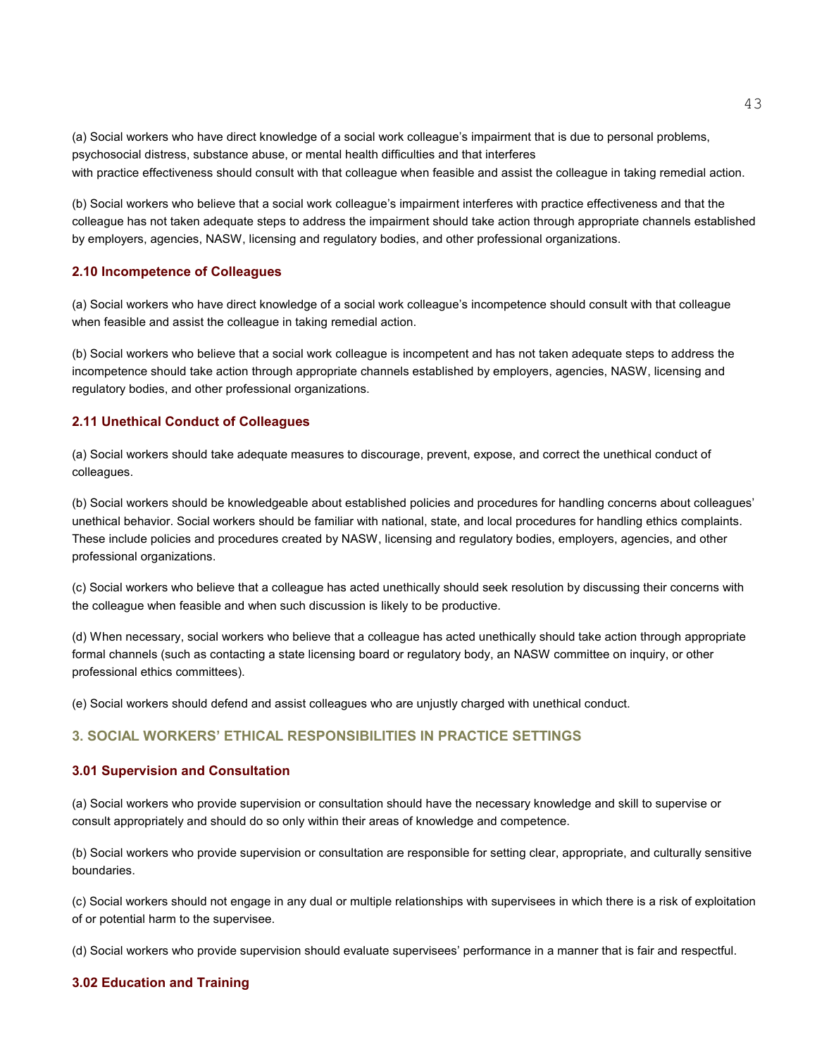(a) Social workers who have direct knowledge of a social work colleague's impairment that is due to personal problems, psychosocial distress, substance abuse, or mental health difficulties and that interferes with practice effectiveness should consult with that colleague when feasible and assist the colleague in taking remedial action.

(b) Social workers who believe that a social work colleague's impairment interferes with practice effectiveness and that the colleague has not taken adequate steps to address the impairment should take action through appropriate channels established by employers, agencies, NASW, licensing and regulatory bodies, and other professional organizations.

### 2.10 Incompetence of Colleagues

(a) Social workers who have direct knowledge of a social work colleague's incompetence should consult with that colleague when feasible and assist the colleague in taking remedial action.

(b) Social workers who believe that a social work colleague is incompetent and has not taken adequate steps to address the incompetence should take action through appropriate channels established by employers, agencies, NASW, licensing and regulatory bodies, and other professional organizations.

### 2.11 Unethical Conduct of Colleagues

(a) Social workers should take adequate measures to discourage, prevent, expose, and correct the unethical conduct of colleagues.

(b) Social workers should be knowledgeable about established policies and procedures for handling concerns about colleagues' unethical behavior. Social workers should be familiar with national, state, and local procedures for handling ethics complaints. These include policies and procedures created by NASW, licensing and regulatory bodies, employers, agencies, and other professional organizations.

(c) Social workers who believe that a colleague has acted unethically should seek resolution by discussing their concerns with the colleague when feasible and when such discussion is likely to be productive.

(d) When necessary, social workers who believe that a colleague has acted unethically should take action through appropriate formal channels (such as contacting a state licensing board or regulatory body, an NASW committee on inquiry, or other professional ethics committees).

(e) Social workers should defend and assist colleagues who are unjustly charged with unethical conduct.

## 3. SOCIAL WORKERS' ETHICAL RESPONSIBILITIES IN PRACTICE SETTINGS

### 3.01 Supervision and Consultation

(a) Social workers who provide supervision or consultation should have the necessary knowledge and skill to supervise or consult appropriately and should do so only within their areas of knowledge and competence.

(b) Social workers who provide supervision or consultation are responsible for setting clear, appropriate, and culturally sensitive boundaries.

(c) Social workers should not engage in any dual or multiple relationships with supervisees in which there is a risk of exploitation of or potential harm to the supervisee.

(d) Social workers who provide supervision should evaluate supervisees' performance in a manner that is fair and respectful.

### 3.02 Education and Training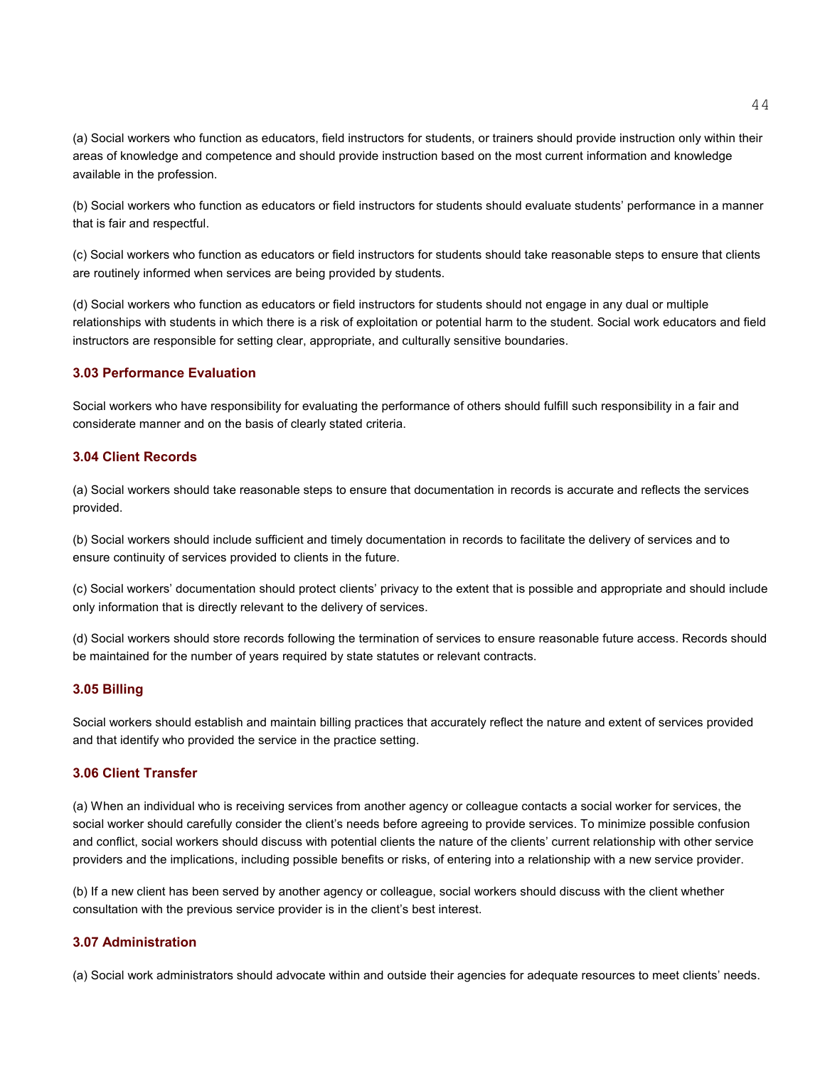(a) Social workers who function as educators, field instructors for students, or trainers should provide instruction only within their areas of knowledge and competence and should provide instruction based on the most current information and knowledge available in the profession.

(b) Social workers who function as educators or field instructors for students should evaluate students' performance in a manner that is fair and respectful.

(c) Social workers who function as educators or field instructors for students should take reasonable steps to ensure that clients are routinely informed when services are being provided by students.

(d) Social workers who function as educators or field instructors for students should not engage in any dual or multiple relationships with students in which there is a risk of exploitation or potential harm to the student. Social work educators and field instructors are responsible for setting clear, appropriate, and culturally sensitive boundaries.

### 3.03 Performance Evaluation

Social workers who have responsibility for evaluating the performance of others should fulfill such responsibility in a fair and considerate manner and on the basis of clearly stated criteria.

### 3.04 Client Records

(a) Social workers should take reasonable steps to ensure that documentation in records is accurate and reflects the services provided.

(b) Social workers should include sufficient and timely documentation in records to facilitate the delivery of services and to ensure continuity of services provided to clients in the future.

(c) Social workers' documentation should protect clients' privacy to the extent that is possible and appropriate and should include only information that is directly relevant to the delivery of services.

(d) Social workers should store records following the termination of services to ensure reasonable future access. Records should be maintained for the number of years required by state statutes or relevant contracts.

### 3.05 Billing

Social workers should establish and maintain billing practices that accurately reflect the nature and extent of services provided and that identify who provided the service in the practice setting.

### 3.06 Client Transfer

(a) When an individual who is receiving services from another agency or colleague contacts a social worker for services, the social worker should carefully consider the client's needs before agreeing to provide services. To minimize possible confusion and conflict, social workers should discuss with potential clients the nature of the clients' current relationship with other service providers and the implications, including possible benefits or risks, of entering into a relationship with a new service provider.

(b) If a new client has been served by another agency or colleague, social workers should discuss with the client whether consultation with the previous service provider is in the client's best interest.

### 3.07 Administration

(a) Social work administrators should advocate within and outside their agencies for adequate resources to meet clients' needs.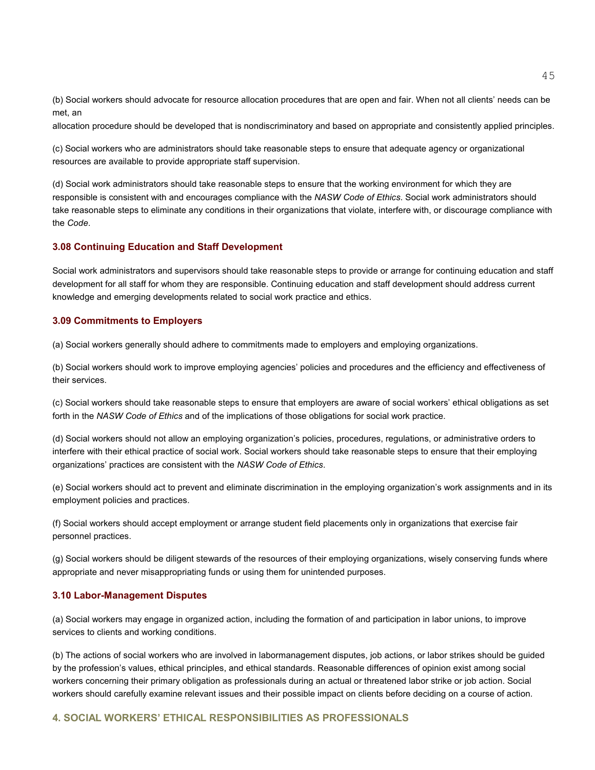(b) Social workers should advocate for resource allocation procedures that are open and fair. When not all clients' needs can be met, an allocation procedure should be developed that is nondiscriminatory and based on appropriate and consistently applied principles.

(c) Social workers who are administrators should take reasonable steps to ensure that adequate agency or organizational resources are available to provide appropriate staff supervision.

(d) Social work administrators should take reasonable steps to ensure that the working environment for which they are responsible is consistent with and encourages compliance with the *NASW Code of Ethics*. Social work administrators should take reasonable steps to eliminate any conditions in their organizations that violate, interfere with, or discourage compliance with the *Code*.

### 3.08 Continuing Education and Staff Development

Social work administrators and supervisors should take reasonable steps to provide or arrange for continuing education and staff development for all staff for whom they are responsible. Continuing education and staff development should address current knowledge and emerging developments related to social work practice and ethics.

### 3.09 Commitments to Employers

(a) Social workers generally should adhere to commitments made to employers and employing organizations.

(b) Social workers should work to improve employing agencies' policies and procedures and the efficiency and effectiveness of their services.

(c) Social workers should take reasonable steps to ensure that employers are aware of social workers' ethical obligations as set forth in the *NASW Code of Ethics* and of the implications of those obligations for social work practice.

(d) Social workers should not allow an employing organization's policies, procedures, regulations, or administrative orders to interfere with their ethical practice of social work. Social workers should take reasonable steps to ensure that their employing organizations' practices are consistent with the *NASW Code of Ethics*.

(e) Social workers should act to prevent and eliminate discrimination in the employing organization's work assignments and in its employment policies and practices.

(f) Social workers should accept employment or arrange student field placements only in organizations that exercise fair personnel practices.

(g) Social workers should be diligent stewards of the resources of their employing organizations, wisely conserving funds where appropriate and never misappropriating funds or using them for unintended purposes.

### 3.10 Labor-Management Disputes

(a) Social workers may engage in organized action, including the formation of and participation in labor unions, to improve services to clients and working conditions.

(b) The actions of social workers who are involved in labormanagement disputes, job actions, or labor strikes should be guided by the profession's values, ethical principles, and ethical standards. Reasonable differences of opinion exist among social workers concerning their primary obligation as professionals during an actual or threatened labor strike or job action. Social workers should carefully examine relevant issues and their possible impact on clients before deciding on a course of action.

## 4. SOCIAL WORKERS' ETHICAL RESPONSIBILITIES AS PROFESSIONALS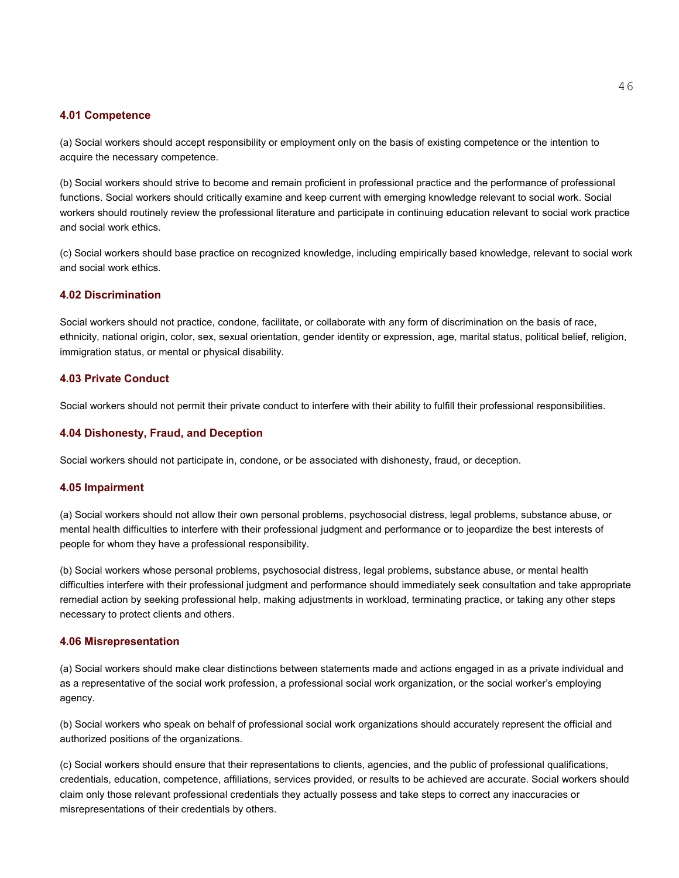### 4.01 Competence

(a) Social workers should accept responsibility or employment only on the basis of existing competence or the intention to acquire the necessary competence.

(b) Social workers should strive to become and remain proficient in professional practice and the performance of professional functions. Social workers should critically examine and keep current with emerging knowledge relevant to social work. Social workers should routinely review the professional literature and participate in continuing education relevant to social work practice and social work ethics.

(c) Social workers should base practice on recognized knowledge, including empirically based knowledge, relevant to social work and social work ethics.

### 4.02 Discrimination

Social workers should not practice, condone, facilitate, or collaborate with any form of discrimination on the basis of race, ethnicity, national origin, color, sex, sexual orientation, gender identity or expression, age, marital status, political belief, religion, immigration status, or mental or physical disability.

### 4.03 Private Conduct

Social workers should not permit their private conduct to interfere with their ability to fulfill their professional responsibilities.

### 4.04 Dishonesty, Fraud, and Deception

Social workers should not participate in, condone, or be associated with dishonesty, fraud, or deception.

### 4.05 Impairment

(a) Social workers should not allow their own personal problems, psychosocial distress, legal problems, substance abuse, or mental health difficulties to interfere with their professional judgment and performance or to jeopardize the best interests of people for whom they have a professional responsibility.

(b) Social workers whose personal problems, psychosocial distress, legal problems, substance abuse, or mental health difficulties interfere with their professional judgment and performance should immediately seek consultation and take appropriate remedial action by seeking professional help, making adjustments in workload, terminating practice, or taking any other steps necessary to protect clients and others.

### 4.06 Misrepresentation

(a) Social workers should make clear distinctions between statements made and actions engaged in as a private individual and as a representative of the social work profession, a professional social work organization, or the social worker's employing agency.

(b) Social workers who speak on behalf of professional social work organizations should accurately represent the official and authorized positions of the organizations.

(c) Social workers should ensure that their representations to clients, agencies, and the public of professional qualifications, credentials, education, competence, affiliations, services provided, or results to be achieved are accurate. Social workers should claim only those relevant professional credentials they actually possess and take steps to correct any inaccuracies or misrepresentations of their credentials by others.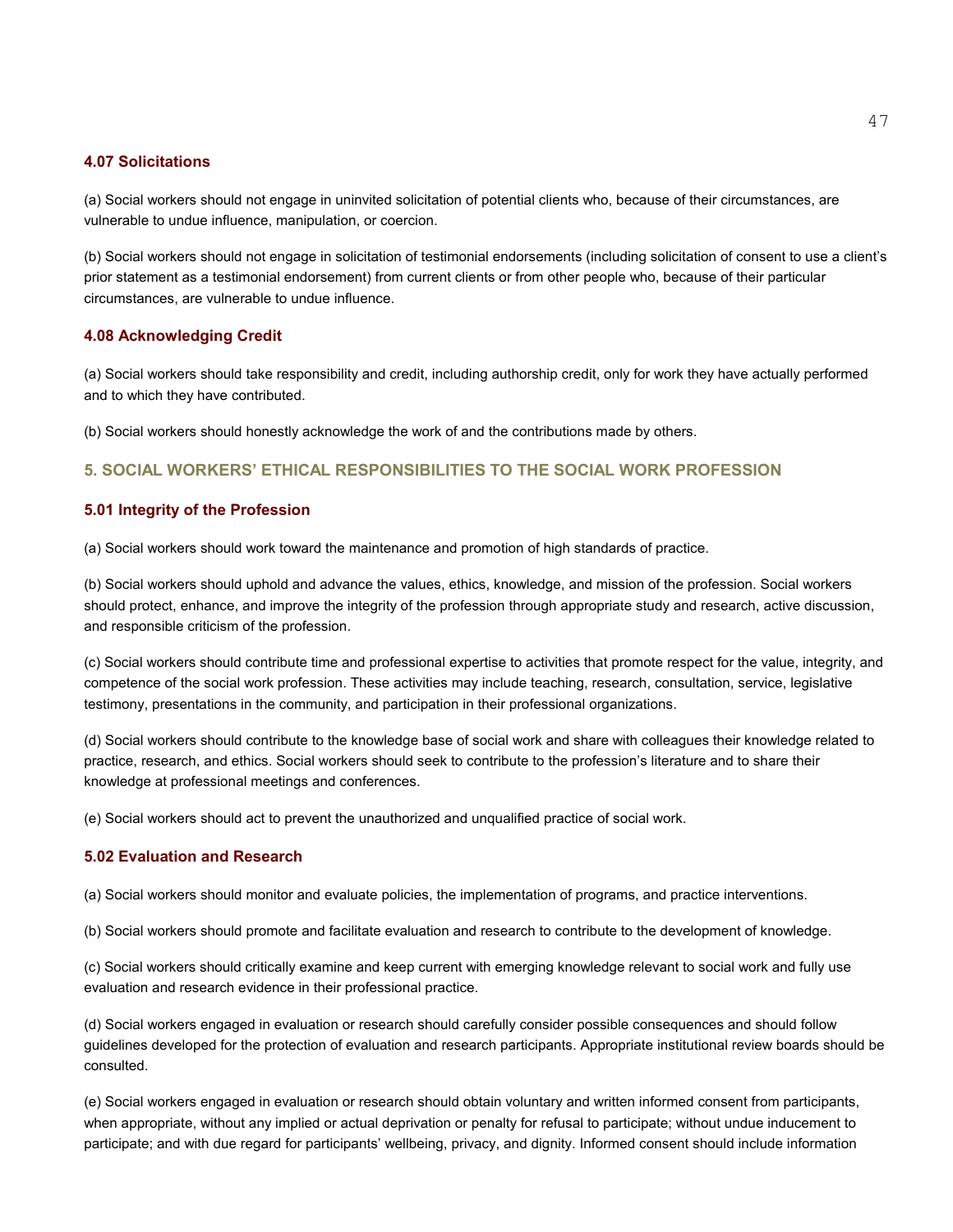### 4.07 Solicitations

(a) Social workers should not engage in uninvited solicitation of potential clients who, because of their circumstances, are vulnerable to undue influence, manipulation, or coercion.

(b) Social workers should not engage in solicitation of testimonial endorsements (including solicitation of consent to use a client's prior statement as a testimonial endorsement) from current clients or from other people who, because of their particular circumstances, are vulnerable to undue influence.

### 4.08 Acknowledging Credit

(a) Social workers should take responsibility and credit, including authorship credit, only for work they have actually performed and to which they have contributed.

(b) Social workers should honestly acknowledge the work of and the contributions made by others.

## 5. SOCIAL WORKERS' ETHICAL RESPONSIBILITIES TO THE SOCIAL WORK PROFESSION

### 5.01 Integrity of the Profession

(a) Social workers should work toward the maintenance and promotion of high standards of practice.

(b) Social workers should uphold and advance the values, ethics, knowledge, and mission of the profession. Social workers should protect, enhance, and improve the integrity of the profession through appropriate study and research, active discussion, and responsible criticism of the profession.

(c) Social workers should contribute time and professional expertise to activities that promote respect for the value, integrity, and competence of the social work profession. These activities may include teaching, research, consultation, service, legislative testimony, presentations in the community, and participation in their professional organizations.

(d) Social workers should contribute to the knowledge base of social work and share with colleagues their knowledge related to practice, research, and ethics. Social workers should seek to contribute to the profession's literature and to share their knowledge at professional meetings and conferences.

(e) Social workers should act to prevent the unauthorized and unqualified practice of social work.

### 5.02 Evaluation and Research

(a) Social workers should monitor and evaluate policies, the implementation of programs, and practice interventions.

(b) Social workers should promote and facilitate evaluation and research to contribute to the development of knowledge.

(c) Social workers should critically examine and keep current with emerging knowledge relevant to social work and fully use evaluation and research evidence in their professional practice.

(d) Social workers engaged in evaluation or research should carefully consider possible consequences and should follow guidelines developed for the protection of evaluation and research participants. Appropriate institutional review boards should be consulted.

(e) Social workers engaged in evaluation or research should obtain voluntary and written informed consent from participants, when appropriate, without any implied or actual deprivation or penalty for refusal to participate; without undue inducement to participate; and with due regard for participants' wellbeing, privacy, and dignity. Informed consent should include information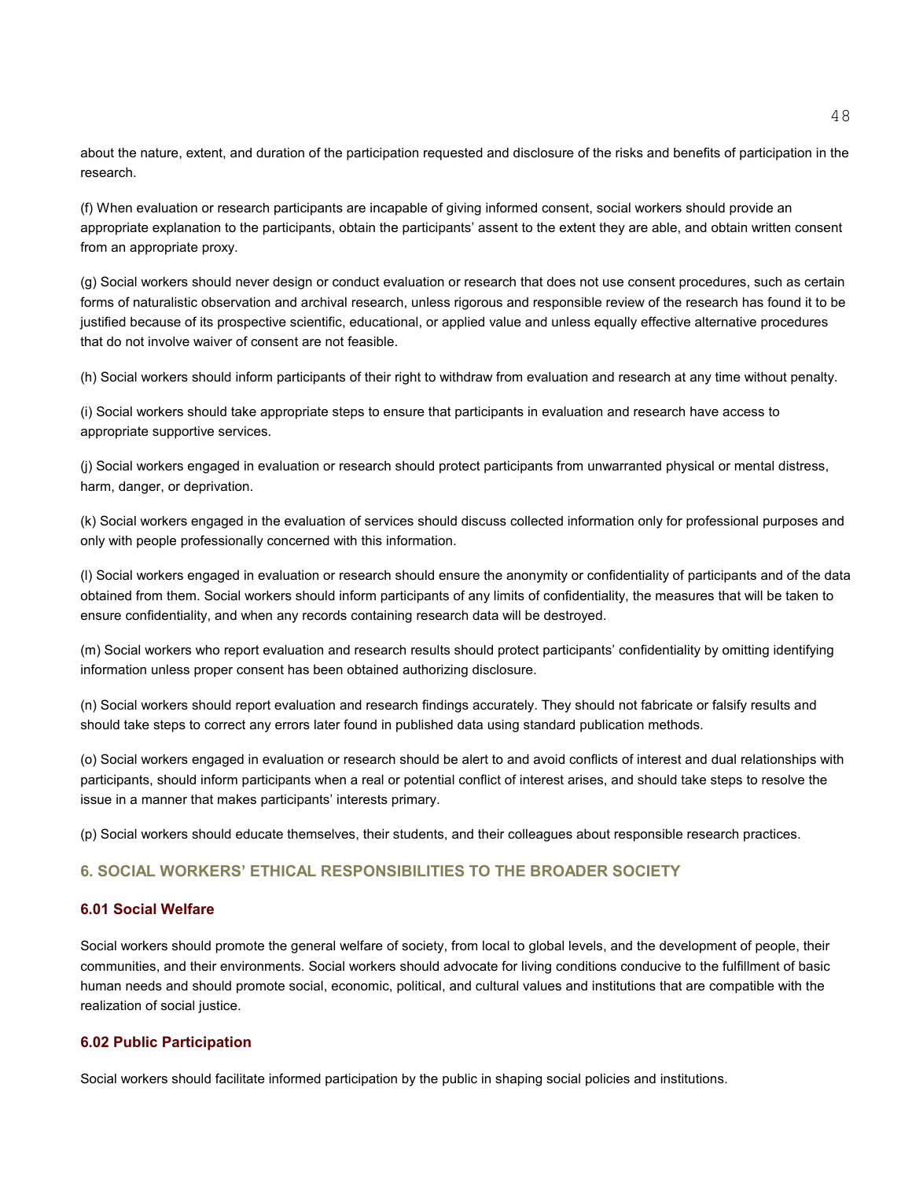about the nature, extent, and duration of the participation requested and disclosure of the risks and benefits of participation in the research.

(f) When evaluation or research participants are incapable of giving informed consent, social workers should provide an appropriate explanation to the participants, obtain the participants' assent to the extent they are able, and obtain written consent from an appropriate proxy.

(g) Social workers should never design or conduct evaluation or research that does not use consent procedures, such as certain forms of naturalistic observation and archival research, unless rigorous and responsible review of the research has found it to be justified because of its prospective scientific, educational, or applied value and unless equally effective alternative procedures that do not involve waiver of consent are not feasible.

(h) Social workers should inform participants of their right to withdraw from evaluation and research at any time without penalty.

(i) Social workers should take appropriate steps to ensure that participants in evaluation and research have access to appropriate supportive services.

(j) Social workers engaged in evaluation or research should protect participants from unwarranted physical or mental distress, harm, danger, or deprivation.

(k) Social workers engaged in the evaluation of services should discuss collected information only for professional purposes and only with people professionally concerned with this information.

(l) Social workers engaged in evaluation or research should ensure the anonymity or confidentiality of participants and of the data obtained from them. Social workers should inform participants of any limits of confidentiality, the measures that will be taken to ensure confidentiality, and when any records containing research data will be destroyed.

(m) Social workers who report evaluation and research results should protect participants' confidentiality by omitting identifying information unless proper consent has been obtained authorizing disclosure.

(n) Social workers should report evaluation and research findings accurately. They should not fabricate or falsify results and should take steps to correct any errors later found in published data using standard publication methods.

(o) Social workers engaged in evaluation or research should be alert to and avoid conflicts of interest and dual relationships with participants, should inform participants when a real or potential conflict of interest arises, and should take steps to resolve the issue in a manner that makes participants' interests primary.

(p) Social workers should educate themselves, their students, and their colleagues about responsible research practices.

## 6. SOCIAL WORKERS' ETHICAL RESPONSIBILITIES TO THE BROADER SOCIETY

### 6.01 Social Welfare

Social workers should promote the general welfare of society, from local to global levels, and the development of people, their communities, and their environments. Social workers should advocate for living conditions conducive to the fulfillment of basic human needs and should promote social, economic, political, and cultural values and institutions that are compatible with the realization of social justice.

### 6.02 Public Participation

Social workers should facilitate informed participation by the public in shaping social policies and institutions.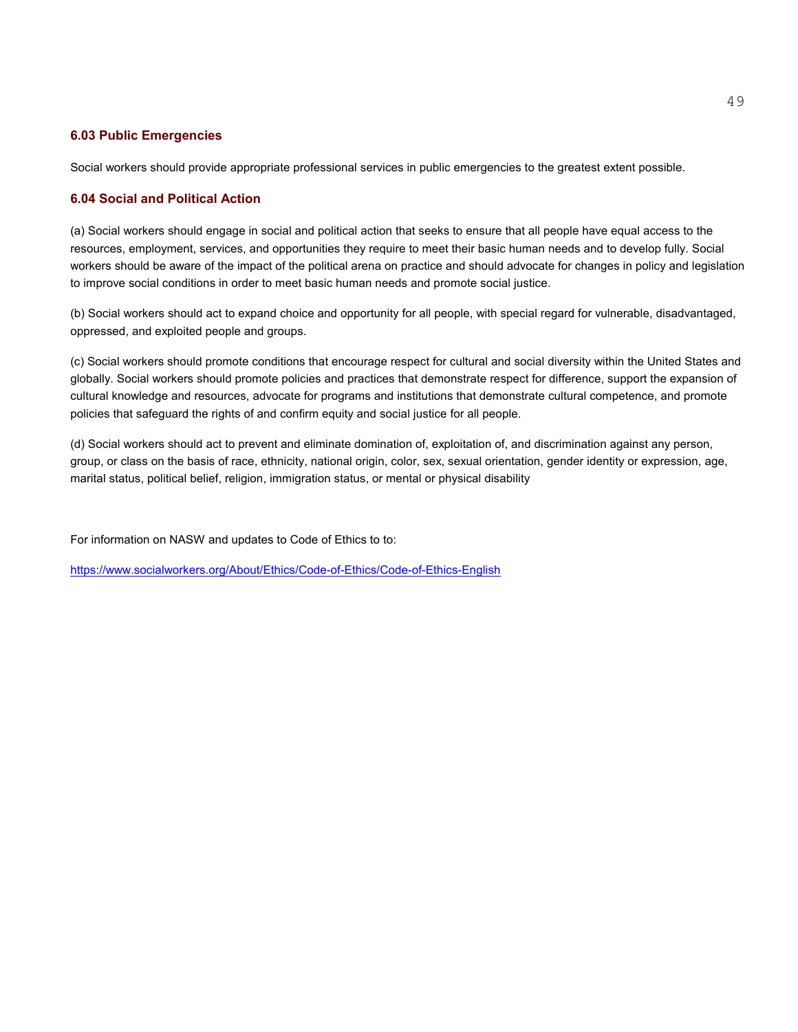### 6.03 Public Emergencies

Social workers should provide appropriate professional services in public emergencies to the greatest extent possible.

### 6.04 Social and Political Action

(a) Social workers should engage in social and political action that seeks to ensure that all people have equal access to the resources, employment, services, and opportunities they require to meet their basic human needs and to develop fully. Social workers should be aware of the impact of the political arena on practice and should advocate for changes in policy and legislation to improve social conditions in order to meet basic human needs and promote social justice.

(b) Social workers should act to expand choice and opportunity for all people, with special regard for vulnerable, disadvantaged, oppressed, and exploited people and groups.

(c) Social workers should promote conditions that encourage respect for cultural and social diversity within the United States and globally. Social workers should promote policies and practices that demonstrate respect for difference, support the expansion of cultural knowledge and resources, advocate for programs and institutions that demonstrate cultural competence, and promote policies that safeguard the rights of and confirm equity and social justice for all people.

(d) Social workers should act to prevent and eliminate domination of, exploitation of, and discrimination against any person, group, or class on the basis of race, ethnicity, national origin, color, sex, sexual orientation, gender identity or expression, age, marital status, political belief, religion, immigration status, or mental or physical disability

For information on NASW and updates to Code of Ethics to to:

https://www.socialworkers.org/About/Ethics/Code-of-Ethics/Code-of-Ethics-English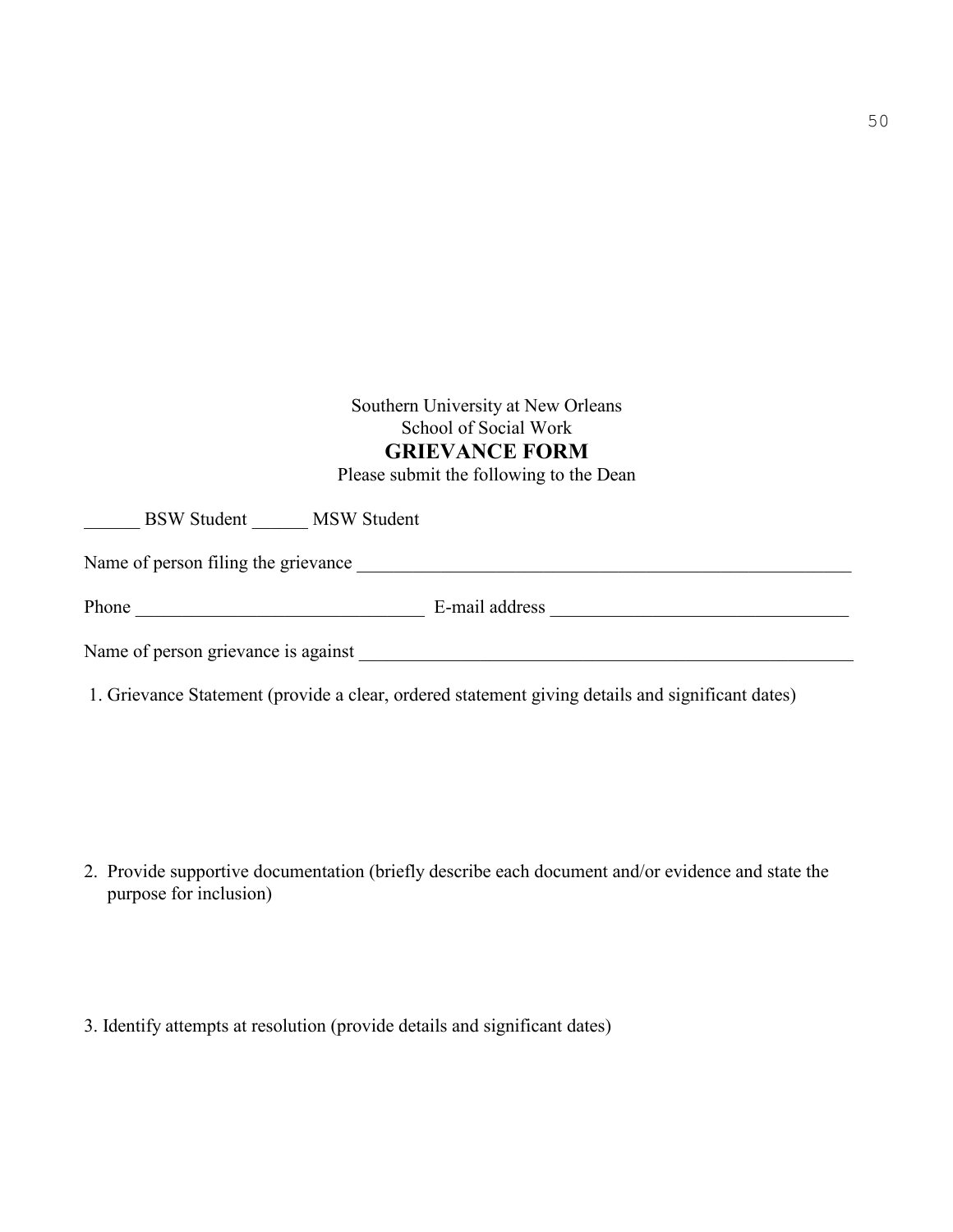Southern University at New Orleans

School of Social Work

# GRIEVANCE FORM

Please submit the following to the Dean

______ BSW Student ______ MSW Student

Name of person filing the grievance ________________________________________________________

Phone ________________________________ E-mail address _________________________________

Name of person grievance is against ________________________________________________________

1. Grievance Statement (provide a clear, ordered statement giving details and significant dates)

2. Provide supportive documentation (briefly describe each document and/or evidence and state the purpose for inclusion)

3. Identify attempts at resolution (provide details and significant dates)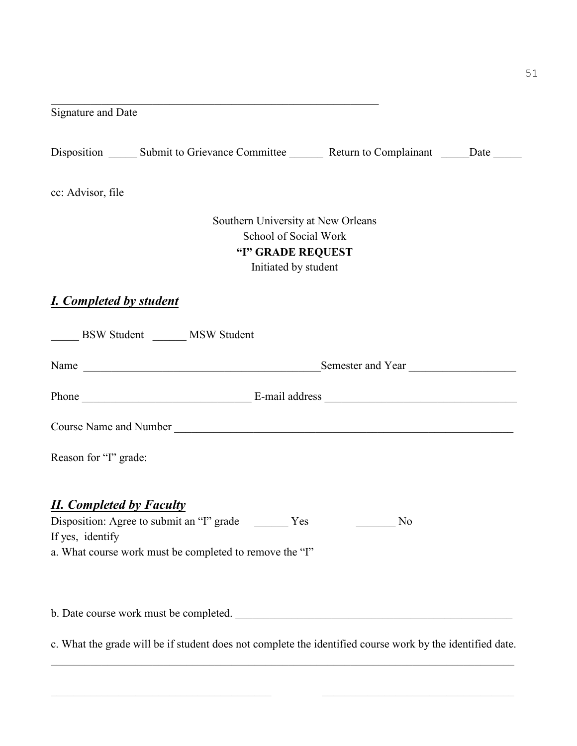______________________________________________________________

Signature and Date

Disposition _____ Submit to Grievance Committee ______ Return to Complainant _____Date _____

cc: Advisor, file

Southern University at New Orleans
School of Social Work
**"I" GRADE REQUEST**
Initiated by student

## ***I. Completed by student***

_____ BSW Student ______ MSW Student

Name ___________________________________________Semester and Year ___________________

Phone ______________________________ E-mail address __________________________________

Course Name and Number ____________________________________________________________

Reason for "I" grade:

## ***II. Completed by Faculty***

Disposition: Agree to submit an "I" grade ______ Yes _______ No

If yes, identify

a. What course work must be completed to remove the "I"

b. Date course work must be completed. _______________________________________________

c. What the grade will be if student does not complete the identified course work by the identified date.

_____________________________________________________________________________________

________________________________________ ___________________________________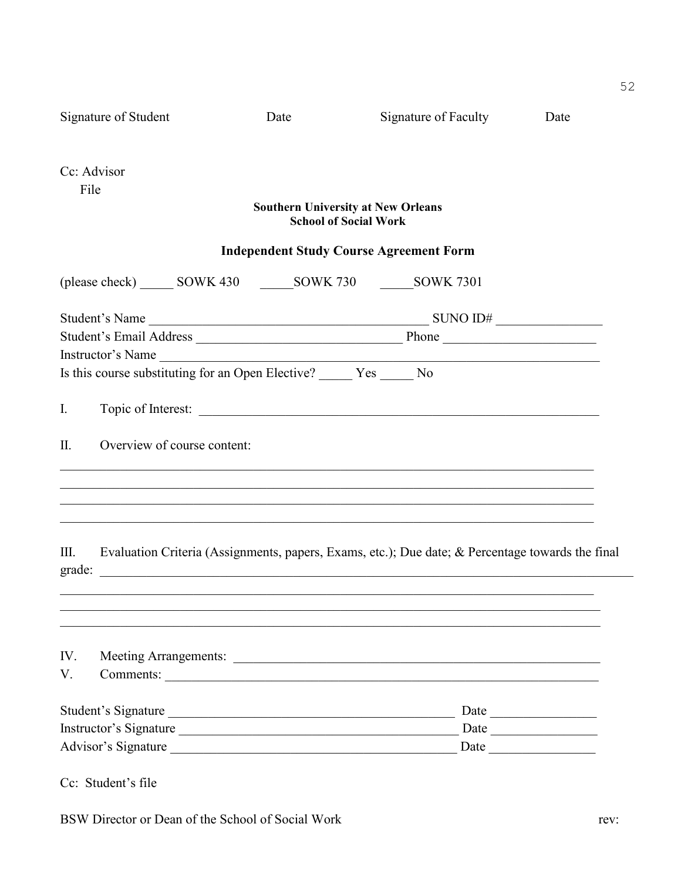Signature of Student          Date          Signature of Faculty          Date

Cc: Advisor
  File

**Southern University at New Orleans**
**School of Social Work**

## Independent Study Course Agreement Form

(please check) _____ SOWK 430   _____SOWK 730   _____SOWK 7301

Student's Name ___________________________________________ SUNO ID# ________________
Student's Email Address ________________________________ Phone _______________________
Instructor's Name ______________________________________________________________________
Is this course substituting for an Open Elective? _____ Yes _____ No

I. Topic of Interest: _______________________________________________________________

II. Overview of course content:

_______________________________________________________________________________
_______________________________________________________________________________
_______________________________________________________________________________
_______________________________________________________________________________

III. Evaluation Criteria (Assignments, papers, Exams, etc.); Due date; & Percentage towards the final grade: ______________________________________________________________________________

_______________________________________________________________________________
_______________________________________________________________________________
_______________________________________________________________________________

IV. Meeting Arrangements: _________________________________________________________
V. Comments: ____________________________________________________________________

Student's Signature ____________________________________________ Date ________________
Instructor's Signature __________________________________________ Date ________________
Advisor's Signature ____________________________________________ Date ________________

Cc: Student's file

BSW Director or Dean of the School of Social Work          rev: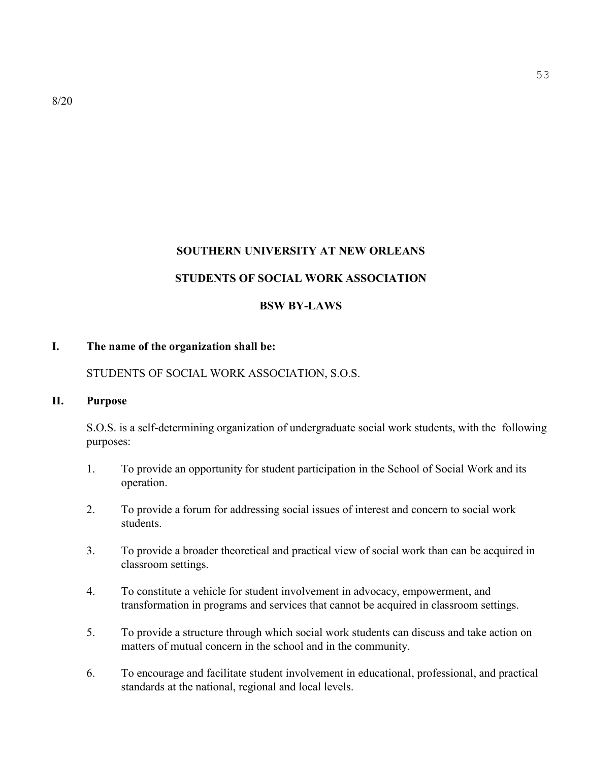8/20

**SOUTHERN UNIVERSITY AT NEW ORLEANS**

**STUDENTS OF SOCIAL WORK ASSOCIATION**

**BSW BY-LAWS**

## I. The name of the organization shall be:

STUDENTS OF SOCIAL WORK ASSOCIATION, S.O.S.

## II. Purpose

S.O.S. is a self-determining organization of undergraduate social work students, with the following purposes:

1. To provide an opportunity for student participation in the School of Social Work and its operation.
2. To provide a forum for addressing social issues of interest and concern to social work students.
3. To provide a broader theoretical and practical view of social work than can be acquired in classroom settings.
4. To constitute a vehicle for student involvement in advocacy, empowerment, and transformation in programs and services that cannot be acquired in classroom settings.
5. To provide a structure through which social work students can discuss and take action on matters of mutual concern in the school and in the community.
6. To encourage and facilitate student involvement in educational, professional, and practical standards at the national, regional and local levels.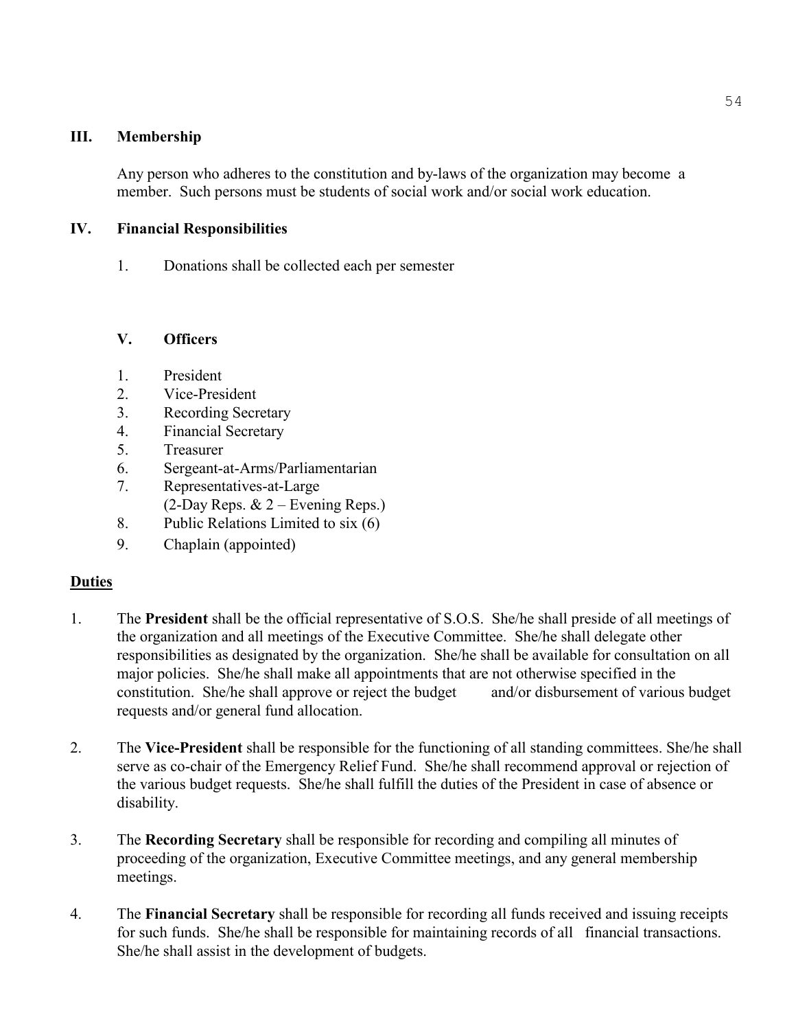## III. Membership

Any person who adheres to the constitution and by-laws of the organization may become a member. Such persons must be students of social work and/or social work education.

## IV. Financial Responsibilities

1. Donations shall be collected each per semester

## V. Officers

1. President
2. Vice-President
3. Recording Secretary
4. Financial Secretary
5. Treasurer
6. Sergeant-at-Arms/Parliamentarian
7. Representatives-at-Large (2-Day Reps. & 2 – Evening Reps.)
8. Public Relations Limited to six (6)
9. Chaplain (appointed)

**Duties**

1. The **President** shall be the official representative of S.O.S. She/he shall preside of all meetings of the organization and all meetings of the Executive Committee. She/he shall delegate other responsibilities as designated by the organization. She/he shall be available for consultation on all major policies. She/he shall make all appointments that are not otherwise specified in the constitution. She/he shall approve or reject the budget and/or disbursement of various budget requests and/or general fund allocation.

2. The **Vice-President** shall be responsible for the functioning of all standing committees. She/he shall serve as co-chair of the Emergency Relief Fund. She/he shall recommend approval or rejection of the various budget requests. She/he shall fulfill the duties of the President in case of absence or disability.

3. The **Recording Secretary** shall be responsible for recording and compiling all minutes of proceeding of the organization, Executive Committee meetings, and any general membership meetings.

4. The **Financial Secretary** shall be responsible for recording all funds received and issuing receipts for such funds. She/he shall be responsible for maintaining records of all financial transactions. She/he shall assist in the development of budgets.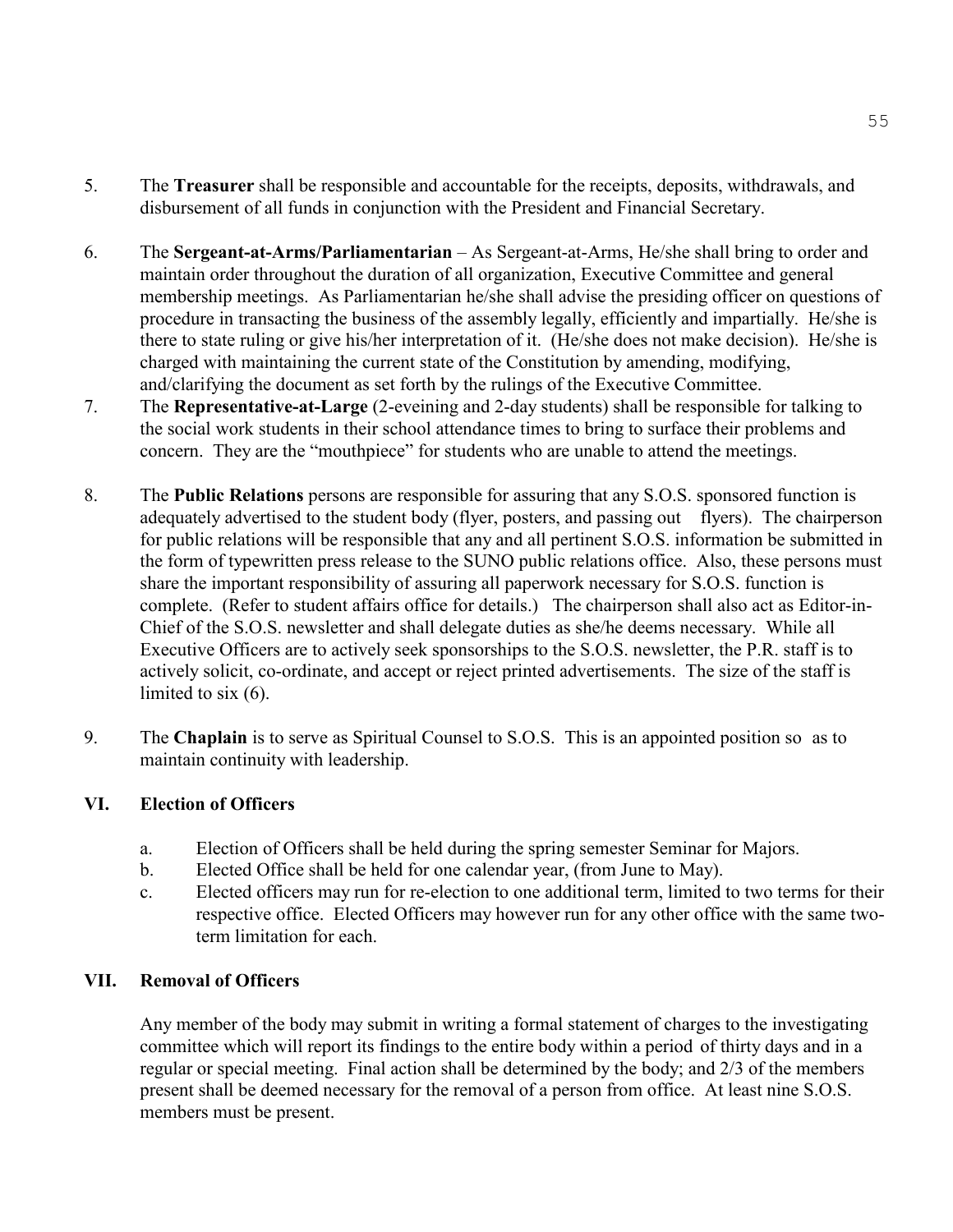5. The **Treasurer** shall be responsible and accountable for the receipts, deposits, withdrawals, and disbursement of all funds in conjunction with the President and Financial Secretary.

6. The **Sergeant-at-Arms/Parliamentarian** – As Sergeant-at-Arms, He/she shall bring to order and maintain order throughout the duration of all organization, Executive Committee and general membership meetings. As Parliamentarian he/she shall advise the presiding officer on questions of procedure in transacting the business of the assembly legally, efficiently and impartially. He/she is there to state ruling or give his/her interpretation of it. (He/she does not make decision). He/she is charged with maintaining the current state of the Constitution by amending, modifying, and/clarifying the document as set forth by the rulings of the Executive Committee.

7. The **Representative-at-Large** (2-eveining and 2-day students) shall be responsible for talking to the social work students in their school attendance times to bring to surface their problems and concern. They are the "mouthpiece" for students who are unable to attend the meetings.

8. The **Public Relations** persons are responsible for assuring that any S.O.S. sponsored function is adequately advertised to the student body (flyer, posters, and passing out flyers). The chairperson for public relations will be responsible that any and all pertinent S.O.S. information be submitted in the form of typewritten press release to the SUNO public relations office. Also, these persons must share the important responsibility of assuring all paperwork necessary for S.O.S. function is complete. (Refer to student affairs office for details.) The chairperson shall also act as Editor-in-Chief of the S.O.S. newsletter and shall delegate duties as she/he deems necessary. While all Executive Officers are to actively seek sponsorships to the S.O.S. newsletter, the P.R. staff is to actively solicit, co-ordinate, and accept or reject printed advertisements. The size of the staff is limited to six (6).

9. The **Chaplain** is to serve as Spiritual Counsel to S.O.S. This is an appointed position so as to maintain continuity with leadership.

## VI. Election of Officers

a. Election of Officers shall be held during the spring semester Seminar for Majors.

b. Elected Office shall be held for one calendar year, (from June to May).

c. Elected officers may run for re-election to one additional term, limited to two terms for their respective office. Elected Officers may however run for any other office with the same two-term limitation for each.

## VII. Removal of Officers

Any member of the body may submit in writing a formal statement of charges to the investigating committee which will report its findings to the entire body within a period of thirty days and in a regular or special meeting. Final action shall be determined by the body; and 2/3 of the members present shall be deemed necessary for the removal of a person from office. At least nine S.O.S. members must be present.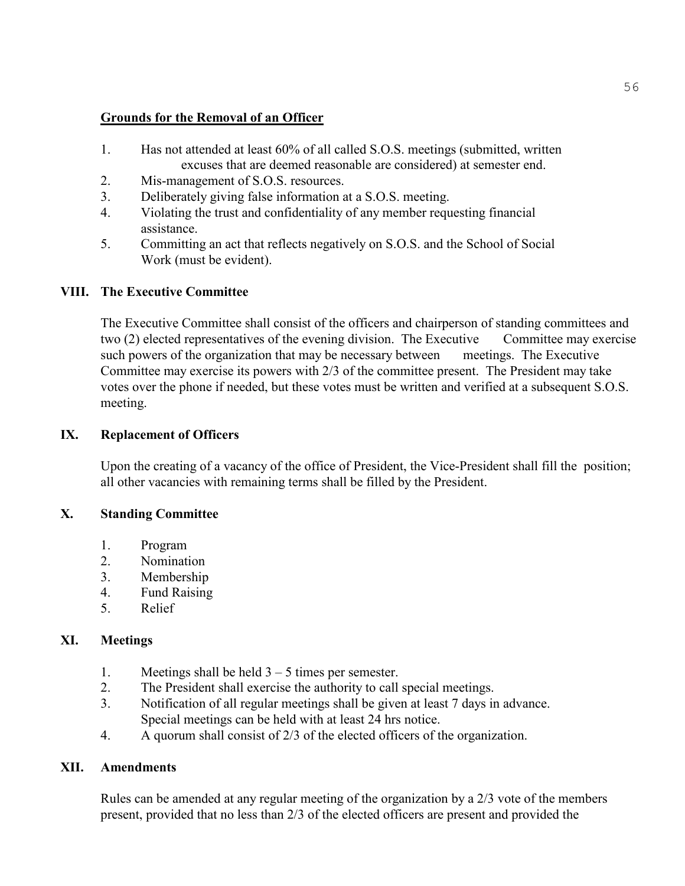**Grounds for the Removal of an Officer**

1. Has not attended at least 60% of all called S.O.S. meetings (submitted, written excuses that are deemed reasonable are considered) at semester end.
2. Mis-management of S.O.S. resources.
3. Deliberately giving false information at a S.O.S. meeting.
4. Violating the trust and confidentiality of any member requesting financial assistance.
5. Committing an act that reflects negatively on S.O.S. and the School of Social Work (must be evident).

## VIII. The Executive Committee

The Executive Committee shall consist of the officers and chairperson of standing committees and two (2) elected representatives of the evening division. The Executive Committee may exercise such powers of the organization that may be necessary between meetings. The Executive Committee may exercise its powers with 2/3 of the committee present. The President may take votes over the phone if needed, but these votes must be written and verified at a subsequent S.O.S. meeting.

## IX. Replacement of Officers

Upon the creating of a vacancy of the office of President, the Vice-President shall fill the position; all other vacancies with remaining terms shall be filled by the President.

## X. Standing Committee

1. Program
2. Nomination
3. Membership
4. Fund Raising
5. Relief

## XI. Meetings

1. Meetings shall be held 3 – 5 times per semester.
2. The President shall exercise the authority to call special meetings.
3. Notification of all regular meetings shall be given at least 7 days in advance. Special meetings can be held with at least 24 hrs notice.
4. A quorum shall consist of 2/3 of the elected officers of the organization.

## XII. Amendments

Rules can be amended at any regular meeting of the organization by a 2/3 vote of the members present, provided that no less than 2/3 of the elected officers are present and provided the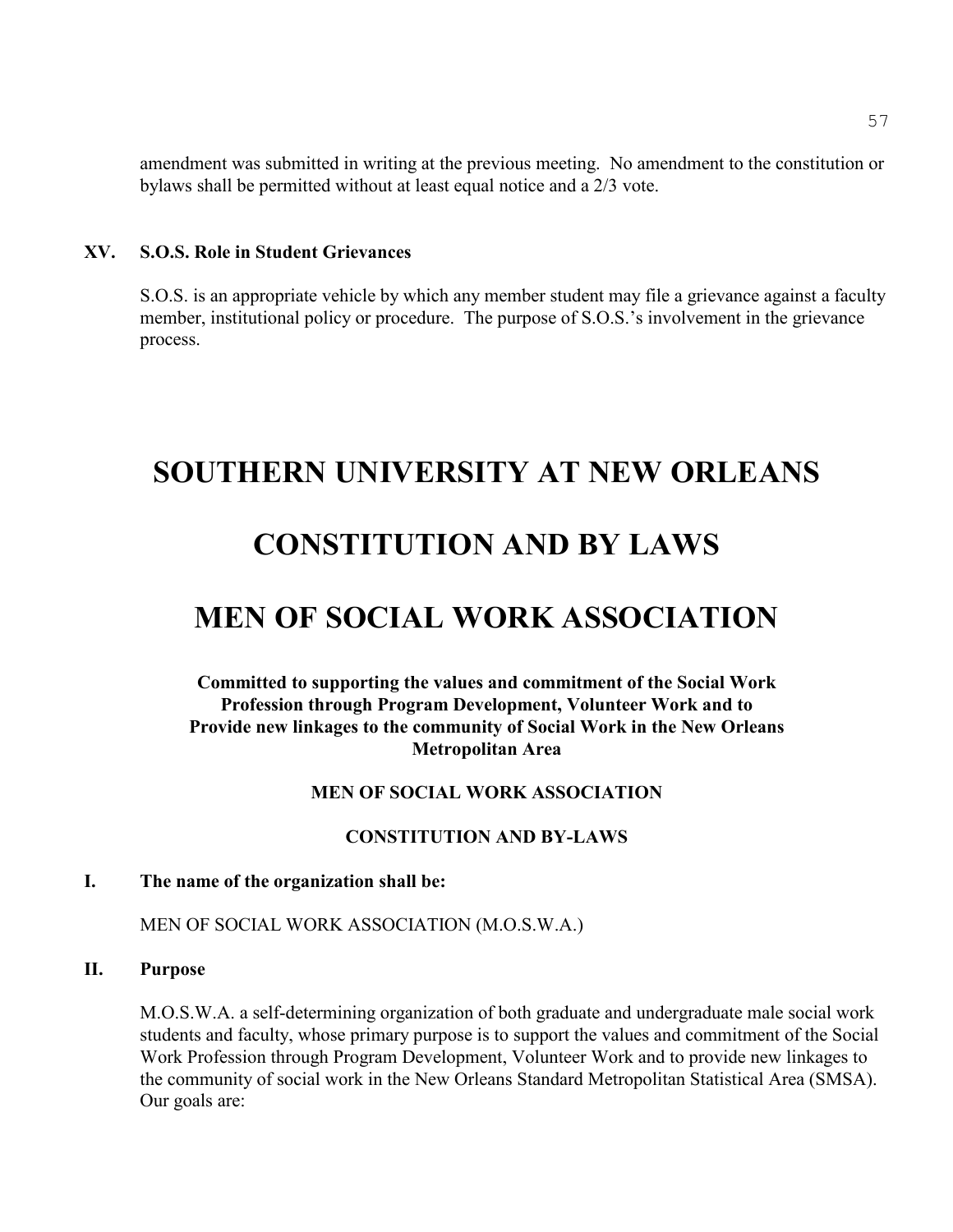amendment was submitted in writing at the previous meeting. No amendment to the constitution or bylaws shall be permitted without at least equal notice and a 2/3 vote.

**XV. S.O.S. Role in Student Grievances**

S.O.S. is an appropriate vehicle by which any member student may file a grievance against a faculty member, institutional policy or procedure. The purpose of S.O.S.'s involvement in the grievance process.

# SOUTHERN UNIVERSITY AT NEW ORLEANS

# CONSTITUTION AND BY LAWS

# MEN OF SOCIAL WORK ASSOCIATION

**Committed to supporting the values and commitment of the Social Work Profession through Program Development, Volunteer Work and to Provide new linkages to the community of Social Work in the New Orleans Metropolitan Area**

**MEN OF SOCIAL WORK ASSOCIATION**

**CONSTITUTION AND BY-LAWS**

**I. The name of the organization shall be:**

MEN OF SOCIAL WORK ASSOCIATION (M.O.S.W.A.)

**II. Purpose**

M.O.S.W.A. a self-determining organization of both graduate and undergraduate male social work students and faculty, whose primary purpose is to support the values and commitment of the Social Work Profession through Program Development, Volunteer Work and to provide new linkages to the community of social work in the New Orleans Standard Metropolitan Statistical Area (SMSA). Our goals are: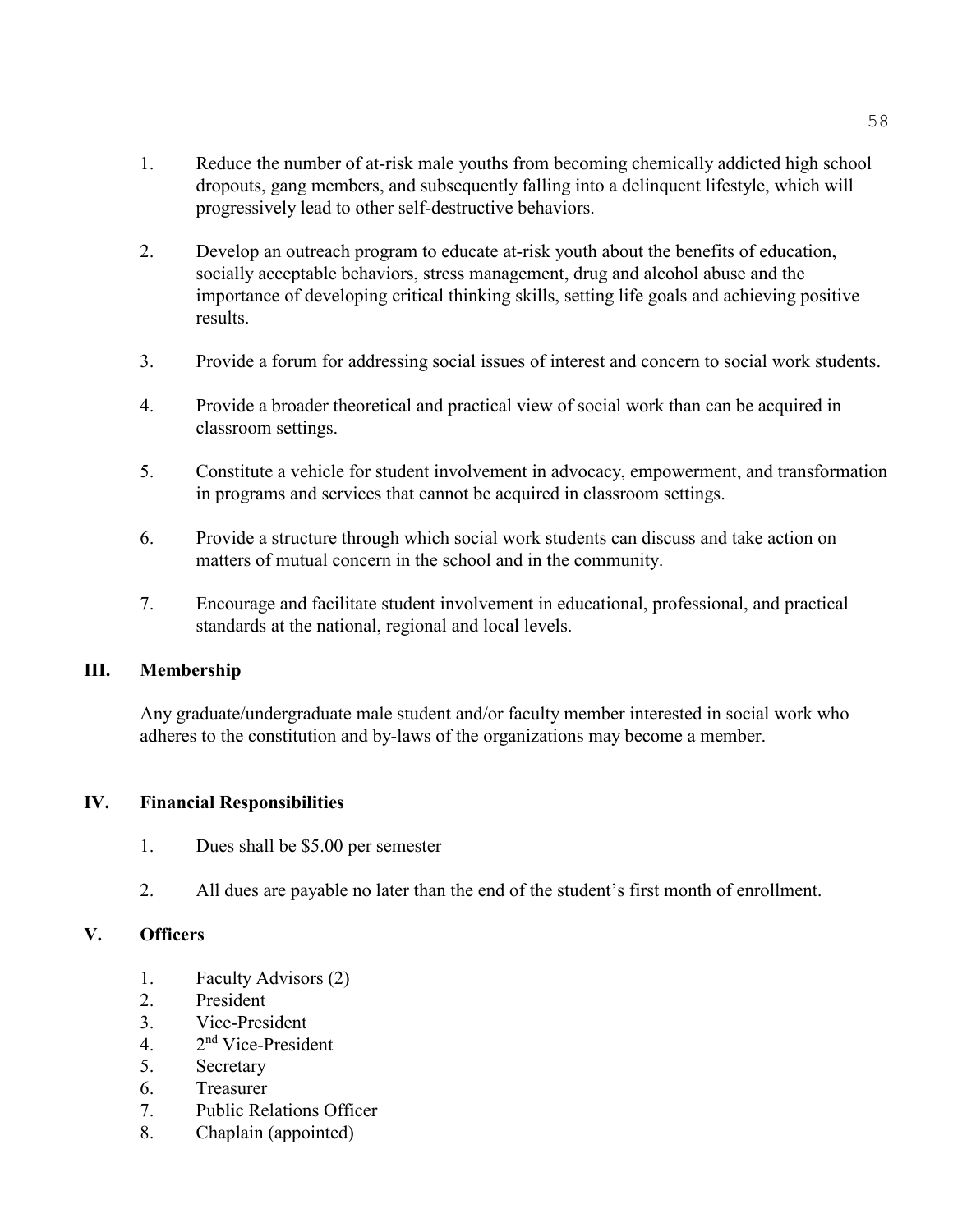1. Reduce the number of at-risk male youths from becoming chemically addicted high school dropouts, gang members, and subsequently falling into a delinquent lifestyle, which will progressively lead to other self-destructive behaviors.

2. Develop an outreach program to educate at-risk youth about the benefits of education, socially acceptable behaviors, stress management, drug and alcohol abuse and the importance of developing critical thinking skills, setting life goals and achieving positive results.

3. Provide a forum for addressing social issues of interest and concern to social work students.

4. Provide a broader theoretical and practical view of social work than can be acquired in classroom settings.

5. Constitute a vehicle for student involvement in advocacy, empowerment, and transformation in programs and services that cannot be acquired in classroom settings.

6. Provide a structure through which social work students can discuss and take action on matters of mutual concern in the school and in the community.

7. Encourage and facilitate student involvement in educational, professional, and practical standards at the national, regional and local levels.

## III. Membership

Any graduate/undergraduate male student and/or faculty member interested in social work who adheres to the constitution and by-laws of the organizations may become a member.

## IV. Financial Responsibilities

1. Dues shall be $5.00 per semester

2. All dues are payable no later than the end of the student's first month of enrollment.

## V. Officers

1. Faculty Advisors (2)
2. President
3. Vice-President
4. 2nd Vice-President
5. Secretary
6. Treasurer
7. Public Relations Officer
8. Chaplain (appointed)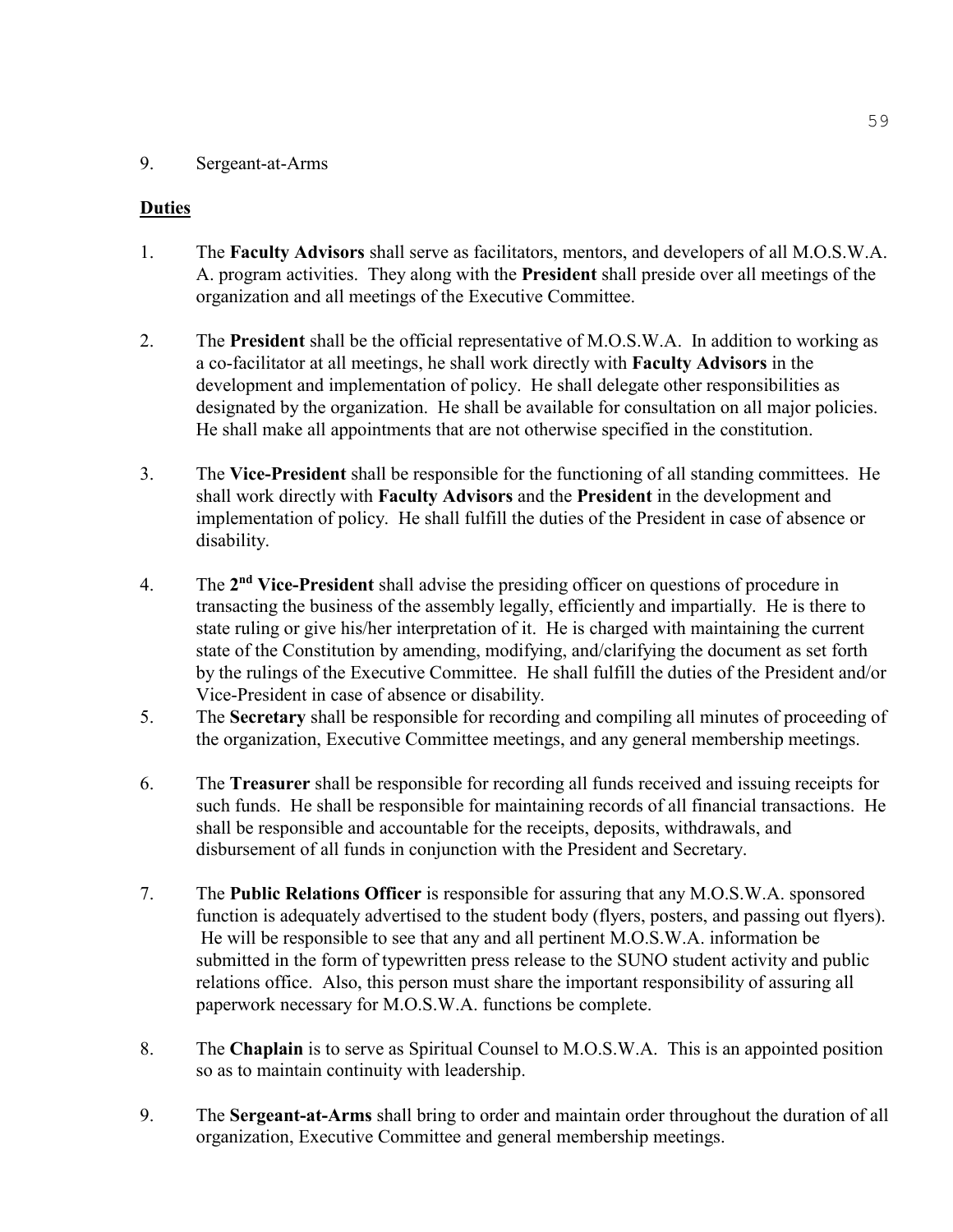9. Sergeant-at-Arms

**Duties**

1. The **Faculty Advisors** shall serve as facilitators, mentors, and developers of all M.O.S.W.A. A. program activities. They along with the **President** shall preside over all meetings of the organization and all meetings of the Executive Committee.

2. The **President** shall be the official representative of M.O.S.W.A. In addition to working as a co-facilitator at all meetings, he shall work directly with **Faculty Advisors** in the development and implementation of policy. He shall delegate other responsibilities as designated by the organization. He shall be available for consultation on all major policies. He shall make all appointments that are not otherwise specified in the constitution.

3. The **Vice-President** shall be responsible for the functioning of all standing committees. He shall work directly with **Faculty Advisors** and the **President** in the development and implementation of policy. He shall fulfill the duties of the President in case of absence or disability.

4. The **2nd Vice-President** shall advise the presiding officer on questions of procedure in transacting the business of the assembly legally, efficiently and impartially. He is there to state ruling or give his/her interpretation of it. He is charged with maintaining the current state of the Constitution by amending, modifying, and/clarifying the document as set forth by the rulings of the Executive Committee. He shall fulfill the duties of the President and/or Vice-President in case of absence or disability.

5. The **Secretary** shall be responsible for recording and compiling all minutes of proceeding of the organization, Executive Committee meetings, and any general membership meetings.

6. The **Treasurer** shall be responsible for recording all funds received and issuing receipts for such funds. He shall be responsible for maintaining records of all financial transactions. He shall be responsible and accountable for the receipts, deposits, withdrawals, and disbursement of all funds in conjunction with the President and Secretary.

7. The **Public Relations Officer** is responsible for assuring that any M.O.S.W.A. sponsored function is adequately advertised to the student body (flyers, posters, and passing out flyers). He will be responsible to see that any and all pertinent M.O.S.W.A. information be submitted in the form of typewritten press release to the SUNO student activity and public relations office. Also, this person must share the important responsibility of assuring all paperwork necessary for M.O.S.W.A. functions be complete.

8. The **Chaplain** is to serve as Spiritual Counsel to M.O.S.W.A. This is an appointed position so as to maintain continuity with leadership.

9. The **Sergeant-at-Arms** shall bring to order and maintain order throughout the duration of all organization, Executive Committee and general membership meetings.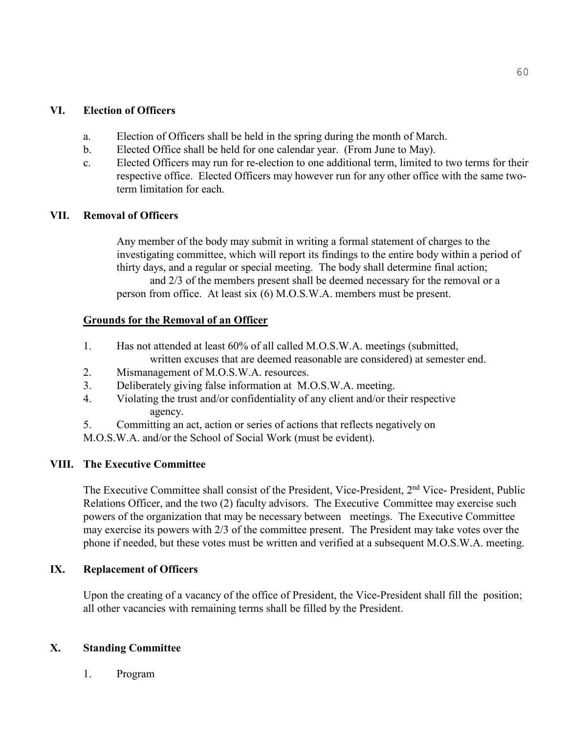## VI. Election of Officers

a. Election of Officers shall be held in the spring during the month of March.
b. Elected Office shall be held for one calendar year. (From June to May).
c. Elected Officers may run for re-election to one additional term, limited to two terms for their respective office. Elected Officers may however run for any other office with the same two-term limitation for each.

## VII. Removal of Officers

Any member of the body may submit in writing a formal statement of charges to the investigating committee, which will report its findings to the entire body within a period of thirty days, and a regular or special meeting. The body shall determine final action; and 2/3 of the members present shall be deemed necessary for the removal or a person from office. At least six (6) M.O.S.W.A. members must be present.

**<u>Grounds for the Removal of an Officer</u>**

1. Has not attended at least 60% of all called M.O.S.W.A. meetings (submitted, written excuses that are deemed reasonable are considered) at semester end.
2. Mismanagement of M.O.S.W.A. resources.
3. Deliberately giving false information at M.O.S.W.A. meeting.
4. Violating the trust and/or confidentiality of any client and/or their respective agency.
5. Committing an act, action or series of actions that reflects negatively on M.O.S.W.A. and/or the School of Social Work (must be evident).

## VIII. The Executive Committee

The Executive Committee shall consist of the President, Vice-President, 2nd Vice- President, Public Relations Officer, and the two (2) faculty advisors. The Executive Committee may exercise such powers of the organization that may be necessary between meetings. The Executive Committee may exercise its powers with 2/3 of the committee present. The President may take votes over the phone if needed, but these votes must be written and verified at a subsequent M.O.S.W.A. meeting.

## IX. Replacement of Officers

Upon the creating of a vacancy of the office of President, the Vice-President shall fill the position; all other vacancies with remaining terms shall be filled by the President.

## X. Standing Committee

1. Program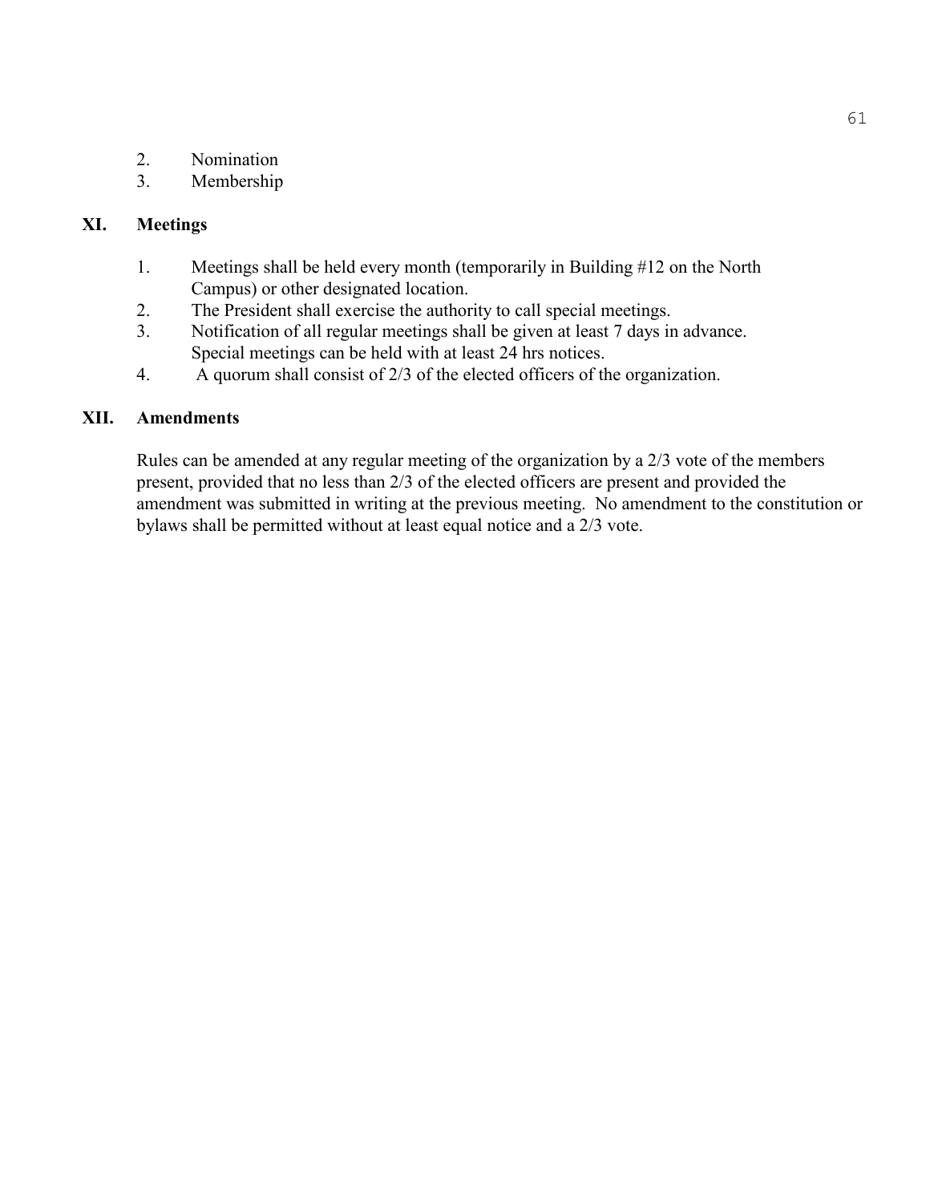2. Nomination
3. Membership

## XI. Meetings

1. Meetings shall be held every month (temporarily in Building #12 on the North Campus) or other designated location.
2. The President shall exercise the authority to call special meetings.
3. Notification of all regular meetings shall be given at least 7 days in advance. Special meetings can be held with at least 24 hrs notices.
4. A quorum shall consist of 2/3 of the elected officers of the organization.

## XII. Amendments

Rules can be amended at any regular meeting of the organization by a 2/3 vote of the members present, provided that no less than 2/3 of the elected officers are present and provided the amendment was submitted in writing at the previous meeting. No amendment to the constitution or bylaws shall be permitted without at least equal notice and a 2/3 vote.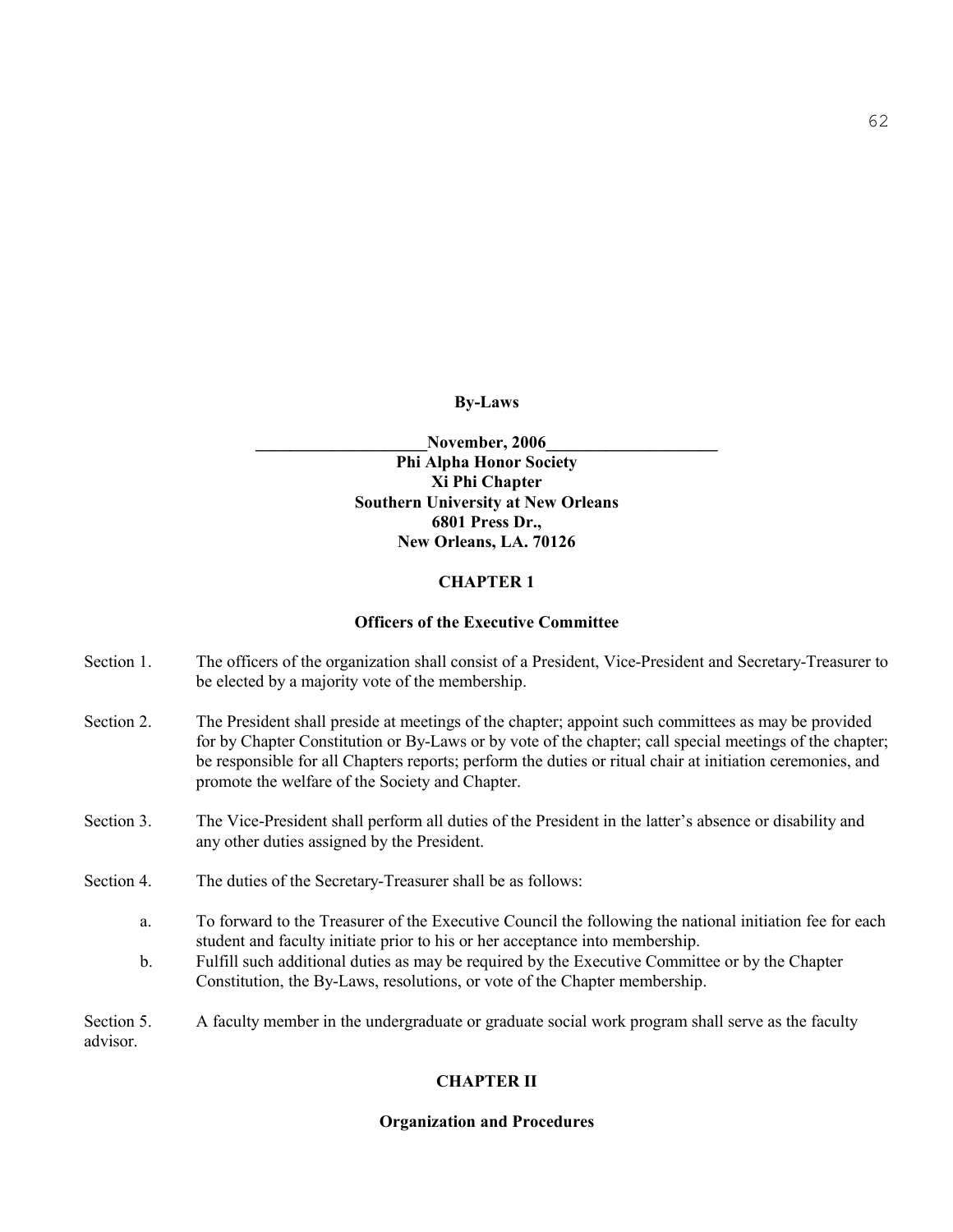**By-Laws**

**\_\_\_\_\_\_\_\_\_\_\_\_\_\_\_\_\_\_\_\_November, 2006\_\_\_\_\_\_\_\_\_\_\_\_\_\_\_\_\_\_\_\_**

**Phi Alpha Honor Society**
**Xi Phi Chapter**
**Southern University at New Orleans**
**6801 Press Dr.,**
**New Orleans, LA. 70126**

## CHAPTER 1

### Officers of the Executive Committee

Section 1. The officers of the organization shall consist of a President, Vice-President and Secretary-Treasurer to be elected by a majority vote of the membership.

Section 2. The President shall preside at meetings of the chapter; appoint such committees as may be provided for by Chapter Constitution or By-Laws or by vote of the chapter; call special meetings of the chapter; be responsible for all Chapters reports; perform the duties or ritual chair at initiation ceremonies, and promote the welfare of the Society and Chapter.

Section 3. The Vice-President shall perform all duties of the President in the latter's absence or disability and any other duties assigned by the President.

Section 4. The duties of the Secretary-Treasurer shall be as follows:

a. To forward to the Treasurer of the Executive Council the following the national initiation fee for each student and faculty initiate prior to his or her acceptance into membership.

b. Fulfill such additional duties as may be required by the Executive Committee or by the Chapter Constitution, the By-Laws, resolutions, or vote of the Chapter membership.

Section 5. A faculty member in the undergraduate or graduate social work program shall serve as the faculty advisor.

## CHAPTER II

### Organization and Procedures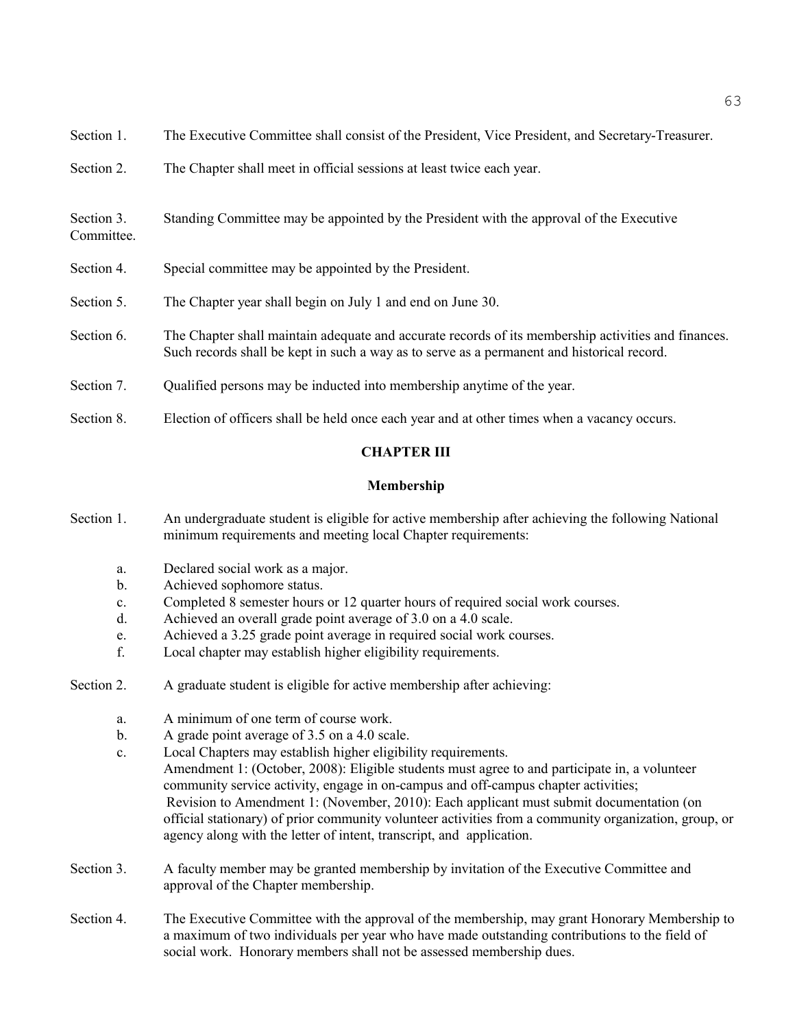Section 1. The Executive Committee shall consist of the President, Vice President, and Secretary-Treasurer.

Section 2. The Chapter shall meet in official sessions at least twice each year.

Section 3. Standing Committee may be appointed by the President with the approval of the Executive Committee.

Section 4. Special committee may be appointed by the President.

Section 5. The Chapter year shall begin on July 1 and end on June 30.

Section 6. The Chapter shall maintain adequate and accurate records of its membership activities and finances. Such records shall be kept in such a way as to serve as a permanent and historical record.

Section 7. Qualified persons may be inducted into membership anytime of the year.

Section 8. Election of officers shall be held once each year and at other times when a vacancy occurs.

## CHAPTER III

### Membership

Section 1. An undergraduate student is eligible for active membership after achieving the following National minimum requirements and meeting local Chapter requirements:

a. Declared social work as a major.
b. Achieved sophomore status.
c. Completed 8 semester hours or 12 quarter hours of required social work courses.
d. Achieved an overall grade point average of 3.0 on a 4.0 scale.
e. Achieved a 3.25 grade point average in required social work courses.
f. Local chapter may establish higher eligibility requirements.

Section 2. A graduate student is eligible for active membership after achieving:

a. A minimum of one term of course work.
b. A grade point average of 3.5 on a 4.0 scale.
c. Local Chapters may establish higher eligibility requirements.
Amendment 1: (October, 2008): Eligible students must agree to and participate in, a volunteer community service activity, engage in on-campus and off-campus chapter activities;
Revision to Amendment 1: (November, 2010): Each applicant must submit documentation (on official stationary) of prior community volunteer activities from a community organization, group, or agency along with the letter of intent, transcript, and application.

Section 3. A faculty member may be granted membership by invitation of the Executive Committee and approval of the Chapter membership.

Section 4. The Executive Committee with the approval of the membership, may grant Honorary Membership to a maximum of two individuals per year who have made outstanding contributions to the field of social work. Honorary members shall not be assessed membership dues.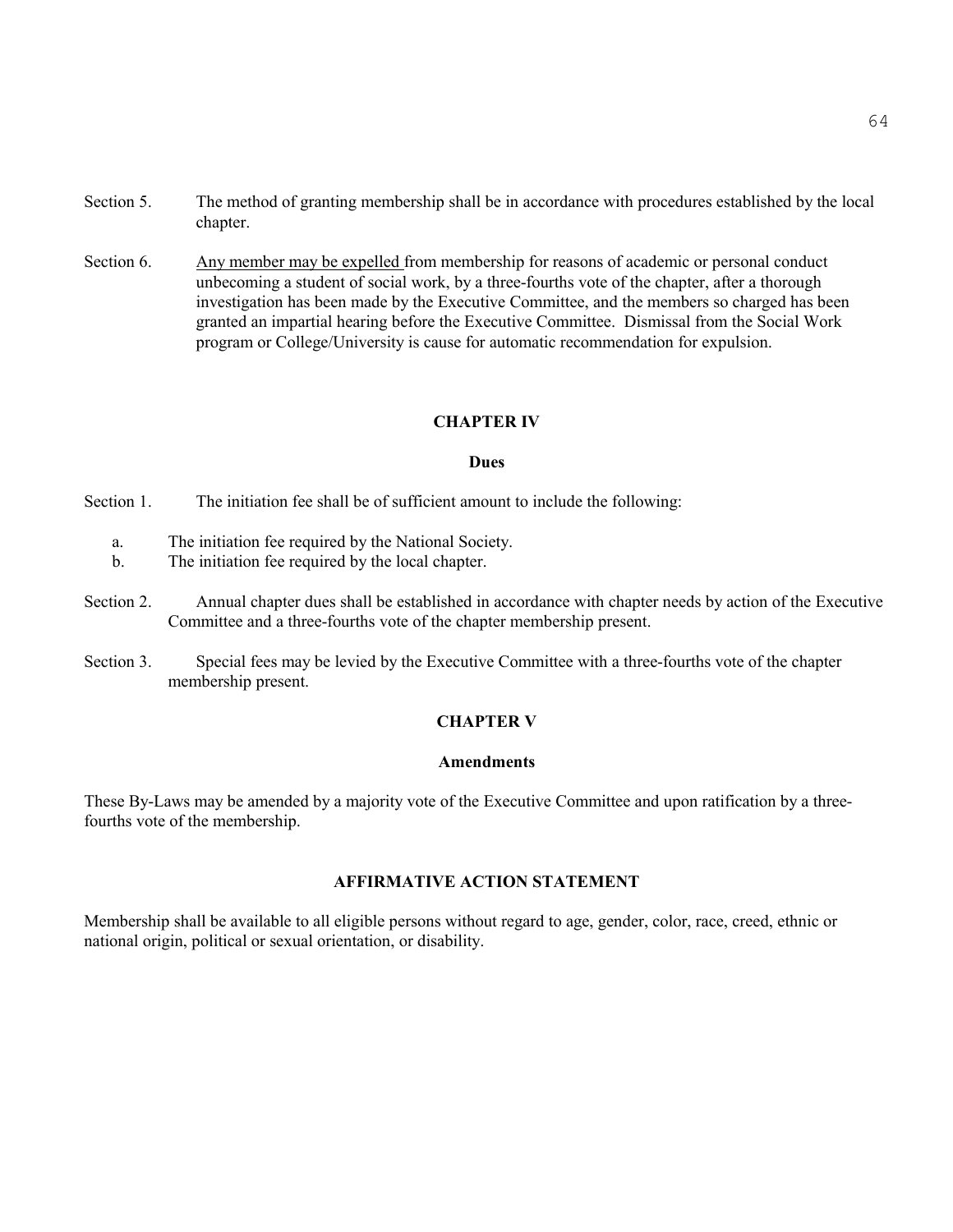Section 5. The method of granting membership shall be in accordance with procedures established by the local chapter.

Section 6. <u>Any member may be expelled</u> from membership for reasons of academic or personal conduct unbecoming a student of social work, by a three-fourths vote of the chapter, after a thorough investigation has been made by the Executive Committee, and the members so charged has been granted an impartial hearing before the Executive Committee. Dismissal from the Social Work program or College/University is cause for automatic recommendation for expulsion.

## CHAPTER IV

### Dues

Section 1. The initiation fee shall be of sufficient amount to include the following:

a. The initiation fee required by the National Society.
b. The initiation fee required by the local chapter.

Section 2. Annual chapter dues shall be established in accordance with chapter needs by action of the Executive Committee and a three-fourths vote of the chapter membership present.

Section 3. Special fees may be levied by the Executive Committee with a three-fourths vote of the chapter membership present.

## CHAPTER V

### Amendments

These By-Laws may be amended by a majority vote of the Executive Committee and upon ratification by a three-fourths vote of the membership.

## AFFIRMATIVE ACTION STATEMENT

Membership shall be available to all eligible persons without regard to age, gender, color, race, creed, ethnic or national origin, political or sexual orientation, or disability.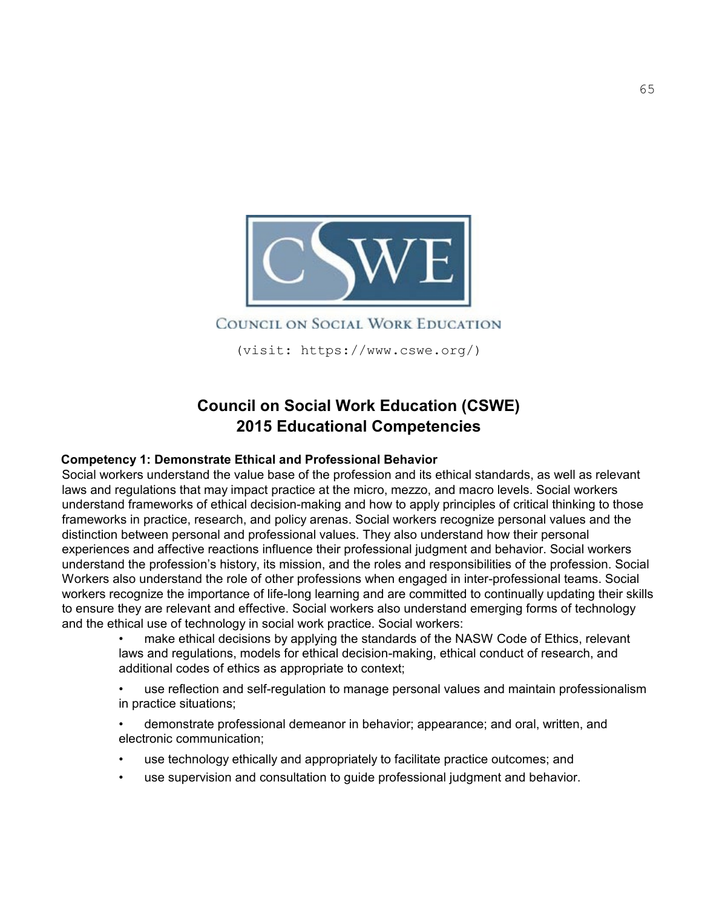COUNCIL ON SOCIAL WORK EDUCATION

(visit: https://www.cswe.org/)

# Council on Social Work Education (CSWE) 2015 Educational Competencies

**Competency 1: Demonstrate Ethical and Professional Behavior**

Social workers understand the value base of the profession and its ethical standards, as well as relevant laws and regulations that may impact practice at the micro, mezzo, and macro levels. Social workers understand frameworks of ethical decision-making and how to apply principles of critical thinking to those frameworks in practice, research, and policy arenas. Social workers recognize personal values and the distinction between personal and professional values. They also understand how their personal experiences and affective reactions influence their professional judgment and behavior. Social workers understand the profession's history, its mission, and the roles and responsibilities of the profession. Social Workers also understand the role of other professions when engaged in inter-professional teams. Social workers recognize the importance of life-long learning and are committed to continually updating their skills to ensure they are relevant and effective. Social workers also understand emerging forms of technology and the ethical use of technology in social work practice. Social workers:

- make ethical decisions by applying the standards of the NASW Code of Ethics, relevant laws and regulations, models for ethical decision-making, ethical conduct of research, and additional codes of ethics as appropriate to context;
- use reflection and self-regulation to manage personal values and maintain professionalism in practice situations;
- demonstrate professional demeanor in behavior; appearance; and oral, written, and electronic communication;
- use technology ethically and appropriately to facilitate practice outcomes; and
- use supervision and consultation to guide professional judgment and behavior.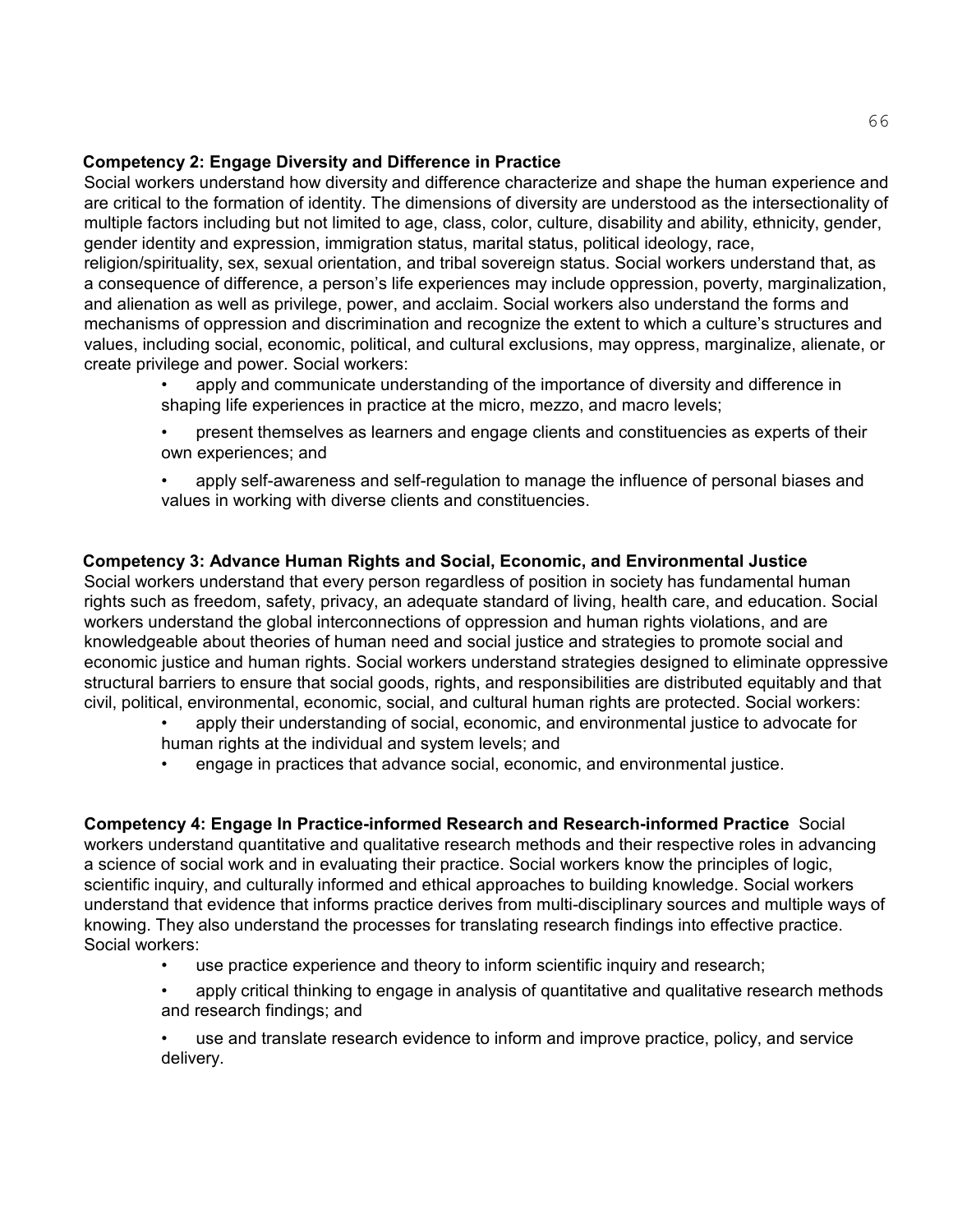**Competency 2: Engage Diversity and Difference in Practice**

Social workers understand how diversity and difference characterize and shape the human experience and are critical to the formation of identity. The dimensions of diversity are understood as the intersectionality of multiple factors including but not limited to age, class, color, culture, disability and ability, ethnicity, gender, gender identity and expression, immigration status, marital status, political ideology, race, religion/spirituality, sex, sexual orientation, and tribal sovereign status. Social workers understand that, as a consequence of difference, a person's life experiences may include oppression, poverty, marginalization, and alienation as well as privilege, power, and acclaim. Social workers also understand the forms and mechanisms of oppression and discrimination and recognize the extent to which a culture's structures and values, including social, economic, political, and cultural exclusions, may oppress, marginalize, alienate, or create privilege and power. Social workers:

- apply and communicate understanding of the importance of diversity and difference in shaping life experiences in practice at the micro, mezzo, and macro levels;
- present themselves as learners and engage clients and constituencies as experts of their own experiences; and
- apply self-awareness and self-regulation to manage the influence of personal biases and values in working with diverse clients and constituencies.

**Competency 3: Advance Human Rights and Social, Economic, and Environmental Justice**

Social workers understand that every person regardless of position in society has fundamental human rights such as freedom, safety, privacy, an adequate standard of living, health care, and education. Social workers understand the global interconnections of oppression and human rights violations, and are knowledgeable about theories of human need and social justice and strategies to promote social and economic justice and human rights. Social workers understand strategies designed to eliminate oppressive structural barriers to ensure that social goods, rights, and responsibilities are distributed equitably and that civil, political, environmental, economic, social, and cultural human rights are protected. Social workers:

- apply their understanding of social, economic, and environmental justice to advocate for human rights at the individual and system levels; and
- engage in practices that advance social, economic, and environmental justice.

**Competency 4: Engage In Practice-informed Research and Research-informed Practice** Social workers understand quantitative and qualitative research methods and their respective roles in advancing a science of social work and in evaluating their practice. Social workers know the principles of logic, scientific inquiry, and culturally informed and ethical approaches to building knowledge. Social workers understand that evidence that informs practice derives from multi-disciplinary sources and multiple ways of knowing. They also understand the processes for translating research findings into effective practice. Social workers:

- use practice experience and theory to inform scientific inquiry and research;
- apply critical thinking to engage in analysis of quantitative and qualitative research methods and research findings; and
- use and translate research evidence to inform and improve practice, policy, and service delivery.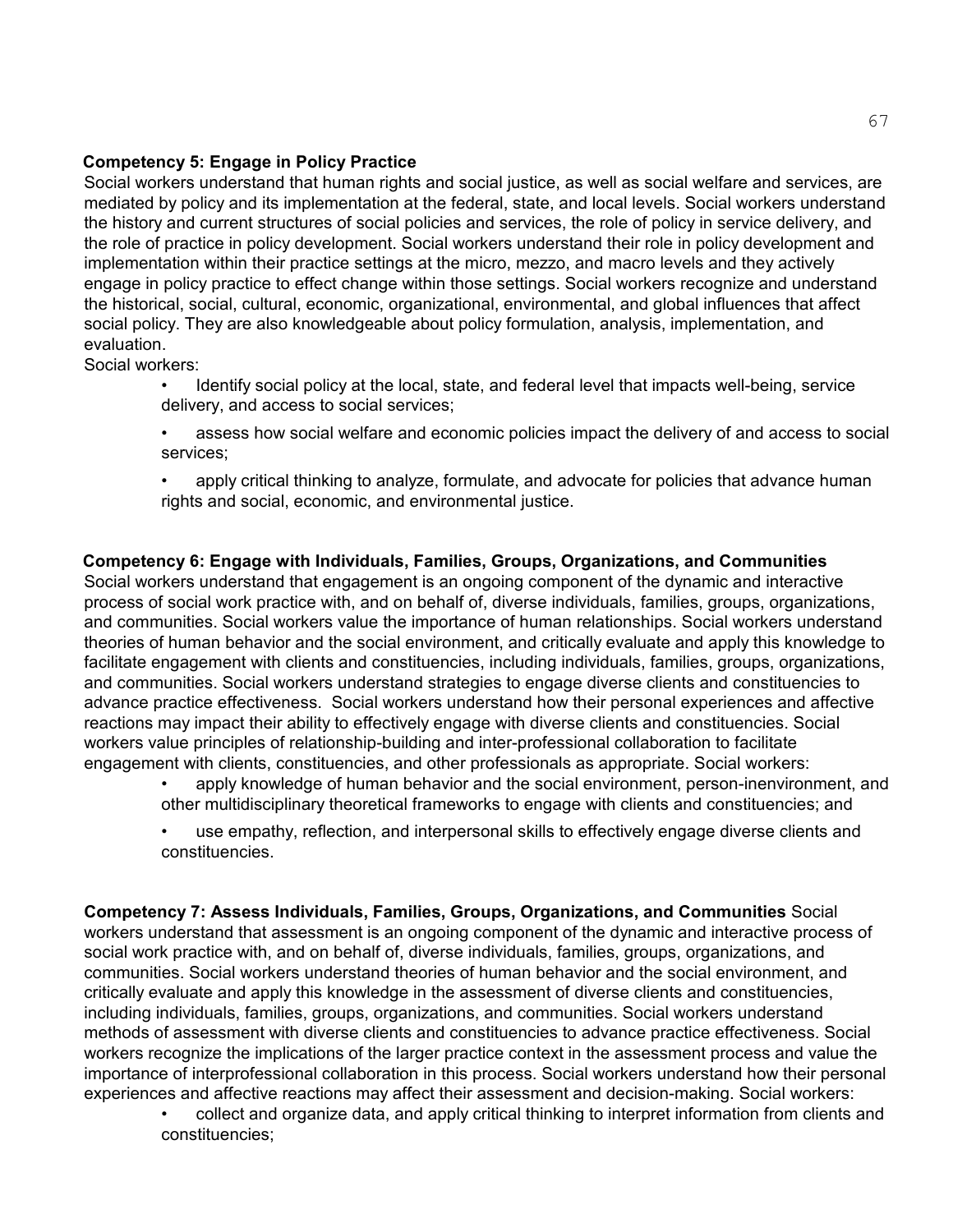**Competency 5: Engage in Policy Practice**

Social workers understand that human rights and social justice, as well as social welfare and services, are mediated by policy and its implementation at the federal, state, and local levels. Social workers understand the history and current structures of social policies and services, the role of policy in service delivery, and the role of practice in policy development. Social workers understand their role in policy development and implementation within their practice settings at the micro, mezzo, and macro levels and they actively engage in policy practice to effect change within those settings. Social workers recognize and understand the historical, social, cultural, economic, organizational, environmental, and global influences that affect social policy. They are also knowledgeable about policy formulation, analysis, implementation, and evaluation.

Social workers:

- Identify social policy at the local, state, and federal level that impacts well-being, service delivery, and access to social services;
- assess how social welfare and economic policies impact the delivery of and access to social services;
- apply critical thinking to analyze, formulate, and advocate for policies that advance human rights and social, economic, and environmental justice.

**Competency 6: Engage with Individuals, Families, Groups, Organizations, and Communities**

Social workers understand that engagement is an ongoing component of the dynamic and interactive process of social work practice with, and on behalf of, diverse individuals, families, groups, organizations, and communities. Social workers value the importance of human relationships. Social workers understand theories of human behavior and the social environment, and critically evaluate and apply this knowledge to facilitate engagement with clients and constituencies, including individuals, families, groups, organizations, and communities. Social workers understand strategies to engage diverse clients and constituencies to advance practice effectiveness. Social workers understand how their personal experiences and affective reactions may impact their ability to effectively engage with diverse clients and constituencies. Social workers value principles of relationship-building and inter-professional collaboration to facilitate engagement with clients, constituencies, and other professionals as appropriate. Social workers:

- apply knowledge of human behavior and the social environment, person-inenvironment, and other multidisciplinary theoretical frameworks to engage with clients and constituencies; and
- use empathy, reflection, and interpersonal skills to effectively engage diverse clients and constituencies.

**Competency 7: Assess Individuals, Families, Groups, Organizations, and Communities** Social workers understand that assessment is an ongoing component of the dynamic and interactive process of social work practice with, and on behalf of, diverse individuals, families, groups, organizations, and communities. Social workers understand theories of human behavior and the social environment, and critically evaluate and apply this knowledge in the assessment of diverse clients and constituencies, including individuals, families, groups, organizations, and communities. Social workers understand methods of assessment with diverse clients and constituencies to advance practice effectiveness. Social workers recognize the implications of the larger practice context in the assessment process and value the importance of interprofessional collaboration in this process. Social workers understand how their personal experiences and affective reactions may affect their assessment and decision-making. Social workers:

- collect and organize data, and apply critical thinking to interpret information from clients and constituencies;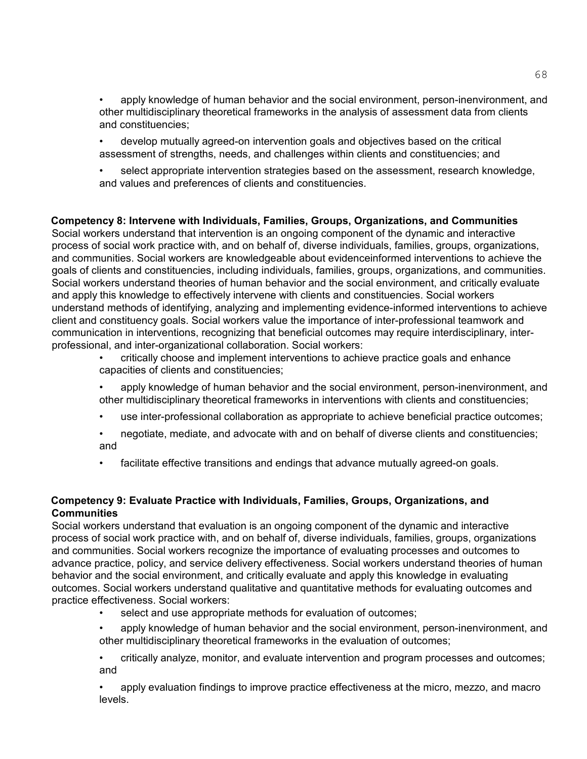- apply knowledge of human behavior and the social environment, person-inenvironment, and other multidisciplinary theoretical frameworks in the analysis of assessment data from clients and constituencies;
- develop mutually agreed-on intervention goals and objectives based on the critical assessment of strengths, needs, and challenges within clients and constituencies; and
- select appropriate intervention strategies based on the assessment, research knowledge, and values and preferences of clients and constituencies.

**Competency 8: Intervene with Individuals, Families, Groups, Organizations, and Communities**

Social workers understand that intervention is an ongoing component of the dynamic and interactive process of social work practice with, and on behalf of, diverse individuals, families, groups, organizations, and communities. Social workers are knowledgeable about evidenceinformed interventions to achieve the goals of clients and constituencies, including individuals, families, groups, organizations, and communities. Social workers understand theories of human behavior and the social environment, and critically evaluate and apply this knowledge to effectively intervene with clients and constituencies. Social workers understand methods of identifying, analyzing and implementing evidence-informed interventions to achieve client and constituency goals. Social workers value the importance of inter-professional teamwork and communication in interventions, recognizing that beneficial outcomes may require interdisciplinary, inter-professional, and inter-organizational collaboration. Social workers:

- critically choose and implement interventions to achieve practice goals and enhance capacities of clients and constituencies;
- apply knowledge of human behavior and the social environment, person-inenvironment, and other multidisciplinary theoretical frameworks in interventions with clients and constituencies;
- use inter-professional collaboration as appropriate to achieve beneficial practice outcomes;
- negotiate, mediate, and advocate with and on behalf of diverse clients and constituencies; and
- facilitate effective transitions and endings that advance mutually agreed-on goals.

**Competency 9: Evaluate Practice with Individuals, Families, Groups, Organizations, and Communities**

Social workers understand that evaluation is an ongoing component of the dynamic and interactive process of social work practice with, and on behalf of, diverse individuals, families, groups, organizations and communities. Social workers recognize the importance of evaluating processes and outcomes to advance practice, policy, and service delivery effectiveness. Social workers understand theories of human behavior and the social environment, and critically evaluate and apply this knowledge in evaluating outcomes. Social workers understand qualitative and quantitative methods for evaluating outcomes and practice effectiveness. Social workers:

- select and use appropriate methods for evaluation of outcomes;
- apply knowledge of human behavior and the social environment, person-inenvironment, and other multidisciplinary theoretical frameworks in the evaluation of outcomes;
- critically analyze, monitor, and evaluate intervention and program processes and outcomes; and
- apply evaluation findings to improve practice effectiveness at the micro, mezzo, and macro levels.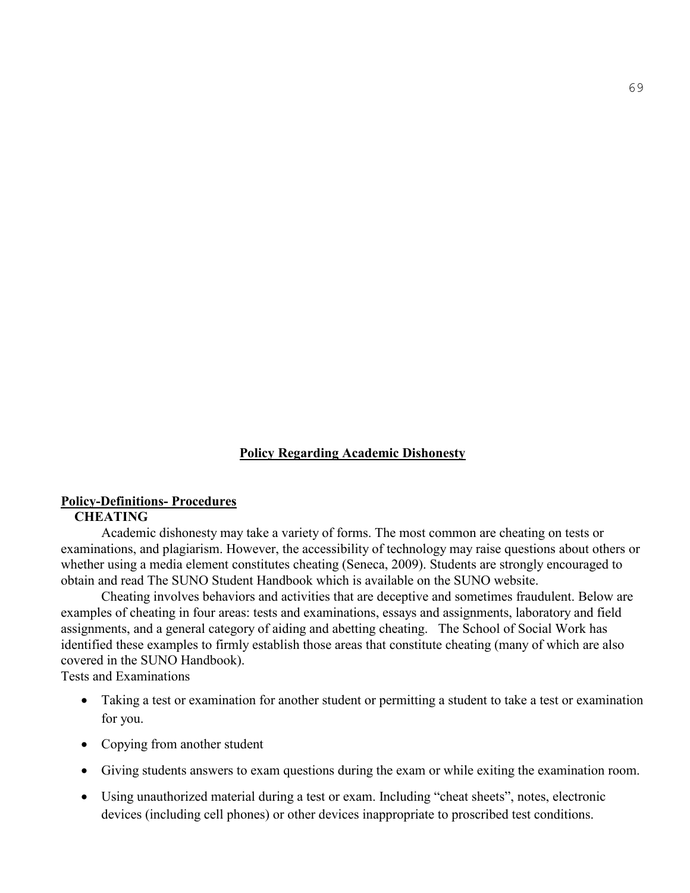## Policy Regarding Academic Dishonesty

**Policy-Definitions- Procedures**

**CHEATING**

Academic dishonesty may take a variety of forms. The most common are cheating on tests or examinations, and plagiarism. However, the accessibility of technology may raise questions about others or whether using a media element constitutes cheating (Seneca, 2009). Students are strongly encouraged to obtain and read The SUNO Student Handbook which is available on the SUNO website.

Cheating involves behaviors and activities that are deceptive and sometimes fraudulent. Below are examples of cheating in four areas: tests and examinations, essays and assignments, laboratory and field assignments, and a general category of aiding and abetting cheating. The School of Social Work has identified these examples to firmly establish those areas that constitute cheating (many of which are also covered in the SUNO Handbook).

Tests and Examinations

- Taking a test or examination for another student or permitting a student to take a test or examination for you.
- Copying from another student
- Giving students answers to exam questions during the exam or while exiting the examination room.
- Using unauthorized material during a test or exam. Including "cheat sheets", notes, electronic devices (including cell phones) or other devices inappropriate to proscribed test conditions.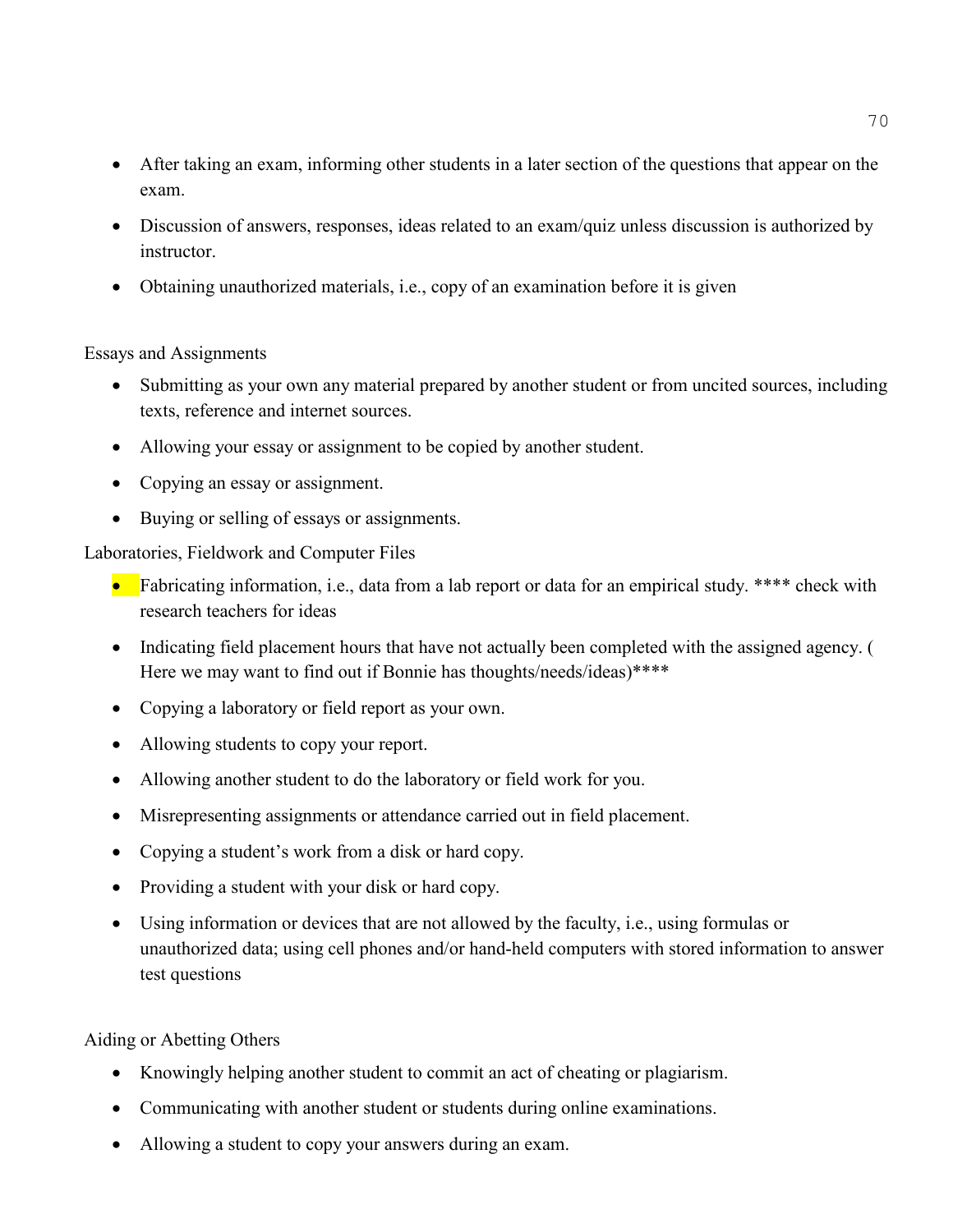- After taking an exam, informing other students in a later section of the questions that appear on the exam.
- Discussion of answers, responses, ideas related to an exam/quiz unless discussion is authorized by instructor.
- Obtaining unauthorized materials, i.e., copy of an examination before it is given

Essays and Assignments

- Submitting as your own any material prepared by another student or from uncited sources, including texts, reference and internet sources.
- Allowing your essay or assignment to be copied by another student.
- Copying an essay or assignment.
- Buying or selling of essays or assignments.

Laboratories, Fieldwork and Computer Files

- Fabricating information, i.e., data from a lab report or data for an empirical study. **** check with research teachers for ideas
- Indicating field placement hours that have not actually been completed with the assigned agency. ( Here we may want to find out if Bonnie has thoughts/needs/ideas)****
- Copying a laboratory or field report as your own.
- Allowing students to copy your report.
- Allowing another student to do the laboratory or field work for you.
- Misrepresenting assignments or attendance carried out in field placement.
- Copying a student's work from a disk or hard copy.
- Providing a student with your disk or hard copy.
- Using information or devices that are not allowed by the faculty, i.e., using formulas or unauthorized data; using cell phones and/or hand-held computers with stored information to answer test questions

Aiding or Abetting Others

- Knowingly helping another student to commit an act of cheating or plagiarism.
- Communicating with another student or students during online examinations.
- Allowing a student to copy your answers during an exam.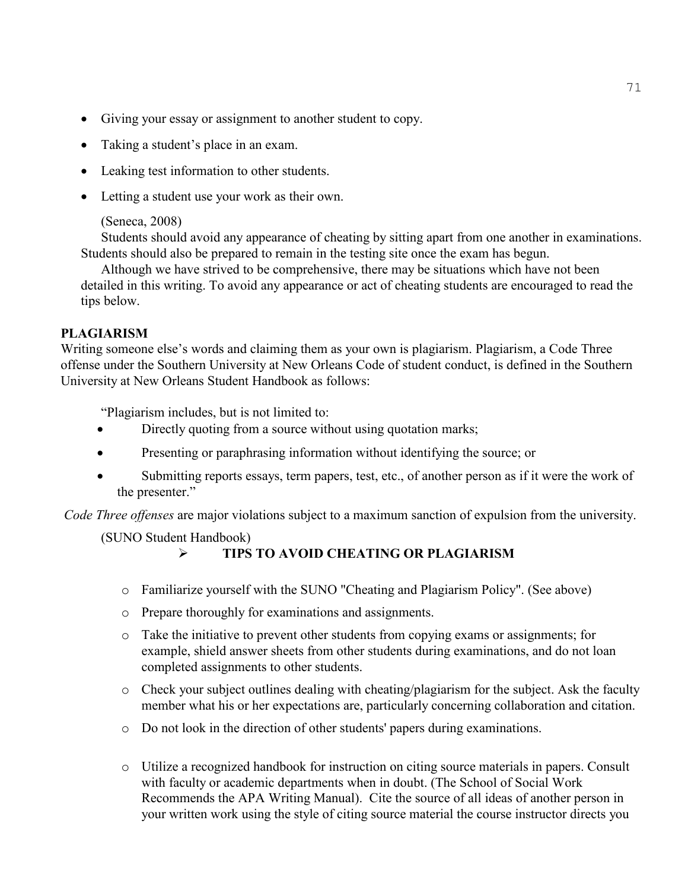- Giving your essay or assignment to another student to copy.
- Taking a student's place in an exam.
- Leaking test information to other students.
- Letting a student use your work as their own.

(Seneca, 2008)

Students should avoid any appearance of cheating by sitting apart from one another in examinations. Students should also be prepared to remain in the testing site once the exam has begun.

Although we have strived to be comprehensive, there may be situations which have not been detailed in this writing. To avoid any appearance or act of cheating students are encouraged to read the tips below.

**PLAGIARISM**

Writing someone else's words and claiming them as your own is plagiarism. Plagiarism, a Code Three offense under the Southern University at New Orleans Code of student conduct, is defined in the Southern University at New Orleans Student Handbook as follows:

"Plagiarism includes, but is not limited to:

- Directly quoting from a source without using quotation marks;
- Presenting or paraphrasing information without identifying the source; or
- Submitting reports essays, term papers, test, etc., of another person as if it were the work of the presenter."

*Code Three offenses* are major violations subject to a maximum sanction of expulsion from the university.

(SUNO Student Handbook)

- **TIPS TO AVOID CHEATING OR PLAGIARISM**
  - Familiarize yourself with the SUNO "Cheating and Plagiarism Policy". (See above)
  - Prepare thoroughly for examinations and assignments.
  - Take the initiative to prevent other students from copying exams or assignments; for example, shield answer sheets from other students during examinations, and do not loan completed assignments to other students.
  - Check your subject outlines dealing with cheating/plagiarism for the subject. Ask the faculty member what his or her expectations are, particularly concerning collaboration and citation.
  - Do not look in the direction of other students' papers during examinations.
  - Utilize a recognized handbook for instruction on citing source materials in papers. Consult with faculty or academic departments when in doubt. (The School of Social Work Recommends the APA Writing Manual). Cite the source of all ideas of another person in your written work using the style of citing source material the course instructor directs you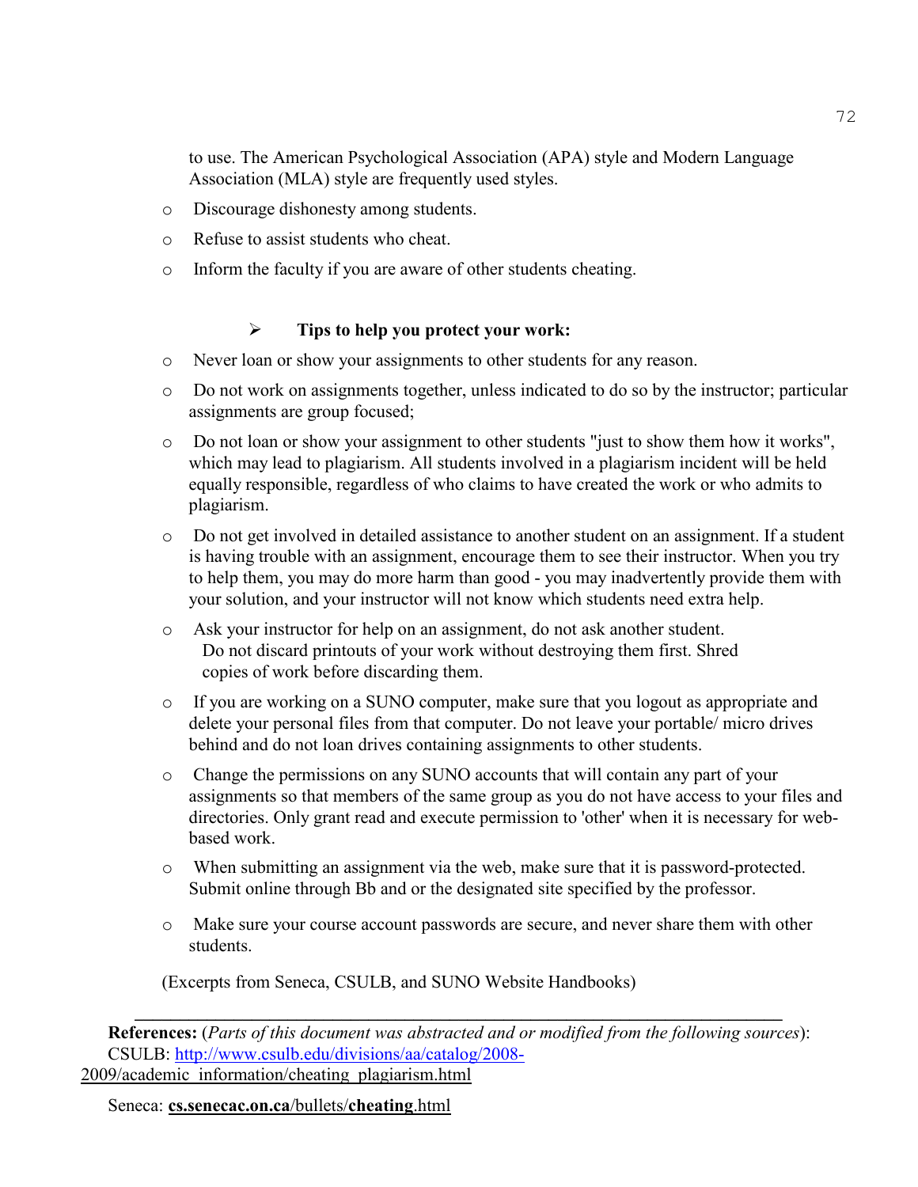to use. The American Psychological Association (APA) style and Modern Language Association (MLA) style are frequently used styles.

- Discourage dishonesty among students.
- Refuse to assist students who cheat.
- Inform the faculty if you are aware of other students cheating.

> **Tips to help you protect your work:**

- Never loan or show your assignments to other students for any reason.
- Do not work on assignments together, unless indicated to do so by the instructor; particular assignments are group focused;
- Do not loan or show your assignment to other students "just to show them how it works", which may lead to plagiarism. All students involved in a plagiarism incident will be held equally responsible, regardless of who claims to have created the work or who admits to plagiarism.
- Do not get involved in detailed assistance to another student on an assignment. If a student is having trouble with an assignment, encourage them to see their instructor. When you try to help them, you may do more harm than good - you may inadvertently provide them with your solution, and your instructor will not know which students need extra help.
- Ask your instructor for help on an assignment, do not ask another student.
  Do not discard printouts of your work without destroying them first. Shred copies of work before discarding them.
- If you are working on a SUNO computer, make sure that you logout as appropriate and delete your personal files from that computer. Do not leave your portable/ micro drives behind and do not loan drives containing assignments to other students.
- Change the permissions on any SUNO accounts that will contain any part of your assignments so that members of the same group as you do not have access to your files and directories. Only grant read and execute permission to 'other' when it is necessary for web-based work.
- When submitting an assignment via the web, make sure that it is password-protected. Submit online through Bb and or the designated site specified by the professor.
- Make sure your course account passwords are secure, and never share them with other students.

(Excerpts from Seneca, CSULB, and SUNO Website Handbooks)

---

**References:** (*Parts of this document was abstracted and or modified from the following sources*):
CSULB: [http://www.csulb.edu/divisions/aa/catalog/2008-2009/academic_information/cheating_plagiarism.html](http://www.csulb.edu/divisions/aa/catalog/2008-2009/academic_information/cheating_plagiarism.html)

Seneca: **cs.senecac.on.ca**/bullets/**cheating**.html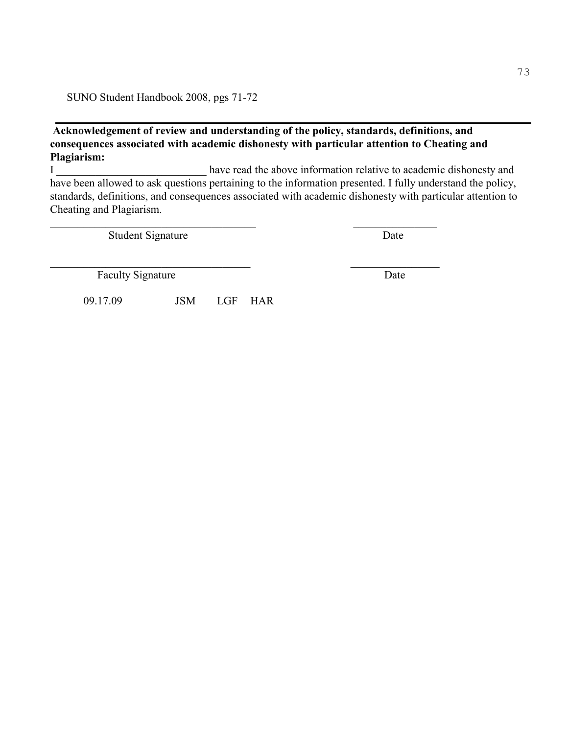SUNO Student Handbook 2008, pgs 71-72

---

**Acknowledgement of review and understanding of the policy, standards, definitions, and consequences associated with academic dishonesty with particular attention to Cheating and Plagiarism:**

I ___________________________ have read the above information relative to academic dishonesty and have been allowed to ask questions pertaining to the information presented. I fully understand the policy, standards, definitions, and consequences associated with academic dishonesty with particular attention to Cheating and Plagiarism.

______________________________________ _______________

Student Signature Date

_____________________________________ ________________

Faculty Signature Date

09.17.09 JSM LGF HAR